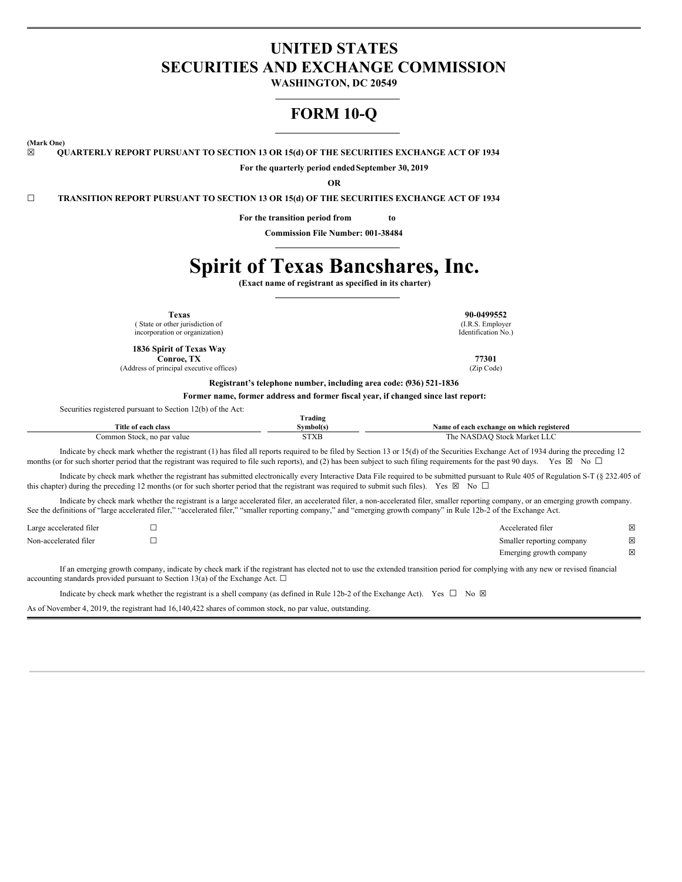# UNITED STATES
# SECURITIES AND EXCHANGE COMMISSION

**WASHINGTON, DC 20549**

# FORM 10-Q

**(Mark One)**

☒ **QUARTERLY REPORT PURSUANT TO SECTION 13 OR 15(d) OF THE SECURITIES EXCHANGE ACT OF 1934**

**For the quarterly period ended September 30, 2019**

**OR**

☐ **TRANSITION REPORT PURSUANT TO SECTION 13 OR 15(d) OF THE SECURITIES EXCHANGE ACT OF 1934**

**For the transition period from to**

**Commission File Number: 001-38484**

# Spirit of Texas Bancshares, Inc.

**(Exact name of registrant as specified in its charter)**

| | |
|---|---|
| **Texas** ( State or other jurisdiction of incorporation or organization) | **90-0499552** (I.R.S. Employer Identification No.) |
| **1836 Spirit of Texas Way Conroe, TX** (Address of principal executive offices) | **77301** (Zip Code) |

**Registrant's telephone number, including area code: (936) 521-1836**

**Former name, former address and former fiscal year, if changed since last report:**

Securities registered pursuant to Section 12(b) of the Act:

| Title of each class | Trading Symbol(s) | Name of each exchange on which registered |
|---|---|---|
| Common Stock, no par value | STXB | The NASDAQ Stock Market LLC |

Indicate by check mark whether the registrant (1) has filed all reports required to be filed by Section 13 or 15(d) of the Securities Exchange Act of 1934 during the preceding 12 months (or for such shorter period that the registrant was required to file such reports), and (2) has been subject to such filing requirements for the past 90 days. Yes ☒ No ☐

Indicate by check mark whether the registrant has submitted electronically every Interactive Data File required to be submitted pursuant to Rule 405 of Regulation S-T (§ 232.405 of this chapter) during the preceding 12 months (or for such shorter period that the registrant was required to submit such files). Yes ☒ No ☐

Indicate by check mark whether the registrant is a large accelerated filer, an accelerated filer, a non-accelerated filer, smaller reporting company, or an emerging growth company. See the definitions of "large accelerated filer," "accelerated filer," "smaller reporting company," and "emerging growth company" in Rule 12b-2 of the Exchange Act.

| | | | |
|---|---|---|---|
| Large accelerated filer | ☐ | Accelerated filer | ☒ |
| Non-accelerated filer | ☐ | Smaller reporting company | ☒ |
| | | Emerging growth company | ☒ |

If an emerging growth company, indicate by check mark if the registrant has elected not to use the extended transition period for complying with any new or revised financial accounting standards provided pursuant to Section 13(a) of the Exchange Act. ☐

Indicate by check mark whether the registrant is a shell company (as defined in Rule 12b-2 of the Exchange Act). Yes ☐ No ☒

As of November 4, 2019, the registrant had 16,140,422 shares of common stock, no par value, outstanding.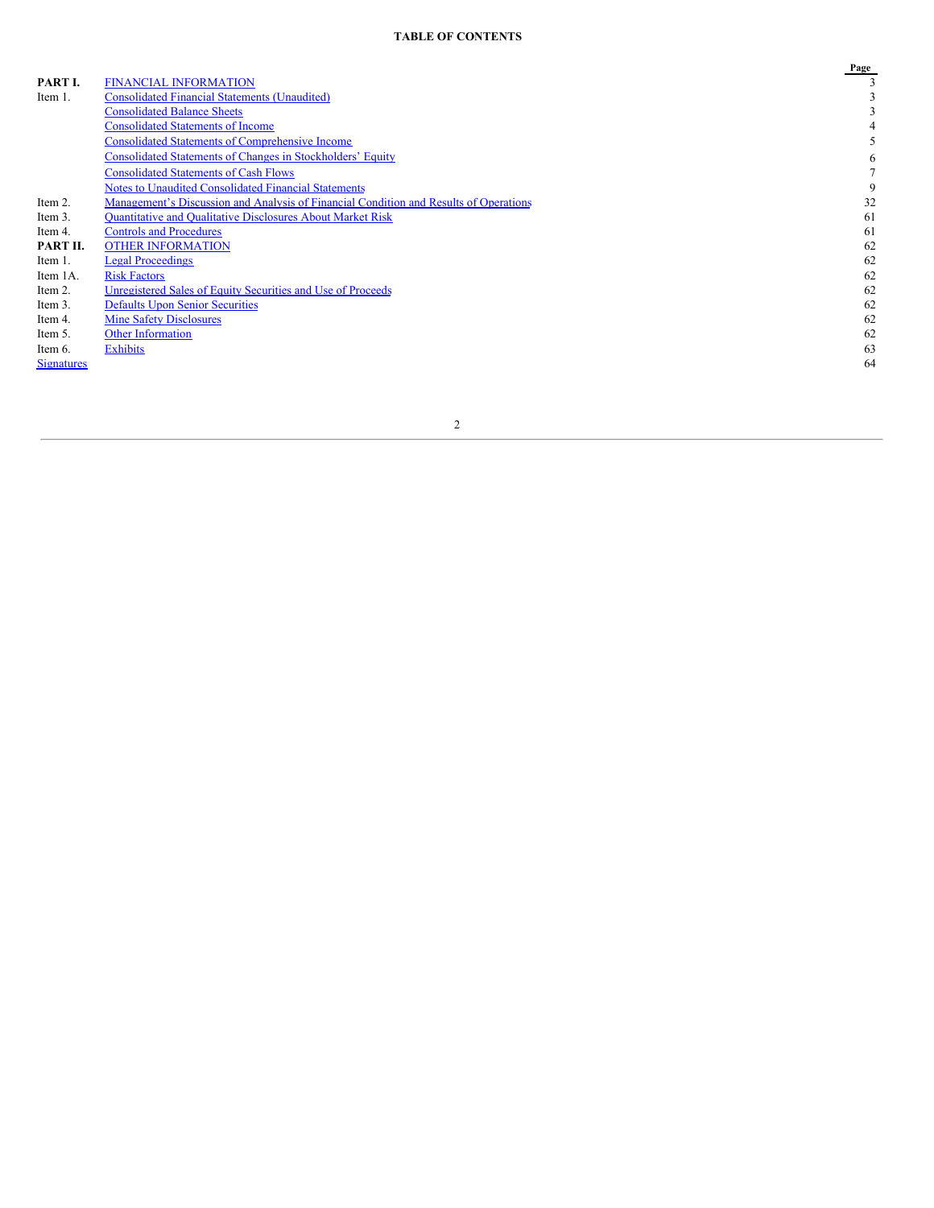**TABLE OF CONTENTS**

| | | Page |
|---|---|---|
| **PART I.** | FINANCIAL INFORMATION | 3 |
| Item 1. | Consolidated Financial Statements (Unaudited) | 3 |
| | Consolidated Balance Sheets | 3 |
| | Consolidated Statements of Income | 4 |
| | Consolidated Statements of Comprehensive Income | 5 |
| | Consolidated Statements of Changes in Stockholders' Equity | 6 |
| | Consolidated Statements of Cash Flows | 7 |
| | Notes to Unaudited Consolidated Financial Statements | 9 |
| Item 2. | Management's Discussion and Analysis of Financial Condition and Results of Operations | 32 |
| Item 3. | Quantitative and Qualitative Disclosures About Market Risk | 61 |
| Item 4. | Controls and Procedures | 61 |
| **PART II.** | OTHER INFORMATION | 62 |
| Item 1. | Legal Proceedings | 62 |
| Item 1A. | Risk Factors | 62 |
| Item 2. | Unregistered Sales of Equity Securities and Use of Proceeds | 62 |
| Item 3. | Defaults Upon Senior Securities | 62 |
| Item 4. | Mine Safety Disclosures | 62 |
| Item 5. | Other Information | 62 |
| Item 6. | Exhibits | 63 |
| Signatures | | 64 |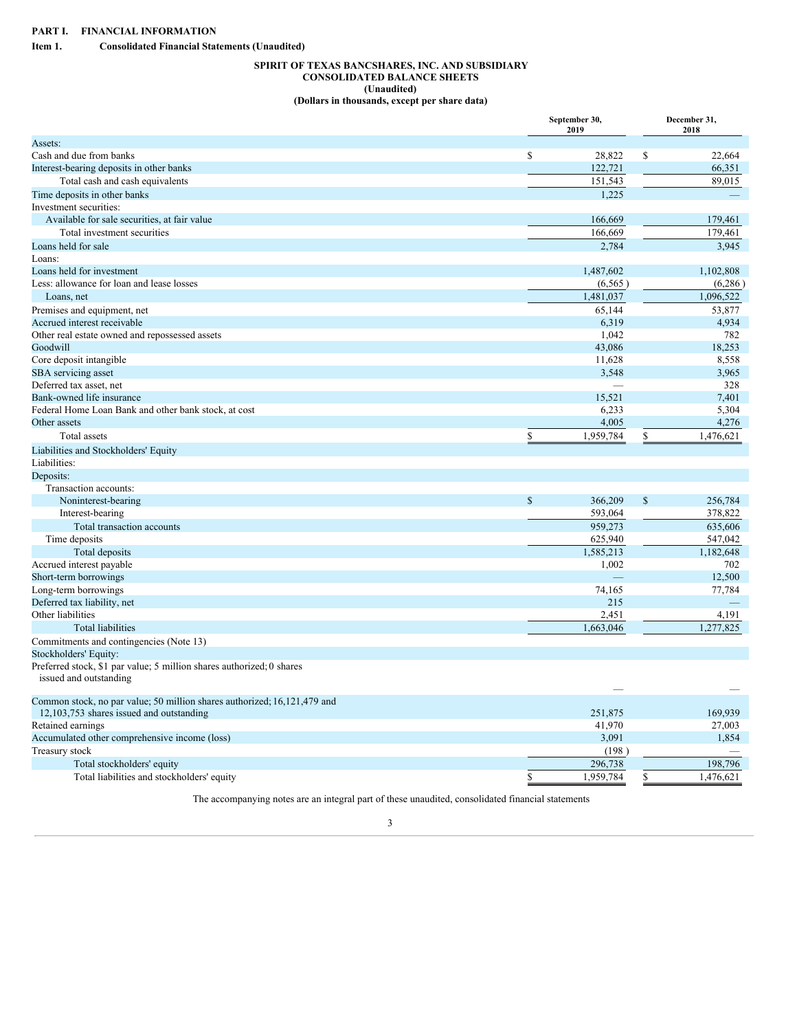# PART I. FINANCIAL INFORMATION

## Item 1. Consolidated Financial Statements (Unaudited)

**SPIRIT OF TEXAS BANCSHARES, INC. AND SUBSIDIARY**
**CONSOLIDATED BALANCE SHEETS**
**(Unaudited)**
**(Dollars in thousands, except per share data)**

| | September 30, 2019 | December 31, 2018 |
|---|---|---|
| Assets: | | |
| Cash and due from banks | $ 28,822 | $ 22,664 |
| Interest-bearing deposits in other banks | 122,721 | 66,351 |
| Total cash and cash equivalents | 151,543 | 89,015 |
| Time deposits in other banks | 1,225 | — |
| Investment securities: | | |
| Available for sale securities, at fair value | 166,669 | 179,461 |
| Total investment securities | 166,669 | 179,461 |
| Loans held for sale | 2,784 | 3,945 |
| Loans: | | |
| Loans held for investment | 1,487,602 | 1,102,808 |
| Less: allowance for loan and lease losses | (6,565) | (6,286) |
| Loans, net | 1,481,037 | 1,096,522 |
| Premises and equipment, net | 65,144 | 53,877 |
| Accrued interest receivable | 6,319 | 4,934 |
| Other real estate owned and repossessed assets | 1,042 | 782 |
| Goodwill | 43,086 | 18,253 |
| Core deposit intangible | 11,628 | 8,558 |
| SBA servicing asset | 3,548 | 3,965 |
| Deferred tax asset, net | — | 328 |
| Bank-owned life insurance | 15,521 | 7,401 |
| Federal Home Loan Bank and other bank stock, at cost | 6,233 | 5,304 |
| Other assets | 4,005 | 4,276 |
| Total assets | $ 1,959,784 | $ 1,476,621 |
| Liabilities and Stockholders' Equity | | |
| Liabilities: | | |
| Deposits: | | |
| Transaction accounts: | | |
| Noninterest-bearing | $ 366,209 | $ 256,784 |
| Interest-bearing | 593,064 | 378,822 |
| Total transaction accounts | 959,273 | 635,606 |
| Time deposits | 625,940 | 547,042 |
| Total deposits | 1,585,213 | 1,182,648 |
| Accrued interest payable | 1,002 | 702 |
| Short-term borrowings | — | 12,500 |
| Long-term borrowings | 74,165 | 77,784 |
| Deferred tax liability, net | 215 | — |
| Other liabilities | 2,451 | 4,191 |
| Total liabilities | 1,663,046 | 1,277,825 |
| Commitments and contingencies (Note 13) | | |
| Stockholders' Equity: | | |
| Preferred stock, $1 par value; 5 million shares authorized; 0 shares issued and outstanding | — | — |
| Common stock, no par value; 50 million shares authorized; 16,121,479 and 12,103,753 shares issued and outstanding | 251,875 | 169,939 |
| Retained earnings | 41,970 | 27,003 |
| Accumulated other comprehensive income (loss) | 3,091 | 1,854 |
| Treasury stock | (198) | — |
| Total stockholders' equity | 296,738 | 198,796 |
| Total liabilities and stockholders' equity | $ 1,959,784 | $ 1,476,621 |

The accompanying notes are an integral part of these unaudited, consolidated financial statements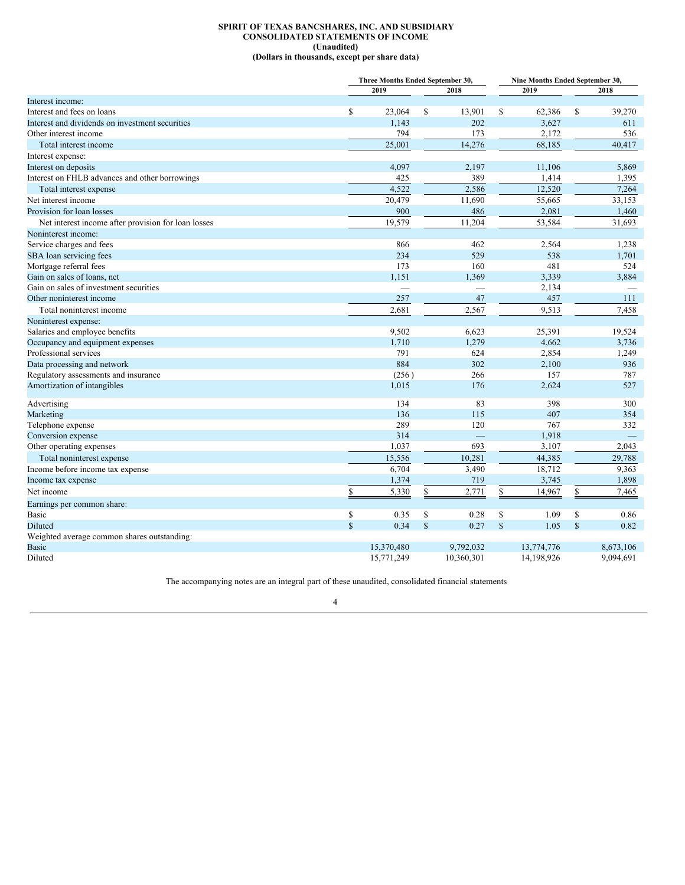**SPIRIT OF TEXAS BANCSHARES, INC. AND SUBSIDIARY**
**CONSOLIDATED STATEMENTS OF INCOME**
**(Unaudited)**
**(Dollars in thousands, except per share data)**

| | Three Months Ended September 30, | | Nine Months Ended September 30, | |
|---|---|---|---|---|
| | 2019 | 2018 | 2019 | 2018 |
| Interest income: | | | | |
| Interest and fees on loans | $ 23,064 | $ 13,901 | $ 62,386 | $ 39,270 |
| Interest and dividends on investment securities | 1,143 | 202 | 3,627 | 611 |
| Other interest income | 794 | 173 | 2,172 | 536 |
| Total interest income | 25,001 | 14,276 | 68,185 | 40,417 |
| Interest expense: | | | | |
| Interest on deposits | 4,097 | 2,197 | 11,106 | 5,869 |
| Interest on FHLB advances and other borrowings | 425 | 389 | 1,414 | 1,395 |
| Total interest expense | 4,522 | 2,586 | 12,520 | 7,264 |
| Net interest income | 20,479 | 11,690 | 55,665 | 33,153 |
| Provision for loan losses | 900 | 486 | 2,081 | 1,460 |
| Net interest income after provision for loan losses | 19,579 | 11,204 | 53,584 | 31,693 |
| Noninterest income: | | | | |
| Service charges and fees | 866 | 462 | 2,564 | 1,238 |
| SBA loan servicing fees | 234 | 529 | 538 | 1,701 |
| Mortgage referral fees | 173 | 160 | 481 | 524 |
| Gain on sales of loans, net | 1,151 | 1,369 | 3,339 | 3,884 |
| Gain on sales of investment securities | — | — | 2,134 | — |
| Other noninterest income | 257 | 47 | 457 | 111 |
| Total noninterest income | 2,681 | 2,567 | 9,513 | 7,458 |
| Noninterest expense: | | | | |
| Salaries and employee benefits | 9,502 | 6,623 | 25,391 | 19,524 |
| Occupancy and equipment expenses | 1,710 | 1,279 | 4,662 | 3,736 |
| Professional services | 791 | 624 | 2,854 | 1,249 |
| Data processing and network | 884 | 302 | 2,100 | 936 |
| Regulatory assessments and insurance | (256) | 266 | 157 | 787 |
| Amortization of intangibles | 1,015 | 176 | 2,624 | 527 |
| Advertising | 134 | 83 | 398 | 300 |
| Marketing | 136 | 115 | 407 | 354 |
| Telephone expense | 289 | 120 | 767 | 332 |
| Conversion expense | 314 | — | 1,918 | — |
| Other operating expenses | 1,037 | 693 | 3,107 | 2,043 |
| Total noninterest expense | 15,556 | 10,281 | 44,385 | 29,788 |
| Income before income tax expense | 6,704 | 3,490 | 18,712 | 9,363 |
| Income tax expense | 1,374 | 719 | 3,745 | 1,898 |
| Net income | $ 5,330 | $ 2,771 | $ 14,967 | $ 7,465 |
| Earnings per common share: | | | | |
| Basic | $ 0.35 | $ 0.28 | $ 1.09 | $ 0.86 |
| Diluted | $ 0.34 | $ 0.27 | $ 1.05 | $ 0.82 |
| Weighted average common shares outstanding: | | | | |
| Basic | 15,370,480 | 9,792,032 | 13,774,776 | 8,673,106 |
| Diluted | 15,771,249 | 10,360,301 | 14,198,926 | 9,094,691 |

The accompanying notes are an integral part of these unaudited, consolidated financial statements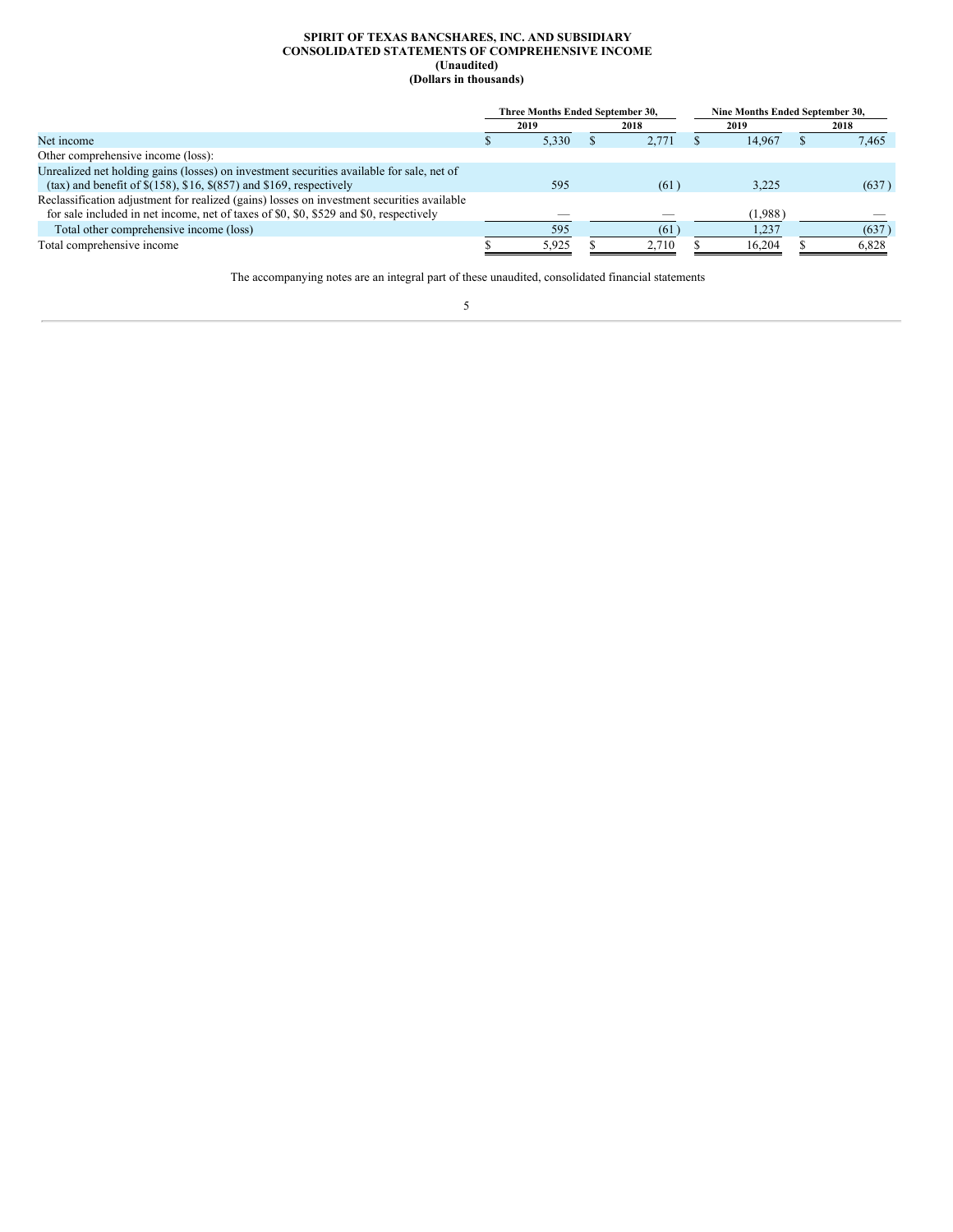**SPIRIT OF TEXAS BANCSHARES, INC. AND SUBSIDIARY**
**CONSOLIDATED STATEMENTS OF COMPREHENSIVE INCOME**
**(Unaudited)**
**(Dollars in thousands)**

| | Three Months Ended September 30, | | Nine Months Ended September 30, | |
|---|---|---|---|---|
| | 2019 | 2018 | 2019 | 2018 |
| Net income | $ 5,330 | $ 2,771 | $ 14,967 | $ 7,465 |
| Other comprehensive income (loss): | | | | |
| Unrealized net holding gains (losses) on investment securities available for sale, net of (tax) and benefit of $(158), $16, $(857) and $169, respectively | 595 | (61) | 3,225 | (637) |
| Reclassification adjustment for realized (gains) losses on investment securities available for sale included in net income, net of taxes of $0, $0, $529 and $0, respectively | — | — | (1,988) | — |
| Total other comprehensive income (loss) | 595 | (61) | 1,237 | (637) |
| Total comprehensive income | $ 5,925 | $ 2,710 | $ 16,204 | $ 6,828 |

The accompanying notes are an integral part of these unaudited, consolidated financial statements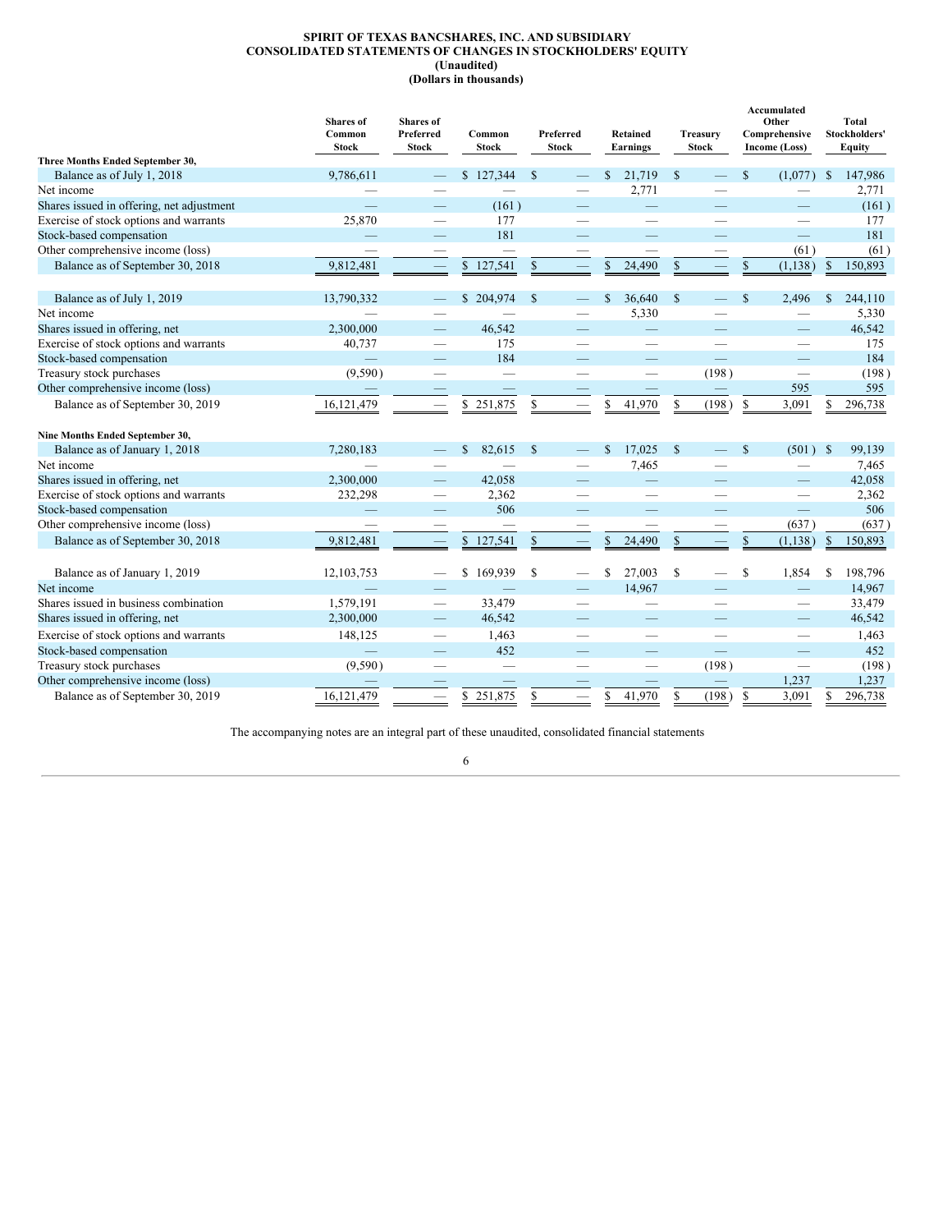**SPIRIT OF TEXAS BANCSHARES, INC. AND SUBSIDIARY**
**CONSOLIDATED STATEMENTS OF CHANGES IN STOCKHOLDERS' EQUITY**
**(Unaudited)**
**(Dollars in thousands)**

| | Shares of Common Stock | Shares of Preferred Stock | Common Stock | Preferred Stock | Retained Earnings | Treasury Stock | Accumulated Other Comprehensive Income (Loss) | Total Stockholders' Equity |
|---|---|---|---|---|---|---|---|---|
| **Three Months Ended September 30,** | | | | | | | | |
| Balance as of July 1, 2018 | 9,786,611 | — | $ 127,344 | $ — | $ 21,719 | $ — | $ (1,077) | $ 147,986 |
| Net income | — | — | — | — | 2,771 | — | — | 2,771 |
| Shares issued in offering, net adjustment | — | — | (161) | — | — | — | — | (161) |
| Exercise of stock options and warrants | 25,870 | — | 177 | — | — | — | — | 177 |
| Stock-based compensation | — | — | 181 | — | — | — | — | 181 |
| Other comprehensive income (loss) | — | — | — | — | — | — | (61) | (61) |
| Balance as of September 30, 2018 | 9,812,481 | — | $ 127,541 | $ — | $ 24,490 | $ — | $ (1,138) | $ 150,893 |
| | | | | | | | | |
| Balance as of July 1, 2019 | 13,790,332 | — | $ 204,974 | $ — | $ 36,640 | $ — | $ 2,496 | $ 244,110 |
| Net income | — | — | — | — | 5,330 | — | — | 5,330 |
| Shares issued in offering, net | 2,300,000 | — | 46,542 | — | — | — | — | 46,542 |
| Exercise of stock options and warrants | 40,737 | — | 175 | — | — | — | — | 175 |
| Stock-based compensation | — | — | 184 | — | — | — | — | 184 |
| Treasury stock purchases | (9,590) | — | — | — | — | (198) | — | (198) |
| Other comprehensive income (loss) | — | — | — | — | — | — | 595 | 595 |
| Balance as of September 30, 2019 | 16,121,479 | — | $ 251,875 | $ — | $ 41,970 | $ (198) | $ 3,091 | $ 296,738 |
| | | | | | | | | |
| **Nine Months Ended September 30,** | | | | | | | | |
| Balance as of January 1, 2018 | 7,280,183 | — | $ 82,615 | $ — | $ 17,025 | $ — | $ (501) | $ 99,139 |
| Net income | — | — | — | — | 7,465 | — | — | 7,465 |
| Shares issued in offering, net | 2,300,000 | — | 42,058 | — | — | — | — | 42,058 |
| Exercise of stock options and warrants | 232,298 | — | 2,362 | — | — | — | — | 2,362 |
| Stock-based compensation | — | — | 506 | — | — | — | — | 506 |
| Other comprehensive income (loss) | — | — | — | — | — | — | (637) | (637) |
| Balance as of September 30, 2018 | 9,812,481 | — | $ 127,541 | $ — | $ 24,490 | $ — | $ (1,138) | $ 150,893 |
| | | | | | | | | |
| Balance as of January 1, 2019 | 12,103,753 | — | $ 169,939 | $ — | $ 27,003 | $ — | $ 1,854 | $ 198,796 |
| Net income | — | — | — | — | 14,967 | — | — | 14,967 |
| Shares issued in business combination | 1,579,191 | — | 33,479 | — | — | — | — | 33,479 |
| Shares issued in offering, net | 2,300,000 | — | 46,542 | — | — | — | — | 46,542 |
| Exercise of stock options and warrants | 148,125 | — | 1,463 | — | — | — | — | 1,463 |
| Stock-based compensation | — | — | 452 | — | — | — | — | 452 |
| Treasury stock purchases | (9,590) | — | — | — | — | (198) | — | (198) |
| Other comprehensive income (loss) | — | — | — | — | — | — | 1,237 | 1,237 |
| Balance as of September 30, 2019 | 16,121,479 | — | $ 251,875 | $ — | $ 41,970 | $ (198) | $ 3,091 | $ 296,738 |

The accompanying notes are an integral part of these unaudited, consolidated financial statements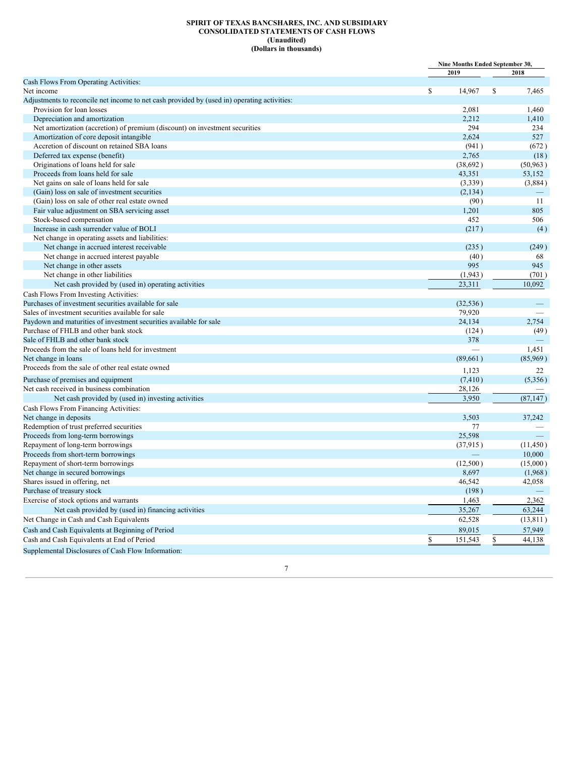**SPIRIT OF TEXAS BANCSHARES, INC. AND SUBSIDIARY**
**CONSOLIDATED STATEMENTS OF CASH FLOWS**
**(Unaudited)**
**(Dollars in thousands)**

| | Nine Months Ended September 30, | |
|---|---|---|
| | 2019 | 2018 |
| Cash Flows From Operating Activities: | | |
| Net income | $ 14,967 | $ 7,465 |
| Adjustments to reconcile net income to net cash provided by (used in) operating activities: | | |
| Provision for loan losses | 2,081 | 1,460 |
| Depreciation and amortization | 2,212 | 1,410 |
| Net amortization (accretion) of premium (discount) on investment securities | 294 | 234 |
| Amortization of core deposit intangible | 2,624 | 527 |
| Accretion of discount on retained SBA loans | (941) | (672) |
| Deferred tax expense (benefit) | 2,765 | (18) |
| Originations of loans held for sale | (38,692) | (50,963) |
| Proceeds from loans held for sale | 43,351 | 53,152 |
| Net gains on sale of loans held for sale | (3,339) | (3,884) |
| (Gain) loss on sale of investment securities | (2,134) | — |
| (Gain) loss on sale of other real estate owned | (90) | 11 |
| Fair value adjustment on SBA servicing asset | 1,201 | 805 |
| Stock-based compensation | 452 | 506 |
| Increase in cash surrender value of BOLI | (217) | (4) |
| Net change in operating assets and liabilities: | | |
| Net change in accrued interest receivable | (235) | (249) |
| Net change in accrued interest payable | (40) | 68 |
| Net change in other assets | 995 | 945 |
| Net change in other liabilities | (1,943) | (701) |
| Net cash provided by (used in) operating activities | 23,311 | 10,092 |
| Cash Flows From Investing Activities: | | |
| Purchases of investment securities available for sale | (32,536) | — |
| Sales of investment securities available for sale | 79,920 | — |
| Paydown and maturities of investment securities available for sale | 24,134 | 2,754 |
| Purchase of FHLB and other bank stock | (124) | (49) |
| Sale of FHLB and other bank stock | 378 | — |
| Proceeds from the sale of loans held for investment | — | 1,451 |
| Net change in loans | (89,661) | (85,969) |
| Proceeds from the sale of other real estate owned | 1,123 | 22 |
| Purchase of premises and equipment | (7,410) | (5,356) |
| Net cash received in business combination | 28,126 | — |
| Net cash provided by (used in) investing activities | 3,950 | (87,147) |
| Cash Flows From Financing Activities: | | |
| Net change in deposits | 3,503 | 37,242 |
| Redemption of trust preferred securities | 77 | — |
| Proceeds from long-term borrowings | 25,598 | — |
| Repayment of long-term borrowings | (37,915) | (11,450) |
| Proceeds from short-term borrowings | — | 10,000 |
| Repayment of short-term borrowings | (12,500) | (15,000) |
| Net change in secured borrowings | 8,697 | (1,968) |
| Shares issued in offering, net | 46,542 | 42,058 |
| Purchase of treasury stock | (198) | — |
| Exercise of stock options and warrants | 1,463 | 2,362 |
| Net cash provided by (used in) financing activities | 35,267 | 63,244 |
| Net Change in Cash and Cash Equivalents | 62,528 | (13,811) |
| Cash and Cash Equivalents at Beginning of Period | 89,015 | 57,949 |
| Cash and Cash Equivalents at End of Period | $ 151,543 | $ 44,138 |
| Supplemental Disclosures of Cash Flow Information: | | |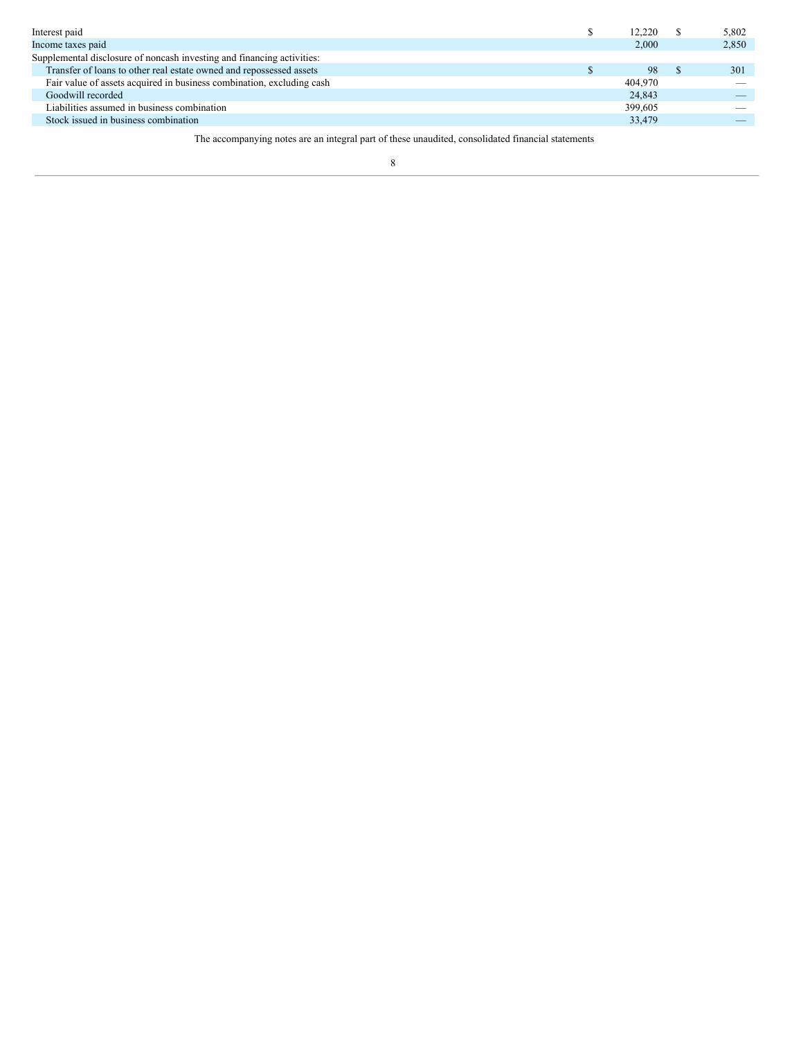| | | |
|---|---|---|
| Interest paid | $ 12,220 | $ 5,802 |
| Income taxes paid | 2,000 | 2,850 |
| Supplemental disclosure of noncash investing and financing activities: | | |
| Transfer of loans to other real estate owned and repossessed assets | $ 98 | $ 301 |
| Fair value of assets acquired in business combination, excluding cash | 404,970 | — |
| Goodwill recorded | 24,843 | — |
| Liabilities assumed in business combination | 399,605 | — |
| Stock issued in business combination | 33,479 | — |

The accompanying notes are an integral part of these unaudited, consolidated financial statements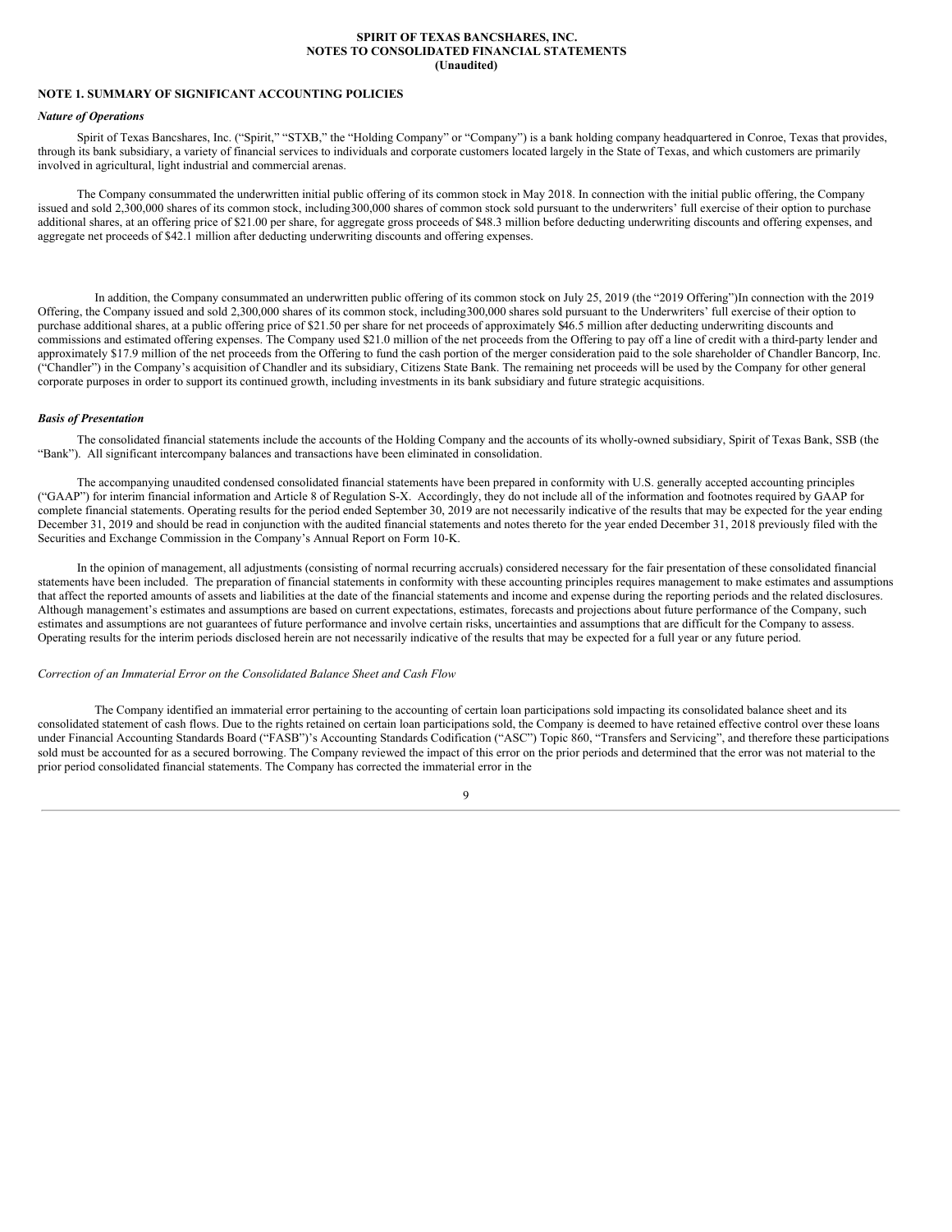**SPIRIT OF TEXAS BANCSHARES, INC.**
**NOTES TO CONSOLIDATED FINANCIAL STATEMENTS**
**(Unaudited)**

## NOTE 1. SUMMARY OF SIGNIFICANT ACCOUNTING POLICIES

***Nature of Operations***

Spirit of Texas Bancshares, Inc. ("Spirit," "STXB," the "Holding Company" or "Company") is a bank holding company headquartered in Conroe, Texas that provides, through its bank subsidiary, a variety of financial services to individuals and corporate customers located largely in the State of Texas, and which customers are primarily involved in agricultural, light industrial and commercial arenas.

The Company consummated the underwritten initial public offering of its common stock in May 2018. In connection with the initial public offering, the Company issued and sold 2,300,000 shares of its common stock, including300,000 shares of common stock sold pursuant to the underwriters' full exercise of their option to purchase additional shares, at an offering price of $21.00 per share, for aggregate gross proceeds of $48.3 million before deducting underwriting discounts and offering expenses, and aggregate net proceeds of $42.1 million after deducting underwriting discounts and offering expenses.

In addition, the Company consummated an underwritten public offering of its common stock on July 25, 2019 (the "2019 Offering")In connection with the 2019 Offering, the Company issued and sold 2,300,000 shares of its common stock, including300,000 shares sold pursuant to the Underwriters' full exercise of their option to purchase additional shares, at a public offering price of $21.50 per share for net proceeds of approximately $46.5 million after deducting underwriting discounts and commissions and estimated offering expenses. The Company used $21.0 million of the net proceeds from the Offering to pay off a line of credit with a third-party lender and approximately $17.9 million of the net proceeds from the Offering to fund the cash portion of the merger consideration paid to the sole shareholder of Chandler Bancorp, Inc. ("Chandler") in the Company's acquisition of Chandler and its subsidiary, Citizens State Bank. The remaining net proceeds will be used by the Company for other general corporate purposes in order to support its continued growth, including investments in its bank subsidiary and future strategic acquisitions.

***Basis of Presentation***

The consolidated financial statements include the accounts of the Holding Company and the accounts of its wholly-owned subsidiary, Spirit of Texas Bank, SSB (the "Bank"). All significant intercompany balances and transactions have been eliminated in consolidation.

The accompanying unaudited condensed consolidated financial statements have been prepared in conformity with U.S. generally accepted accounting principles ("GAAP") for interim financial information and Article 8 of Regulation S-X. Accordingly, they do not include all of the information and footnotes required by GAAP for complete financial statements. Operating results for the period ended September 30, 2019 are not necessarily indicative of the results that may be expected for the year ending December 31, 2019 and should be read in conjunction with the audited financial statements and notes thereto for the year ended December 31, 2018 previously filed with the Securities and Exchange Commission in the Company's Annual Report on Form 10-K.

In the opinion of management, all adjustments (consisting of normal recurring accruals) considered necessary for the fair presentation of these consolidated financial statements have been included. The preparation of financial statements in conformity with these accounting principles requires management to make estimates and assumptions that affect the reported amounts of assets and liabilities at the date of the financial statements and income and expense during the reporting periods and the related disclosures. Although management's estimates and assumptions are based on current expectations, estimates, forecasts and projections about future performance of the Company, such estimates and assumptions are not guarantees of future performance and involve certain risks, uncertainties and assumptions that are difficult for the Company to assess. Operating results for the interim periods disclosed herein are not necessarily indicative of the results that may be expected for a full year or any future period.

*Correction of an Immaterial Error on the Consolidated Balance Sheet and Cash Flow*

The Company identified an immaterial error pertaining to the accounting of certain loan participations sold impacting its consolidated balance sheet and its consolidated statement of cash flows. Due to the rights retained on certain loan participations sold, the Company is deemed to have retained effective control over these loans under Financial Accounting Standards Board ("FASB")'s Accounting Standards Codification ("ASC") Topic 860, "Transfers and Servicing", and therefore these participations sold must be accounted for as a secured borrowing. The Company reviewed the impact of this error on the prior periods and determined that the error was not material to the prior period consolidated financial statements. The Company has corrected the immaterial error in the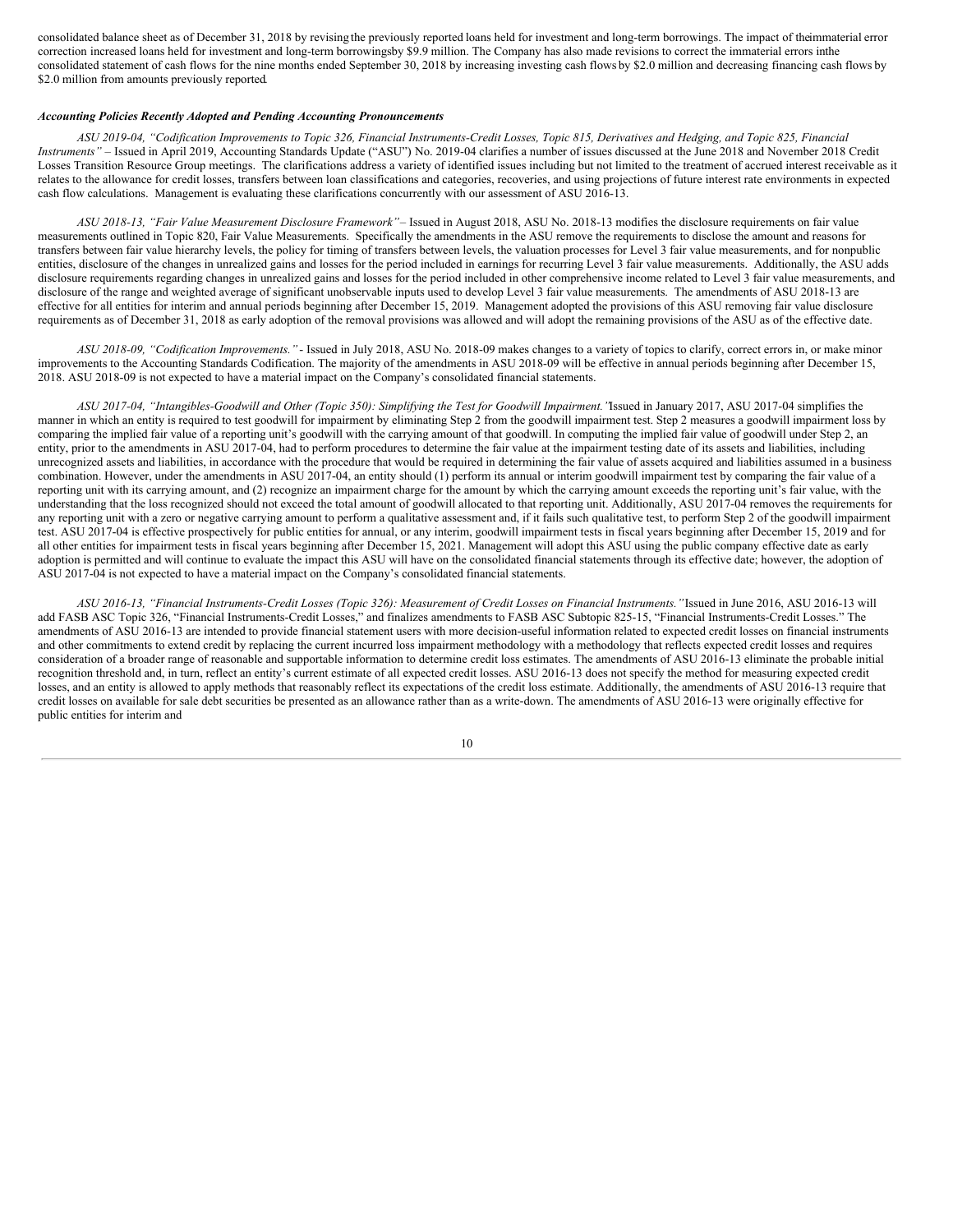consolidated balance sheet as of December 31, 2018 by revising the previously reported loans held for investment and long-term borrowings. The impact of the immaterial error correction increased loans held for investment and long-term borrowings by $9.9 million. The Company has also made revisions to correct the immaterial errors in the consolidated statement of cash flows for the nine months ended September 30, 2018 by increasing investing cash flows by $2.0 million and decreasing financing cash flows by $2.0 million from amounts previously reported.

***Accounting Policies Recently Adopted and Pending Accounting Pronouncements***

*ASU 2019-04, "Codification Improvements to Topic 326, Financial Instruments-Credit Losses, Topic 815, Derivatives and Hedging, and Topic 825, Financial Instruments"* – Issued in April 2019, Accounting Standards Update ("ASU") No. 2019-04 clarifies a number of issues discussed at the June 2018 and November 2018 Credit Losses Transition Resource Group meetings. The clarifications address a variety of identified issues including but not limited to the treatment of accrued interest receivable as it relates to the allowance for credit losses, transfers between loan classifications and categories, recoveries, and using projections of future interest rate environments in expected cash flow calculations. Management is evaluating these clarifications concurrently with our assessment of ASU 2016-13.

*ASU 2018-13, "Fair Value Measurement Disclosure Framework"* – Issued in August 2018, ASU No. 2018-13 modifies the disclosure requirements on fair value measurements outlined in Topic 820, Fair Value Measurements. Specifically the amendments in the ASU remove the requirements to disclose the amount and reasons for transfers between fair value hierarchy levels, the policy for timing of transfers between levels, the valuation processes for Level 3 fair value measurements, and for nonpublic entities, disclosure of the changes in unrealized gains and losses for the period included in earnings for recurring Level 3 fair value measurements. Additionally, the ASU adds disclosure requirements regarding changes in unrealized gains and losses for the period included in other comprehensive income related to Level 3 fair value measurements, and disclosure of the range and weighted average of significant unobservable inputs used to develop Level 3 fair value measurements. The amendments of ASU 2018-13 are effective for all entities for interim and annual periods beginning after December 15, 2019. Management adopted the provisions of this ASU removing fair value disclosure requirements as of December 31, 2018 as early adoption of the removal provisions was allowed and will adopt the remaining provisions of the ASU as of the effective date.

*ASU 2018-09, "Codification Improvements."* - Issued in July 2018, ASU No. 2018-09 makes changes to a variety of topics to clarify, correct errors in, or make minor improvements to the Accounting Standards Codification. The majority of the amendments in ASU 2018-09 will be effective in annual periods beginning after December 15, 2018. ASU 2018-09 is not expected to have a material impact on the Company's consolidated financial statements.

*ASU 2017-04, "Intangibles-Goodwill and Other (Topic 350): Simplifying the Test for Goodwill Impairment."* Issued in January 2017, ASU 2017-04 simplifies the manner in which an entity is required to test goodwill for impairment by eliminating Step 2 from the goodwill impairment test. Step 2 measures a goodwill impairment loss by comparing the implied fair value of a reporting unit's goodwill with the carrying amount of that goodwill. In computing the implied fair value of goodwill under Step 2, an entity, prior to the amendments in ASU 2017-04, had to perform procedures to determine the fair value at the impairment testing date of its assets and liabilities, including unrecognized assets and liabilities, in accordance with the procedure that would be required in determining the fair value of assets acquired and liabilities assumed in a business combination. However, under the amendments in ASU 2017-04, an entity should (1) perform its annual or interim goodwill impairment test by comparing the fair value of a reporting unit with its carrying amount, and (2) recognize an impairment charge for the amount by which the carrying amount exceeds the reporting unit's fair value, with the understanding that the loss recognized should not exceed the total amount of goodwill allocated to that reporting unit. Additionally, ASU 2017-04 removes the requirements for any reporting unit with a zero or negative carrying amount to perform a qualitative assessment and, if it fails such qualitative test, to perform Step 2 of the goodwill impairment test. ASU 2017-04 is effective prospectively for public entities for annual, or any interim, goodwill impairment tests in fiscal years beginning after December 15, 2019 and for all other entities for impairment tests in fiscal years beginning after December 15, 2021. Management will adopt this ASU using the public company effective date as early adoption is permitted and will continue to evaluate the impact this ASU will have on the consolidated financial statements through its effective date; however, the adoption of ASU 2017-04 is not expected to have a material impact on the Company's consolidated financial statements.

*ASU 2016-13, "Financial Instruments-Credit Losses (Topic 326): Measurement of Credit Losses on Financial Instruments."* Issued in June 2016, ASU 2016-13 will add FASB ASC Topic 326, "Financial Instruments-Credit Losses," and finalizes amendments to FASB ASC Subtopic 825-15, "Financial Instruments-Credit Losses." The amendments of ASU 2016-13 are intended to provide financial statement users with more decision-useful information related to expected credit losses on financial instruments and other commitments to extend credit by replacing the current incurred loss impairment methodology with a methodology that reflects expected credit losses and requires consideration of a broader range of reasonable and supportable information to determine credit loss estimates. The amendments of ASU 2016-13 eliminate the probable initial recognition threshold and, in turn, reflect an entity's current estimate of all expected credit losses. ASU 2016-13 does not specify the method for measuring expected credit losses, and an entity is allowed to apply methods that reasonably reflect its expectations of the credit loss estimate. Additionally, the amendments of ASU 2016-13 require that credit losses on available for sale debt securities be presented as an allowance rather than as a write-down. The amendments of ASU 2016-13 were originally effective for public entities for interim and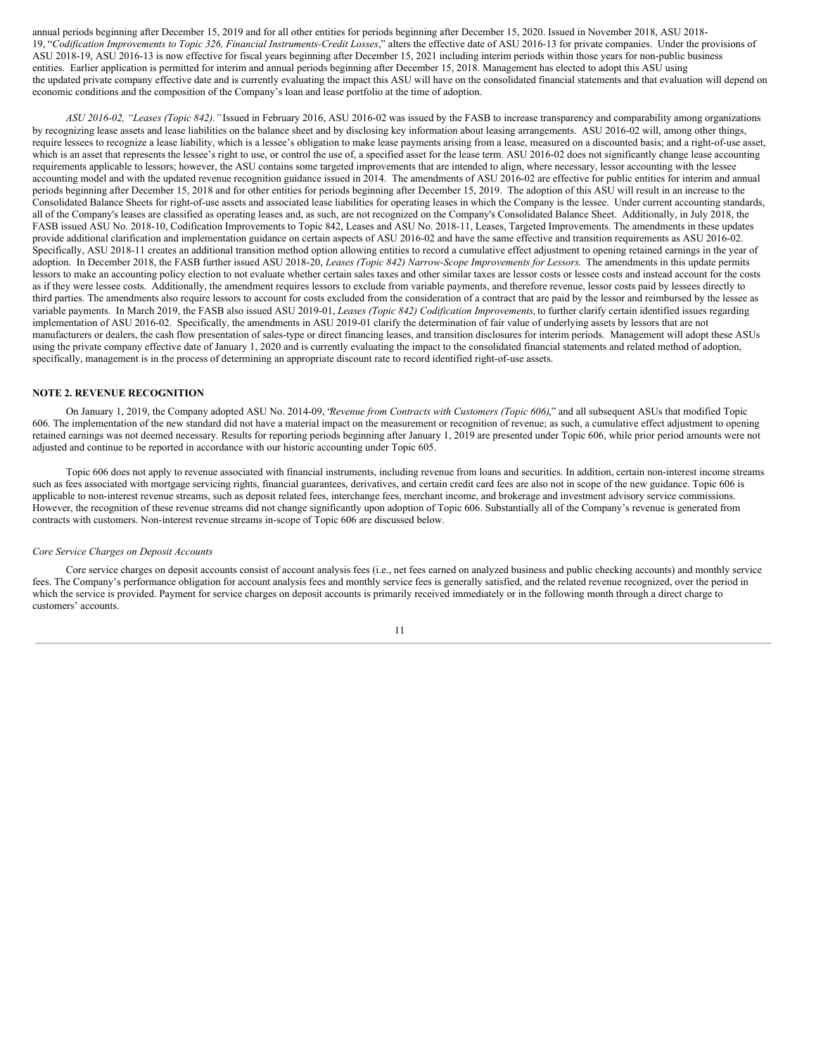annual periods beginning after December 15, 2019 and for all other entities for periods beginning after December 15, 2020. Issued in November 2018, ASU 2018-19, "*Codification Improvements to Topic 326, Financial Instruments-Credit Losses*," alters the effective date of ASU 2016-13 for private companies. Under the provisions of ASU 2018-19, ASU 2016-13 is now effective for fiscal years beginning after December 15, 2021 including interim periods within those years for non-public business entities. Earlier application is permitted for interim and annual periods beginning after December 15, 2018. Management has elected to adopt this ASU using the updated private company effective date and is currently evaluating the impact this ASU will have on the consolidated financial statements and that evaluation will depend on economic conditions and the composition of the Company's loan and lease portfolio at the time of adoption.

*ASU 2016-02, "Leases (Topic 842)."* Issued in February 2016, ASU 2016-02 was issued by the FASB to increase transparency and comparability among organizations by recognizing lease assets and lease liabilities on the balance sheet and by disclosing key information about leasing arrangements. ASU 2016-02 will, among other things, require lessees to recognize a lease liability, which is a lessee's obligation to make lease payments arising from a lease, measured on a discounted basis; and a right-of-use asset, which is an asset that represents the lessee's right to use, or control the use of, a specified asset for the lease term. ASU 2016-02 does not significantly change lease accounting requirements applicable to lessors; however, the ASU contains some targeted improvements that are intended to align, where necessary, lessor accounting with the lessee accounting model and with the updated revenue recognition guidance issued in 2014. The amendments of ASU 2016-02 are effective for public entities for interim and annual periods beginning after December 15, 2018 and for other entities for periods beginning after December 15, 2019. The adoption of this ASU will result in an increase to the Consolidated Balance Sheets for right-of-use assets and associated lease liabilities for operating leases in which the Company is the lessee. Under current accounting standards, all of the Company's leases are classified as operating leases and, as such, are not recognized on the Company's Consolidated Balance Sheet. Additionally, in July 2018, the FASB issued ASU No. 2018-10, Codification Improvements to Topic 842, Leases and ASU No. 2018-11, Leases, Targeted Improvements. The amendments in these updates provide additional clarification and implementation guidance on certain aspects of ASU 2016-02 and have the same effective and transition requirements as ASU 2016-02. Specifically, ASU 2018-11 creates an additional transition method option allowing entities to record a cumulative effect adjustment to opening retained earnings in the year of adoption. In December 2018, the FASB further issued ASU 2018-20, *Leases (Topic 842) Narrow-Scope Improvements for Lessors.* The amendments in this update permits lessors to make an accounting policy election to not evaluate whether certain sales taxes and other similar taxes are lessor costs or lessee costs and instead account for the costs as if they were lessee costs. Additionally, the amendment requires lessors to exclude from variable payments, and therefore revenue, lessor costs paid by lessees directly to third parties. The amendments also require lessors to account for costs excluded from the consideration of a contract that are paid by the lessor and reimbursed by the lessee as variable payments. In March 2019, the FASB also issued ASU 2019-01, *Leases (Topic 842) Codification Improvements,* to further clarify certain identified issues regarding implementation of ASU 2016-02. Specifically, the amendments in ASU 2019-01 clarify the determination of fair value of underlying assets by lessors that are not manufacturers or dealers, the cash flow presentation of sales-type or direct financing leases, and transition disclosures for interim periods. Management will adopt these ASUs using the private company effective date of January 1, 2020 and is currently evaluating the impact to the consolidated financial statements and related method of adoption, specifically, management is in the process of determining an appropriate discount rate to record identified right-of-use assets.

## NOTE 2. REVENUE RECOGNITION

On January 1, 2019, the Company adopted ASU No. 2014-09, "*Revenue from Contracts with Customers (Topic 606),*" and all subsequent ASUs that modified Topic 606. The implementation of the new standard did not have a material impact on the measurement or recognition of revenue; as such, a cumulative effect adjustment to opening retained earnings was not deemed necessary. Results for reporting periods beginning after January 1, 2019 are presented under Topic 606, while prior period amounts were not adjusted and continue to be reported in accordance with our historic accounting under Topic 605.

Topic 606 does not apply to revenue associated with financial instruments, including revenue from loans and securities. In addition, certain non-interest income streams such as fees associated with mortgage servicing rights, financial guarantees, derivatives, and certain credit card fees are also not in scope of the new guidance. Topic 606 is applicable to non-interest revenue streams, such as deposit related fees, interchange fees, merchant income, and brokerage and investment advisory service commissions. However, the recognition of these revenue streams did not change significantly upon adoption of Topic 606. Substantially all of the Company's revenue is generated from contracts with customers. Non-interest revenue streams in-scope of Topic 606 are discussed below.

*Core Service Charges on Deposit Accounts*

Core service charges on deposit accounts consist of account analysis fees (i.e., net fees earned on analyzed business and public checking accounts) and monthly service fees. The Company's performance obligation for account analysis fees and monthly service fees is generally satisfied, and the related revenue recognized, over the period in which the service is provided. Payment for service charges on deposit accounts is primarily received immediately or in the following month through a direct charge to customers' accounts.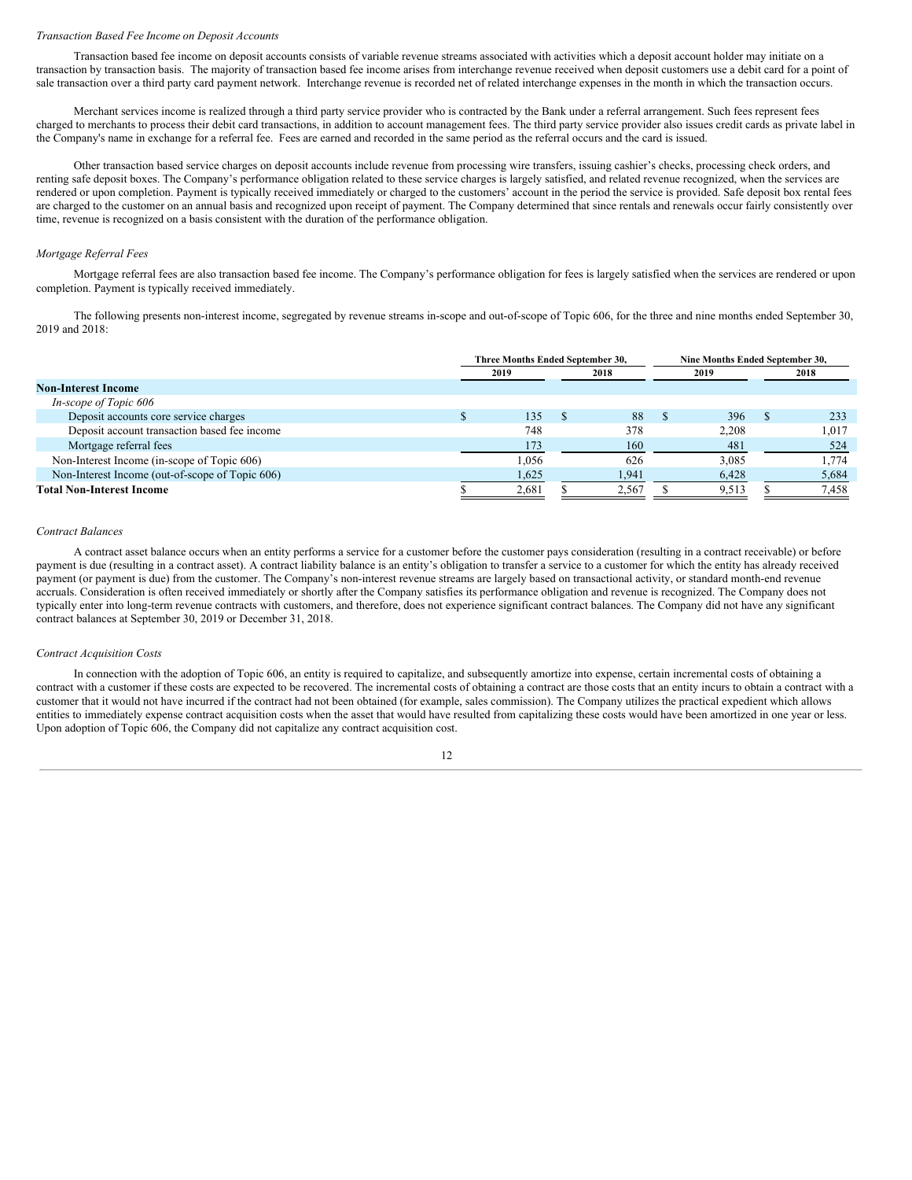*Transaction Based Fee Income on Deposit Accounts*

Transaction based fee income on deposit accounts consists of variable revenue streams associated with activities which a deposit account holder may initiate on a transaction by transaction basis. The majority of transaction based fee income arises from interchange revenue received when deposit customers use a debit card for a point of sale transaction over a third party card payment network. Interchange revenue is recorded net of related interchange expenses in the month in which the transaction occurs.

Merchant services income is realized through a third party service provider who is contracted by the Bank under a referral arrangement. Such fees represent fees charged to merchants to process their debit card transactions, in addition to account management fees. The third party service provider also issues credit cards as private label in the Company's name in exchange for a referral fee. Fees are earned and recorded in the same period as the referral occurs and the card is issued.

Other transaction based service charges on deposit accounts include revenue from processing wire transfers, issuing cashier's checks, processing check orders, and renting safe deposit boxes. The Company's performance obligation related to these service charges is largely satisfied, and related revenue recognized, when the services are rendered or upon completion. Payment is typically received immediately or charged to the customers' account in the period the service is provided. Safe deposit box rental fees are charged to the customer on an annual basis and recognized upon receipt of payment. The Company determined that since rentals and renewals occur fairly consistently over time, revenue is recognized on a basis consistent with the duration of the performance obligation.

*Mortgage Referral Fees*

Mortgage referral fees are also transaction based fee income. The Company's performance obligation for fees is largely satisfied when the services are rendered or upon completion. Payment is typically received immediately.

The following presents non-interest income, segregated by revenue streams in-scope and out-of-scope of Topic 606, for the three and nine months ended September 30, 2019 and 2018:

| | Three Months Ended September 30, | | Nine Months Ended September 30, | |
|---|---|---|---|---|
| | 2019 | 2018 | 2019 | 2018 |
| **Non-Interest Income** | | | | |
| *In-scope of Topic 606* | | | | |
| Deposit accounts core service charges | $ 135 | $ 88 | $ 396 | $ 233 |
| Deposit account transaction based fee income | 748 | 378 | 2,208 | 1,017 |
| Mortgage referral fees | 173 | 160 | 481 | 524 |
| Non-Interest Income (in-scope of Topic 606) | 1,056 | 626 | 3,085 | 1,774 |
| Non-Interest Income (out-of-scope of Topic 606) | 1,625 | 1,941 | 6,428 | 5,684 |
| **Total Non-Interest Income** | $ 2,681 | $ 2,567 | $ 9,513 | $ 7,458 |

*Contract Balances*

A contract asset balance occurs when an entity performs a service for a customer before the customer pays consideration (resulting in a contract receivable) or before payment is due (resulting in a contract asset). A contract liability balance is an entity's obligation to transfer a service to a customer for which the entity has already received payment (or payment is due) from the customer. The Company's non-interest revenue streams are largely based on transactional activity, or standard month-end revenue accruals. Consideration is often received immediately or shortly after the Company satisfies its performance obligation and revenue is recognized. The Company does not typically enter into long-term revenue contracts with customers, and therefore, does not experience significant contract balances. The Company did not have any significant contract balances at September 30, 2019 or December 31, 2018.

*Contract Acquisition Costs*

In connection with the adoption of Topic 606, an entity is required to capitalize, and subsequently amortize into expense, certain incremental costs of obtaining a contract with a customer if these costs are expected to be recovered. The incremental costs of obtaining a contract are those costs that an entity incurs to obtain a contract with a customer that it would not have incurred if the contract had not been obtained (for example, sales commission). The Company utilizes the practical expedient which allows entities to immediately expense contract acquisition costs when the asset that would have resulted from capitalizing these costs would have been amortized in one year or less. Upon adoption of Topic 606, the Company did not capitalize any contract acquisition cost.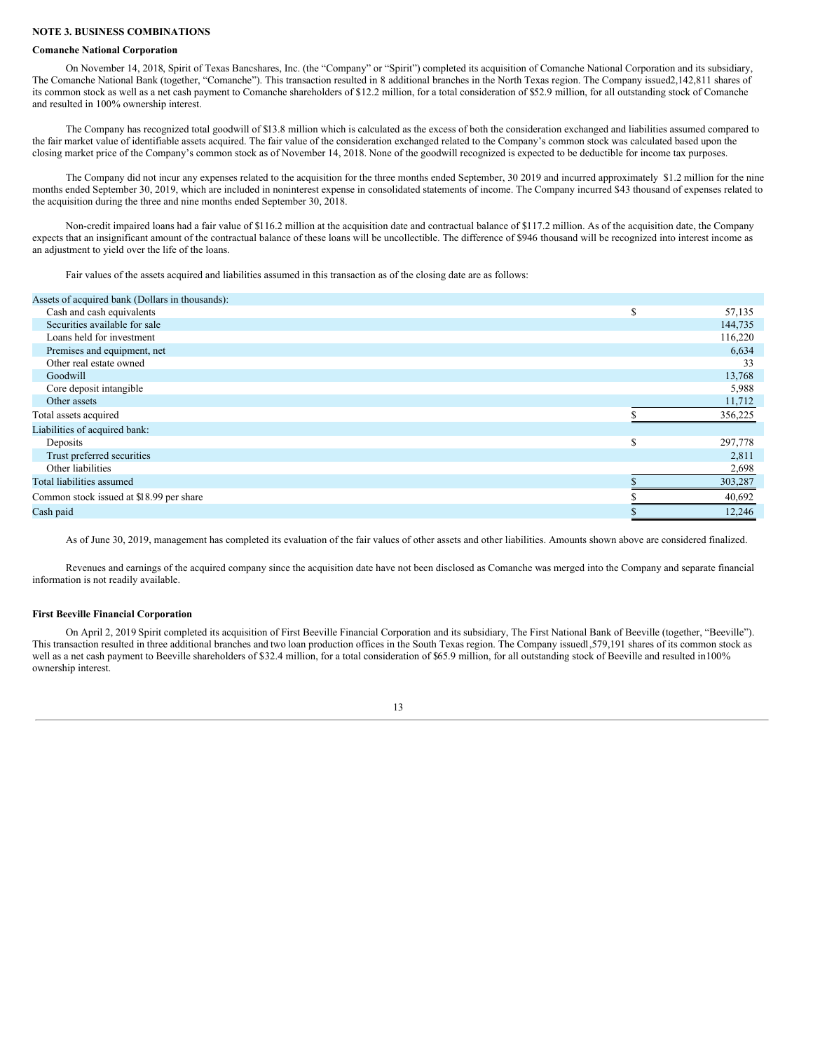**NOTE 3. BUSINESS COMBINATIONS**

**Comanche National Corporation**

On November 14, 2018, Spirit of Texas Bancshares, Inc. (the "Company" or "Spirit") completed its acquisition of Comanche National Corporation and its subsidiary, The Comanche National Bank (together, "Comanche"). This transaction resulted in 8 additional branches in the North Texas region. The Company issued2,142,811 shares of its common stock as well as a net cash payment to Comanche shareholders of $12.2 million, for a total consideration of $52.9 million, for all outstanding stock of Comanche and resulted in 100% ownership interest.

The Company has recognized total goodwill of $13.8 million which is calculated as the excess of both the consideration exchanged and liabilities assumed compared to the fair market value of identifiable assets acquired. The fair value of the consideration exchanged related to the Company's common stock was calculated based upon the closing market price of the Company's common stock as of November 14, 2018. None of the goodwill recognized is expected to be deductible for income tax purposes.

The Company did not incur any expenses related to the acquisition for the three months ended September, 30 2019 and incurred approximately $1.2 million for the nine months ended September 30, 2019, which are included in noninterest expense in consolidated statements of income. The Company incurred $43 thousand of expenses related to the acquisition during the three and nine months ended September 30, 2018.

Non-credit impaired loans had a fair value of $116.2 million at the acquisition date and contractual balance of $117.2 million. As of the acquisition date, the Company expects that an insignificant amount of the contractual balance of these loans will be uncollectible. The difference of $946 thousand will be recognized into interest income as an adjustment to yield over the life of the loans.

Fair values of the assets acquired and liabilities assumed in this transaction as of the closing date are as follows:

| Assets of acquired bank (Dollars in thousands): | | |
|---|---|---|
| Cash and cash equivalents | $ | 57,135 |
| Securities available for sale | | 144,735 |
| Loans held for investment | | 116,220 |
| Premises and equipment, net | | 6,634 |
| Other real estate owned | | 33 |
| Goodwill | | 13,768 |
| Core deposit intangible | | 5,988 |
| Other assets | | 11,712 |
| Total assets acquired | $ | 356,225 |
| Liabilities of acquired bank: | | |
| Deposits | $ | 297,778 |
| Trust preferred securities | | 2,811 |
| Other liabilities | | 2,698 |
| Total liabilities assumed | $ | 303,287 |
| Common stock issued at $18.99 per share | $ | 40,692 |
| Cash paid | $ | 12,246 |

As of June 30, 2019, management has completed its evaluation of the fair values of other assets and other liabilities. Amounts shown above are considered finalized.

Revenues and earnings of the acquired company since the acquisition date have not been disclosed as Comanche was merged into the Company and separate financial information is not readily available.

**First Beeville Financial Corporation**

On April 2, 2019 Spirit completed its acquisition of First Beeville Financial Corporation and its subsidiary, The First National Bank of Beeville (together, "Beeville"). This transaction resulted in three additional branches and two loan production offices in the South Texas region. The Company issued1,579,191 shares of its common stock as well as a net cash payment to Beeville shareholders of $32.4 million, for a total consideration of $65.9 million, for all outstanding stock of Beeville and resulted in100% ownership interest.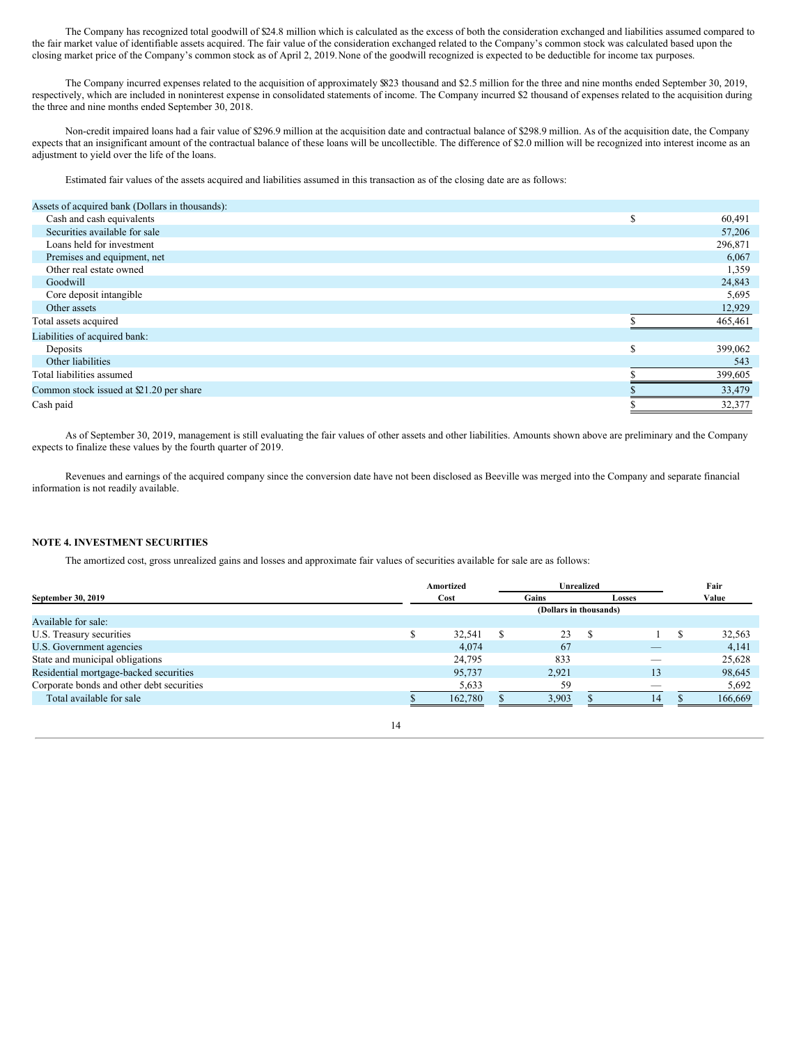The Company has recognized total goodwill of $24.8 million which is calculated as the excess of both the consideration exchanged and liabilities assumed compared to the fair market value of identifiable assets acquired. The fair value of the consideration exchanged related to the Company's common stock was calculated based upon the closing market price of the Company's common stock as of April 2, 2019. None of the goodwill recognized is expected to be deductible for income tax purposes.

The Company incurred expenses related to the acquisition of approximately $823 thousand and $2.5 million for the three and nine months ended September 30, 2019, respectively, which are included in noninterest expense in consolidated statements of income. The Company incurred $2 thousand of expenses related to the acquisition during the three and nine months ended September 30, 2018.

Non-credit impaired loans had a fair value of $296.9 million at the acquisition date and contractual balance of $298.9 million. As of the acquisition date, the Company expects that an insignificant amount of the contractual balance of these loans will be uncollectible. The difference of $2.0 million will be recognized into interest income as an adjustment to yield over the life of the loans.

Estimated fair values of the assets acquired and liabilities assumed in this transaction as of the closing date are as follows:

| Assets of acquired bank (Dollars in thousands): | | |
|---|---|---|
| Cash and cash equivalents | $ | 60,491 |
| Securities available for sale | | 57,206 |
| Loans held for investment | | 296,871 |
| Premises and equipment, net | | 6,067 |
| Other real estate owned | | 1,359 |
| Goodwill | | 24,843 |
| Core deposit intangible | | 5,695 |
| Other assets | | 12,929 |
| Total assets acquired | $ | 465,461 |
| Liabilities of acquired bank: | | |
| Deposits | $ | 399,062 |
| Other liabilities | | 543 |
| Total liabilities assumed | $ | 399,605 |
| Common stock issued at $21.20 per share | $ | 33,479 |
| Cash paid | $ | 32,377 |

As of September 30, 2019, management is still evaluating the fair values of other assets and other liabilities. Amounts shown above are preliminary and the Company expects to finalize these values by the fourth quarter of 2019.

Revenues and earnings of the acquired company since the conversion date have not been disclosed as Beeville was merged into the Company and separate financial information is not readily available.

## NOTE 4. INVESTMENT SECURITIES

The amortized cost, gross unrealized gains and losses and approximate fair values of securities available for sale are as follows:

| September 30, 2019 | Amortized Cost | Unrealized Gains | Unrealized Losses | Fair Value |
|---|---|---|---|---|
| | (Dollars in thousands) | | | |
| Available for sale: | | | | |
| U.S. Treasury securities | $ 32,541 | $ 23 | $ 1 | $ 32,563 |
| U.S. Government agencies | 4,074 | 67 | — | 4,141 |
| State and municipal obligations | 24,795 | 833 | — | 25,628 |
| Residential mortgage-backed securities | 95,737 | 2,921 | 13 | 98,645 |
| Corporate bonds and other debt securities | 5,633 | 59 | — | 5,692 |
| Total available for sale | $ 162,780 | $ 3,903 | $ 14 | $ 166,669 |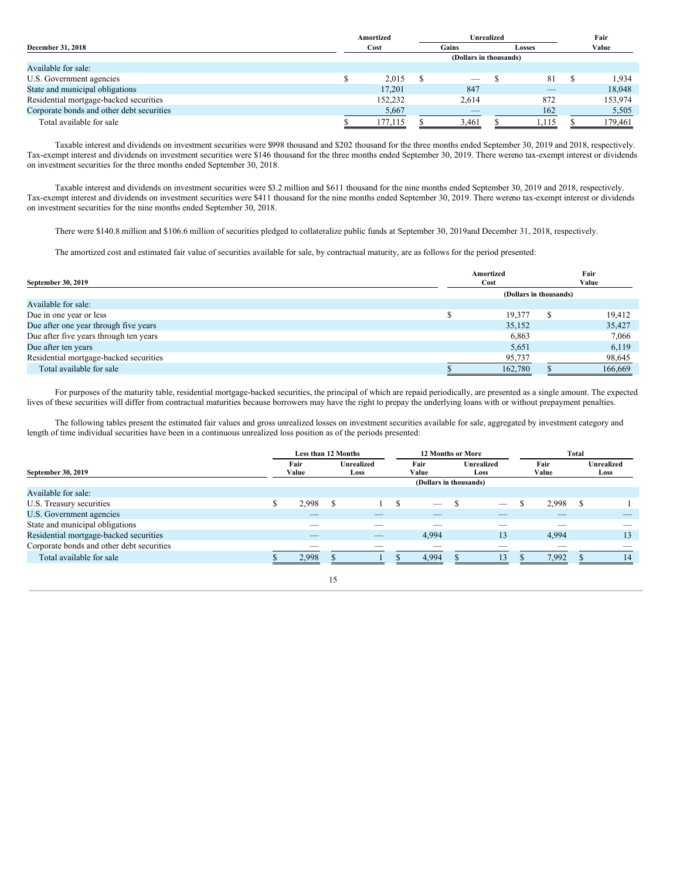| December 31, 2018 | Amortized Cost | Unrealized Gains | Unrealized Losses | Fair Value |
|---|---|---|---|---|
| | (Dollars in thousands) | | | |
| Available for sale: | | | | |
| U.S. Government agencies | $ 2,015 | $ — | $ 81 | $ 1,934 |
| State and municipal obligations | 17,201 | 847 | — | 18,048 |
| Residential mortgage-backed securities | 152,232 | 2,614 | 872 | 153,974 |
| Corporate bonds and other debt securities | 5,667 | — | 162 | 5,505 |
| Total available for sale | $ 177,115 | $ 3,461 | $ 1,115 | $ 179,461 |

Taxable interest and dividends on investment securities were $998 thousand and $202 thousand for the three months ended September 30, 2019 and 2018, respectively. Tax-exempt interest and dividends on investment securities were $146 thousand for the three months ended September 30, 2019. There wereno tax-exempt interest or dividends on investment securities for the three months ended September 30, 2018.

Taxable interest and dividends on investment securities were $3.2 million and $611 thousand for the nine months ended September 30, 2019 and 2018, respectively. Tax-exempt interest and dividends on investment securities were $411 thousand for the nine months ended September 30, 2019. There wereno tax-exempt interest or dividends on investment securities for the nine months ended September 30, 2018.

There were $140.8 million and $106.6 million of securities pledged to collateralize public funds at September 30, 2019and December 31, 2018, respectively.

The amortized cost and estimated fair value of securities available for sale, by contractual maturity, are as follows for the period presented:

| September 30, 2019 | Amortized Cost | Fair Value |
|---|---|---|
| | (Dollars in thousands) | |
| Available for sale: | | |
| Due in one year or less | $ 19,377 | $ 19,412 |
| Due after one year through five years | 35,152 | 35,427 |
| Due after five years through ten years | 6,863 | 7,066 |
| Due after ten years | 5,651 | 6,119 |
| Residential mortgage-backed securities | 95,737 | 98,645 |
| Total available for sale | $ 162,780 | $ 166,669 |

For purposes of the maturity table, residential mortgage-backed securities, the principal of which are repaid periodically, are presented as a single amount. The expected lives of these securities will differ from contractual maturities because borrowers may have the right to prepay the underlying loans with or without prepayment penalties.

The following tables present the estimated fair values and gross unrealized losses on investment securities available for sale, aggregated by investment category and length of time individual securities have been in a continuous unrealized loss position as of the periods presented:

| | Less than 12 Months | | 12 Months or More | | Total | |
|---|---|---|---|---|---|---|
| September 30, 2019 | Fair Value | Unrealized Loss | Fair Value | Unrealized Loss | Fair Value | Unrealized Loss |
| | (Dollars in thousands) | | | | | |
| Available for sale: | | | | | | |
| U.S. Treasury securities | $ 2,998 | $ 1 | $ — | $ — | $ 2,998 | $ 1 |
| U.S. Government agencies | — | — | — | — | — | — |
| State and municipal obligations | — | — | — | — | — | — |
| Residential mortgage-backed securities | — | — | 4,994 | 13 | 4,994 | 13 |
| Corporate bonds and other debt securities | — | — | — | — | — | — |
| Total available for sale | $ 2,998 | $ 1 | $ 4,994 | $ 13 | $ 7,992 | $ 14 |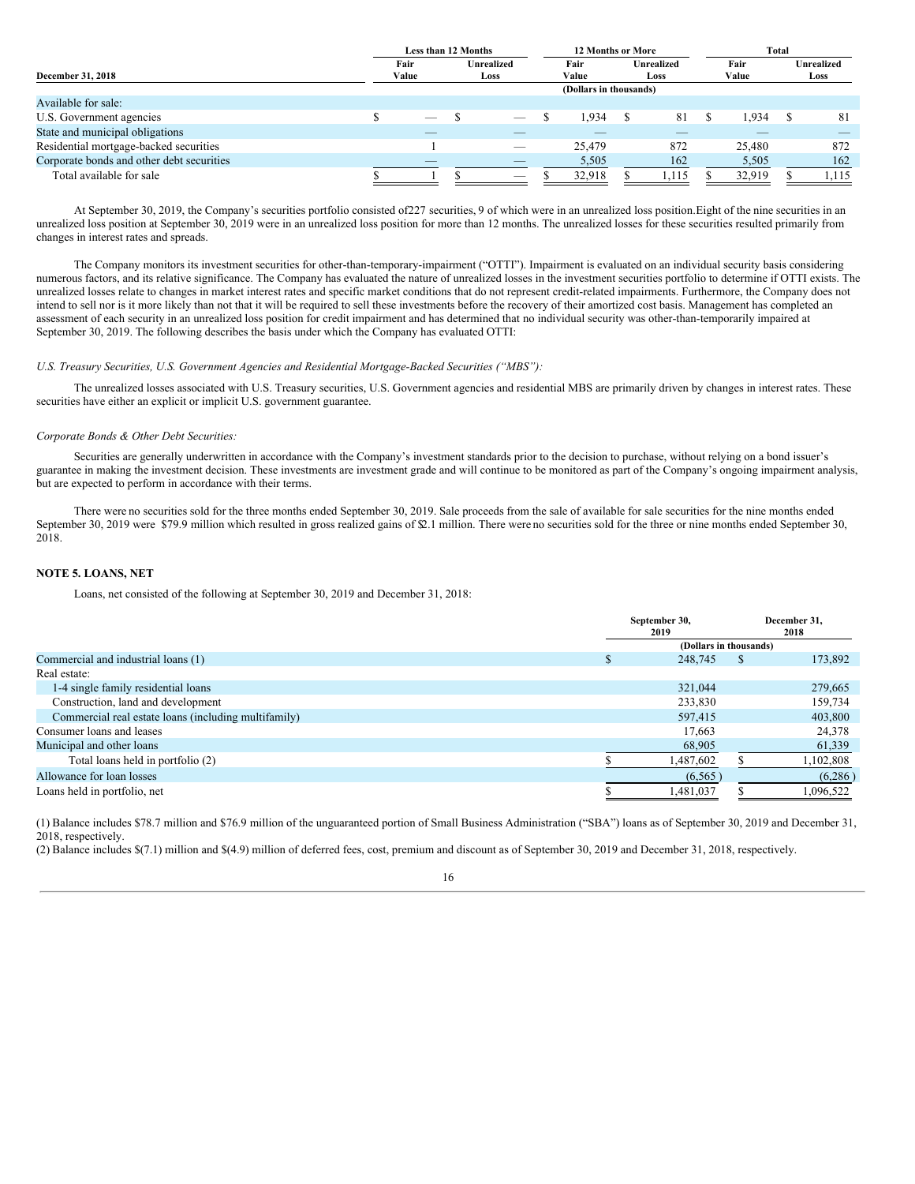| December 31, 2018 | Less than 12 Months | | 12 Months or More | | Total | |
|---|---|---|---|---|---|---|
| | Fair Value | Unrealized Loss | Fair Value | Unrealized Loss | Fair Value | Unrealized Loss |
| | (Dollars in thousands) | | | | | |
| Available for sale: | | | | | | |
| U.S. Government agencies | $ — | $ — | $ 1,934 | $ 81 | $ 1,934 | $ 81 |
| State and municipal obligations | — | — | — | — | — | — |
| Residential mortgage-backed securities | 1 | — | 25,479 | 872 | 25,480 | 872 |
| Corporate bonds and other debt securities | — | — | 5,505 | 162 | 5,505 | 162 |
| Total available for sale | $ 1 | $ — | $ 32,918 | $ 1,115 | $ 32,919 | $ 1,115 |

At September 30, 2019, the Company's securities portfolio consisted of227 securities, 9 of which were in an unrealized loss position.Eight of the nine securities in an unrealized loss position at September 30, 2019 were in an unrealized loss position for more than 12 months. The unrealized losses for these securities resulted primarily from changes in interest rates and spreads.

The Company monitors its investment securities for other-than-temporary-impairment ("OTTI"). Impairment is evaluated on an individual security basis considering numerous factors, and its relative significance. The Company has evaluated the nature of unrealized losses in the investment securities portfolio to determine if OTTI exists. The unrealized losses relate to changes in market interest rates and specific market conditions that do not represent credit-related impairments. Furthermore, the Company does not intend to sell nor is it more likely than not that it will be required to sell these investments before the recovery of their amortized cost basis. Management has completed an assessment of each security in an unrealized loss position for credit impairment and has determined that no individual security was other-than-temporarily impaired at September 30, 2019. The following describes the basis under which the Company has evaluated OTTI:

*U.S. Treasury Securities, U.S. Government Agencies and Residential Mortgage-Backed Securities ("MBS"):*

The unrealized losses associated with U.S. Treasury securities, U.S. Government agencies and residential MBS are primarily driven by changes in interest rates. These securities have either an explicit or implicit U.S. government guarantee.

*Corporate Bonds & Other Debt Securities:*

Securities are generally underwritten in accordance with the Company's investment standards prior to the decision to purchase, without relying on a bond issuer's guarantee in making the investment decision. These investments are investment grade and will continue to be monitored as part of the Company's ongoing impairment analysis, but are expected to perform in accordance with their terms.

There were no securities sold for the three months ended September 30, 2019. Sale proceeds from the sale of available for sale securities for the nine months ended September 30, 2019 were $79.9 million which resulted in gross realized gains of $2.1 million. There were no securities sold for the three or nine months ended September 30, 2018.

## NOTE 5. LOANS, NET

Loans, net consisted of the following at September 30, 2019 and December 31, 2018:

| | September 30, 2019 | December 31, 2018 |
|---|---|---|
| | (Dollars in thousands) | |
| Commercial and industrial loans (1) | $ 248,745 | $ 173,892 |
| Real estate: | | |
| 1-4 single family residential loans | 321,044 | 279,665 |
| Construction, land and development | 233,830 | 159,734 |
| Commercial real estate loans (including multifamily) | 597,415 | 403,800 |
| Consumer loans and leases | 17,663 | 24,378 |
| Municipal and other loans | 68,905 | 61,339 |
| Total loans held in portfolio (2) | $ 1,487,602 | $ 1,102,808 |
| Allowance for loan losses | (6,565) | (6,286) |
| Loans held in portfolio, net | $ 1,481,037 | $ 1,096,522 |

(1) Balance includes $78.7 million and $76.9 million of the unguaranteed portion of Small Business Administration ("SBA") loans as of September 30, 2019 and December 31, 2018, respectively.

(2) Balance includes $(7.1) million and $(4.9) million of deferred fees, cost, premium and discount as of September 30, 2019 and December 31, 2018, respectively.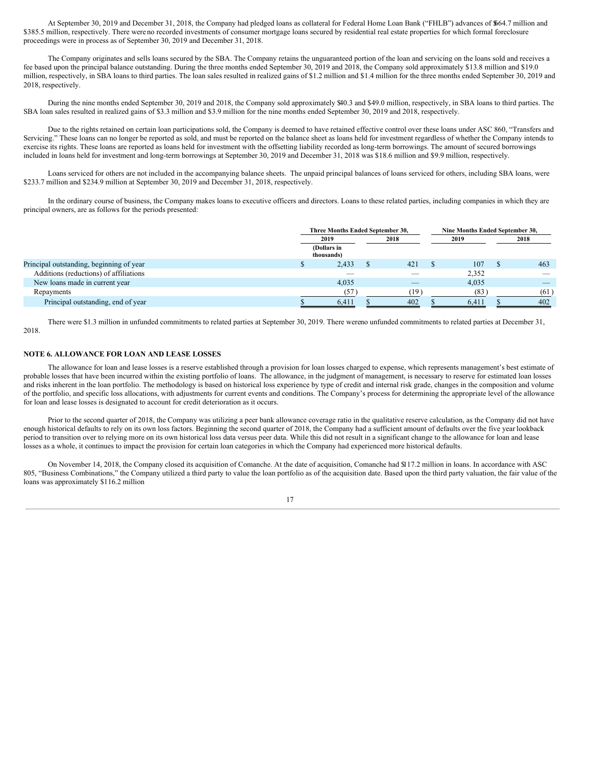At September 30, 2019 and December 31, 2018, the Company had pledged loans as collateral for Federal Home Loan Bank ("FHLB") advances of $664.7 million and $385.5 million, respectively. There were no recorded investments of consumer mortgage loans secured by residential real estate properties for which formal foreclosure proceedings were in process as of September 30, 2019 and December 31, 2018.

The Company originates and sells loans secured by the SBA. The Company retains the unguaranteed portion of the loan and servicing on the loans sold and receives a fee based upon the principal balance outstanding. During the three months ended September 30, 2019 and 2018, the Company sold approximately $13.8 million and $19.0 million, respectively, in SBA loans to third parties. The loan sales resulted in realized gains of $1.2 million and $1.4 million for the three months ended September 30, 2019 and 2018, respectively.

During the nine months ended September 30, 2019 and 2018, the Company sold approximately $40.3 and $49.0 million, respectively, in SBA loans to third parties. The SBA loan sales resulted in realized gains of $3.3 million and $3.9 million for the nine months ended September 30, 2019 and 2018, respectively.

Due to the rights retained on certain loan participations sold, the Company is deemed to have retained effective control over these loans under ASC 860, "Transfers and Servicing." These loans can no longer be reported as sold, and must be reported on the balance sheet as loans held for investment regardless of whether the Company intends to exercise its rights. These loans are reported as loans held for investment with the offsetting liability recorded as long-term borrowings. The amount of secured borrowings included in loans held for investment and long-term borrowings at September 30, 2019 and December 31, 2018 was $18.6 million and $9.9 million, respectively.

Loans serviced for others are not included in the accompanying balance sheets. The unpaid principal balances of loans serviced for others, including SBA loans, were $233.7 million and $234.9 million at September 30, 2019 and December 31, 2018, respectively.

In the ordinary course of business, the Company makes loans to executive officers and directors. Loans to these related parties, including companies in which they are principal owners, are as follows for the periods presented:

| | Three Months Ended September 30, | | Nine Months Ended September 30, | |
|---|---|---|---|---|
| | 2019 | 2018 | 2019 | 2018 |
| | (Dollars in thousands) | | | |
| Principal outstanding, beginning of year | $ 2,433 | $ 421 | $ 107 | $ 463 |
| Additions (reductions) of affiliations | — | — | 2,352 | — |
| New loans made in current year | 4,035 | — | 4,035 | — |
| Repayments | (57) | (19) | (83) | (61) |
| Principal outstanding, end of year | $ 6,411 | $ 402 | $ 6,411 | $ 402 |

There were $1.3 million in unfunded commitments to related parties at September 30, 2019. There were no unfunded commitments to related parties at December 31, 2018.

## NOTE 6. ALLOWANCE FOR LOAN AND LEASE LOSSES

The allowance for loan and lease losses is a reserve established through a provision for loan losses charged to expense, which represents management's best estimate of probable losses that have been incurred within the existing portfolio of loans. The allowance, in the judgment of management, is necessary to reserve for estimated loan losses and risks inherent in the loan portfolio. The methodology is based on historical loss experience by type of credit and internal risk grade, changes in the composition and volume of the portfolio, and specific loss allocations, with adjustments for current events and conditions. The Company's process for determining the appropriate level of the allowance for loan and lease losses is designated to account for credit deterioration as it occurs.

Prior to the second quarter of 2018, the Company was utilizing a peer bank allowance coverage ratio in the qualitative reserve calculation, as the Company did not have enough historical defaults to rely on its own loss factors. Beginning the second quarter of 2018, the Company had a sufficient amount of defaults over the five year lookback period to transition over to relying more on its own historical loss data versus peer data. While this did not result in a significant change to the allowance for loan and lease losses as a whole, it continues to impact the provision for certain loan categories in which the Company had experienced more historical defaults.

On November 14, 2018, the Company closed its acquisition of Comanche. At the date of acquisition, Comanche had $117.2 million in loans. In accordance with ASC 805, "Business Combinations," the Company utilized a third party to value the loan portfolio as of the acquisition date. Based upon the third party valuation, the fair value of the loans was approximately $116.2 million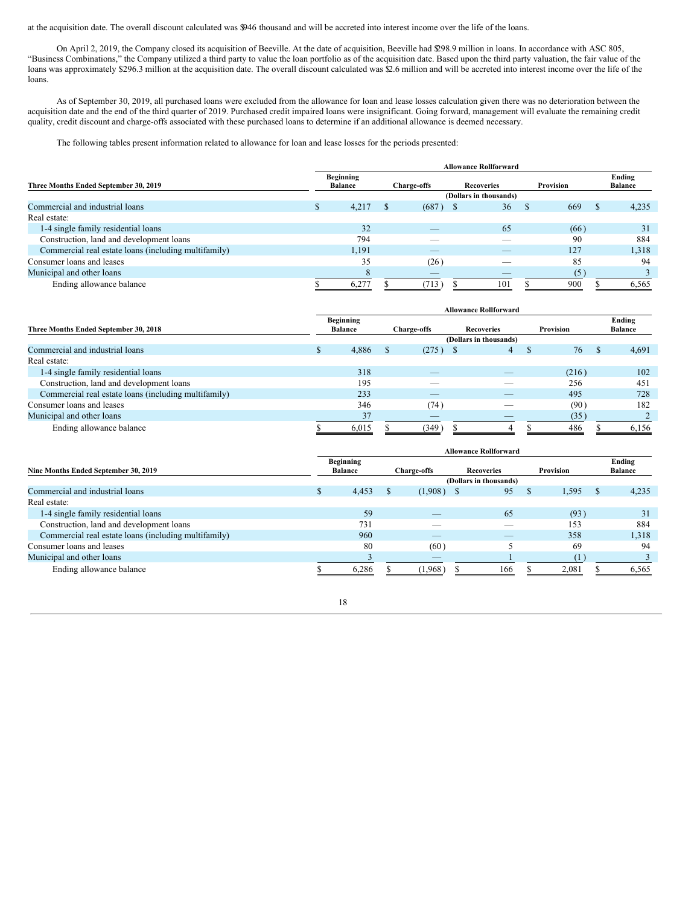at the acquisition date. The overall discount calculated was $946 thousand and will be accreted into interest income over the life of the loans.

On April 2, 2019, the Company closed its acquisition of Beeville. At the date of acquisition, Beeville had $298.9 million in loans. In accordance with ASC 805, "Business Combinations," the Company utilized a third party to value the loan portfolio as of the acquisition date. Based upon the third party valuation, the fair value of the loans was approximately $296.3 million at the acquisition date. The overall discount calculated was $2.6 million and will be accreted into interest income over the life of the loans.

As of September 30, 2019, all purchased loans were excluded from the allowance for loan and lease losses calculation given there was no deterioration between the acquisition date and the end of the third quarter of 2019. Purchased credit impaired loans were insignificant. Going forward, management will evaluate the remaining credit quality, credit discount and charge-offs associated with these purchased loans to determine if an additional allowance is deemed necessary.

The following tables present information related to allowance for loan and lease losses for the periods presented:

| | Allowance Rollforward | | | | |
|---|---|---|---|---|---|
| **Three Months Ended September 30, 2019** | **Beginning Balance** | **Charge-offs** | **Recoveries** | **Provision** | **Ending Balance** |
| | (Dollars in thousands) | | | | |
| Commercial and industrial loans | $ 4,217 | $ (687) | $ 36 | $ 669 | $ 4,235 |
| Real estate: | | | | | |
| 1-4 single family residential loans | 32 | — | 65 | (66) | 31 |
| Construction, land and development loans | 794 | — | — | 90 | 884 |
| Commercial real estate loans (including multifamily) | 1,191 | — | — | 127 | 1,318 |
| Consumer loans and leases | 35 | (26) | — | 85 | 94 |
| Municipal and other loans | 8 | — | — | (5) | 3 |
| Ending allowance balance | $ 6,277 | $ (713) | $ 101 | $ 900 | $ 6,565 |

| | Allowance Rollforward | | | | |
|---|---|---|---|---|---|
| **Three Months Ended September 30, 2018** | **Beginning Balance** | **Charge-offs** | **Recoveries** | **Provision** | **Ending Balance** |
| | (Dollars in thousands) | | | | |
| Commercial and industrial loans | $ 4,886 | $ (275) | $ 4 | $ 76 | $ 4,691 |
| Real estate: | | | | | |
| 1-4 single family residential loans | 318 | — | — | (216) | 102 |
| Construction, land and development loans | 195 | — | — | 256 | 451 |
| Commercial real estate loans (including multifamily) | 233 | — | — | 495 | 728 |
| Consumer loans and leases | 346 | (74) | — | (90) | 182 |
| Municipal and other loans | 37 | — | — | (35) | 2 |
| Ending allowance balance | $ 6,015 | $ (349) | $ 4 | $ 486 | $ 6,156 |

| | Allowance Rollforward | | | | |
|---|---|---|---|---|---|
| **Nine Months Ended September 30, 2019** | **Beginning Balance** | **Charge-offs** | **Recoveries** | **Provision** | **Ending Balance** |
| | (Dollars in thousands) | | | | |
| Commercial and industrial loans | $ 4,453 | $ (1,908) | $ 95 | $ 1,595 | $ 4,235 |
| Real estate: | | | | | |
| 1-4 single family residential loans | 59 | — | 65 | (93) | 31 |
| Construction, land and development loans | 731 | — | — | 153 | 884 |
| Commercial real estate loans (including multifamily) | 960 | — | — | 358 | 1,318 |
| Consumer loans and leases | 80 | (60) | 5 | 69 | 94 |
| Municipal and other loans | 3 | — | 1 | (1) | 3 |
| Ending allowance balance | $ 6,286 | $ (1,968) | $ 166 | $ 2,081 | $ 6,565 |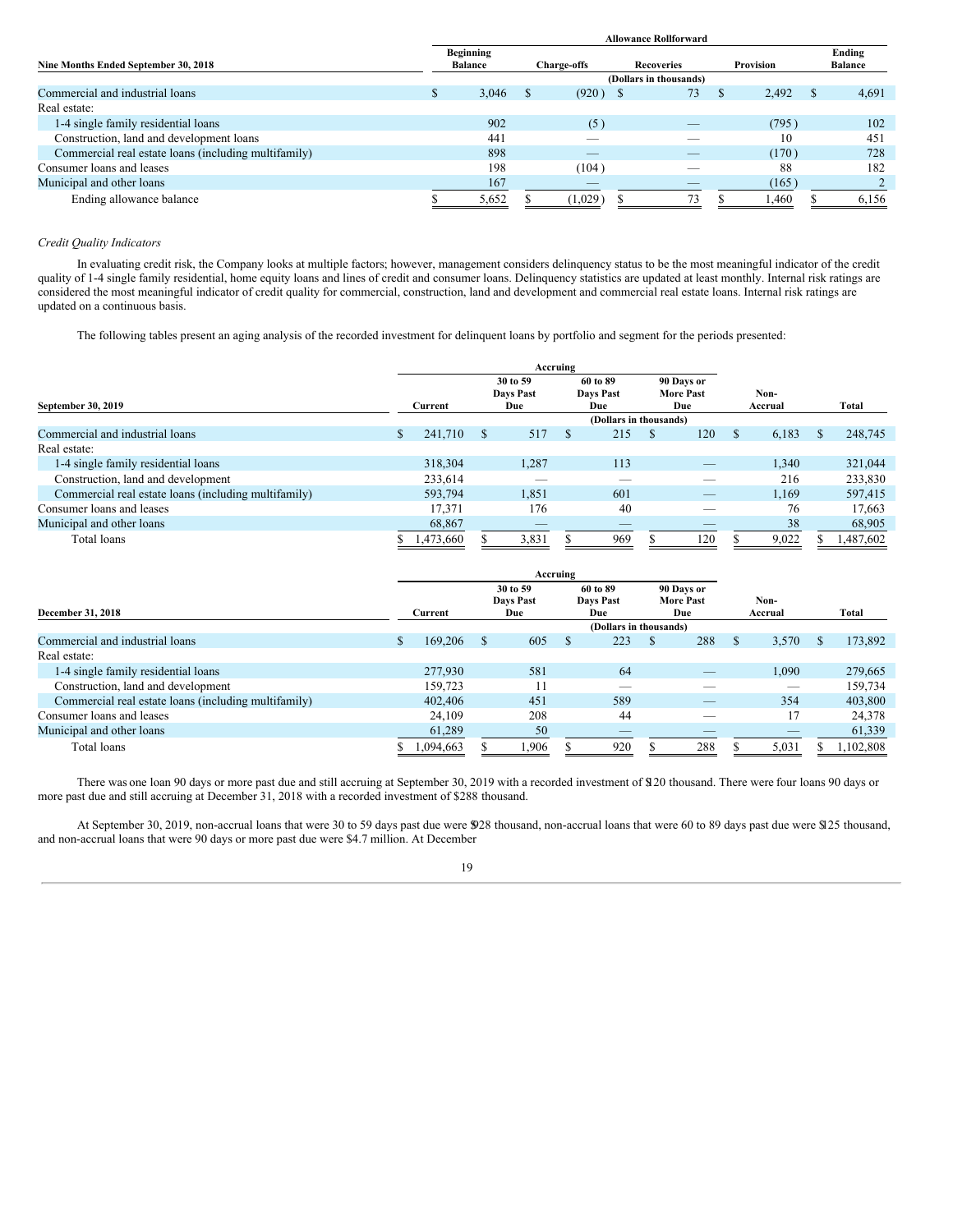| Nine Months Ended September 30, 2018 | Allowance Rollforward | | | | |
|---|---|---|---|---|---|
| | Beginning Balance | Charge-offs | Recoveries | Provision | Ending Balance |
| | (Dollars in thousands) | | | | |
| Commercial and industrial loans | $ 3,046 | $ (920) | $ 73 | $ 2,492 | $ 4,691 |
| Real estate: | | | | | |
| 1-4 single family residential loans | 902 | (5) | — | (795) | 102 |
| Construction, land and development loans | 441 | — | — | 10 | 451 |
| Commercial real estate loans (including multifamily) | 898 | — | — | (170) | 728 |
| Consumer loans and leases | 198 | (104) | — | 88 | 182 |
| Municipal and other loans | 167 | — | — | (165) | 2 |
| Ending allowance balance | $ 5,652 | $ (1,029) | $ 73 | $ 1,460 | $ 6,156 |

*Credit Quality Indicators*

In evaluating credit risk, the Company looks at multiple factors; however, management considers delinquency status to be the most meaningful indicator of the credit quality of 1-4 single family residential, home equity loans and lines of credit and consumer loans. Delinquency statistics are updated at least monthly. Internal risk ratings are considered the most meaningful indicator of credit quality for commercial, construction, land and development and commercial real estate loans. Internal risk ratings are updated on a continuous basis.

The following tables present an aging analysis of the recorded investment for delinquent loans by portfolio and segment for the periods presented:

| September 30, 2019 | Accruing | | | | | |
|---|---|---|---|---|---|---|
| | Current | 30 to 59 Days Past Due | 60 to 89 Days Past Due | 90 Days or More Past Due | Non-Accrual | Total |
| | (Dollars in thousands) | | | | | |
| Commercial and industrial loans | $ 241,710 | $ 517 | $ 215 | $ 120 | $ 6,183 | $ 248,745 |
| Real estate: | | | | | | |
| 1-4 single family residential loans | 318,304 | 1,287 | 113 | — | 1,340 | 321,044 |
| Construction, land and development | 233,614 | — | — | — | 216 | 233,830 |
| Commercial real estate loans (including multifamily) | 593,794 | 1,851 | 601 | — | 1,169 | 597,415 |
| Consumer loans and leases | 17,371 | 176 | 40 | — | 76 | 17,663 |
| Municipal and other loans | 68,867 | — | — | — | 38 | 68,905 |
| Total loans | $ 1,473,660 | $ 3,831 | $ 969 | $ 120 | $ 9,022 | $ 1,487,602 |

| December 31, 2018 | Accruing | | | | | |
|---|---|---|---|---|---|---|
| | Current | 30 to 59 Days Past Due | 60 to 89 Days Past Due | 90 Days or More Past Due | Non-Accrual | Total |
| | (Dollars in thousands) | | | | | |
| Commercial and industrial loans | $ 169,206 | $ 605 | $ 223 | $ 288 | $ 3,570 | $ 173,892 |
| Real estate: | | | | | | |
| 1-4 single family residential loans | 277,930 | 581 | 64 | — | 1,090 | 279,665 |
| Construction, land and development | 159,723 | 11 | — | — | — | 159,734 |
| Commercial real estate loans (including multifamily) | 402,406 | 451 | 589 | — | 354 | 403,800 |
| Consumer loans and leases | 24,109 | 208 | 44 | — | 17 | 24,378 |
| Municipal and other loans | 61,289 | 50 | — | — | — | 61,339 |
| Total loans | $ 1,094,663 | $ 1,906 | $ 920 | $ 288 | $ 5,031 | $ 1,102,808 |

There was one loan 90 days or more past due and still accruing at September 30, 2019 with a recorded investment of $120 thousand. There were four loans 90 days or more past due and still accruing at December 31, 2018 with a recorded investment of $288 thousand.

At September 30, 2019, non-accrual loans that were 30 to 59 days past due were $928 thousand, non-accrual loans that were 60 to 89 days past due were $125 thousand, and non-accrual loans that were 90 days or more past due were $4.7 million. At December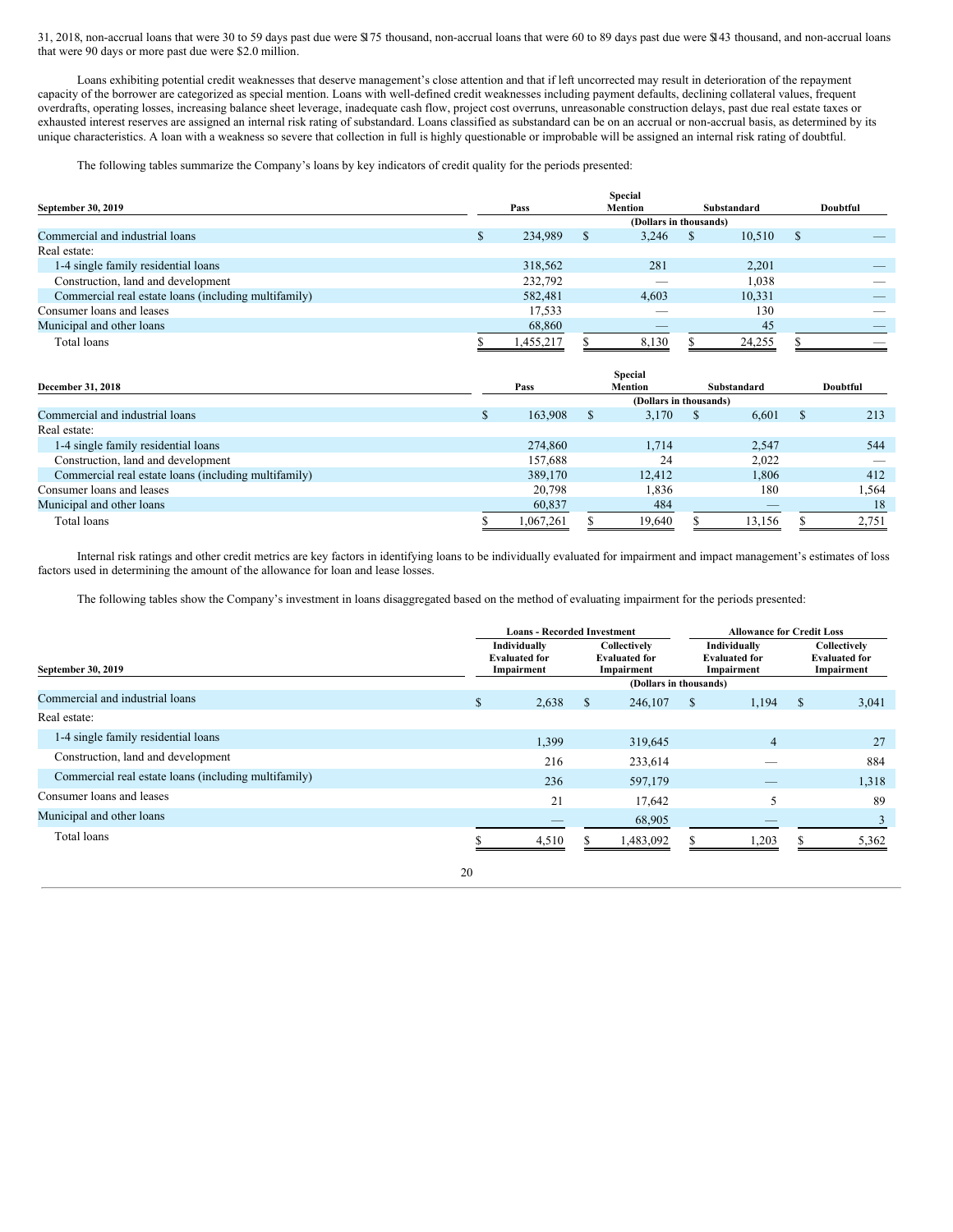31, 2018, non-accrual loans that were 30 to 59 days past due were $175 thousand, non-accrual loans that were 60 to 89 days past due were $143 thousand, and non-accrual loans that were 90 days or more past due were $2.0 million.

Loans exhibiting potential credit weaknesses that deserve management's close attention and that if left uncorrected may result in deterioration of the repayment capacity of the borrower are categorized as special mention. Loans with well-defined credit weaknesses including payment defaults, declining collateral values, frequent overdrafts, operating losses, increasing balance sheet leverage, inadequate cash flow, project cost overruns, unreasonable construction delays, past due real estate taxes or exhausted interest reserves are assigned an internal risk rating of substandard. Loans classified as substandard can be on an accrual or non-accrual basis, as determined by its unique characteristics. A loan with a weakness so severe that collection in full is highly questionable or improbable will be assigned an internal risk rating of doubtful.

The following tables summarize the Company's loans by key indicators of credit quality for the periods presented:

| September 30, 2019 | Pass | Special Mention | Substandard | Doubtful |
|---|---|---|---|---|
| | (Dollars in thousands) | | | |
| Commercial and industrial loans | $ 234,989 | $ 3,246 | $ 10,510 | $ — |
| Real estate: | | | | |
| 1-4 single family residential loans | 318,562 | 281 | 2,201 | — |
| Construction, land and development | 232,792 | — | 1,038 | — |
| Commercial real estate loans (including multifamily) | 582,481 | 4,603 | 10,331 | — |
| Consumer loans and leases | 17,533 | — | 130 | — |
| Municipal and other loans | 68,860 | — | 45 | — |
| Total loans | $ 1,455,217 | $ 8,130 | $ 24,255 | $ — |

| December 31, 2018 | Pass | Special Mention | Substandard | Doubtful |
|---|---|---|---|---|
| | (Dollars in thousands) | | | |
| Commercial and industrial loans | $ 163,908 | $ 3,170 | $ 6,601 | $ 213 |
| Real estate: | | | | |
| 1-4 single family residential loans | 274,860 | 1,714 | 2,547 | 544 |
| Construction, land and development | 157,688 | 24 | 2,022 | — |
| Commercial real estate loans (including multifamily) | 389,170 | 12,412 | 1,806 | 412 |
| Consumer loans and leases | 20,798 | 1,836 | 180 | 1,564 |
| Municipal and other loans | 60,837 | 484 | — | 18 |
| Total loans | $ 1,067,261 | $ 19,640 | $ 13,156 | $ 2,751 |

Internal risk ratings and other credit metrics are key factors in identifying loans to be individually evaluated for impairment and impact management's estimates of loss factors used in determining the amount of the allowance for loan and lease losses.

The following tables show the Company's investment in loans disaggregated based on the method of evaluating impairment for the periods presented:

| | Loans - Recorded Investment | | Allowance for Credit Loss | |
|---|---|---|---|---|
| September 30, 2019 | Individually Evaluated for Impairment | Collectively Evaluated for Impairment | Individually Evaluated for Impairment | Collectively Evaluated for Impairment |
| | (Dollars in thousands) | | | |
| Commercial and industrial loans | $ 2,638 | $ 246,107 | $ 1,194 | $ 3,041 |
| Real estate: | | | | |
| 1-4 single family residential loans | 1,399 | 319,645 | 4 | 27 |
| Construction, land and development | 216 | 233,614 | — | 884 |
| Commercial real estate loans (including multifamily) | 236 | 597,179 | — | 1,318 |
| Consumer loans and leases | 21 | 17,642 | 5 | 89 |
| Municipal and other loans | — | 68,905 | — | 3 |
| Total loans | $ 4,510 | $ 1,483,092 | $ 1,203 | $ 5,362 |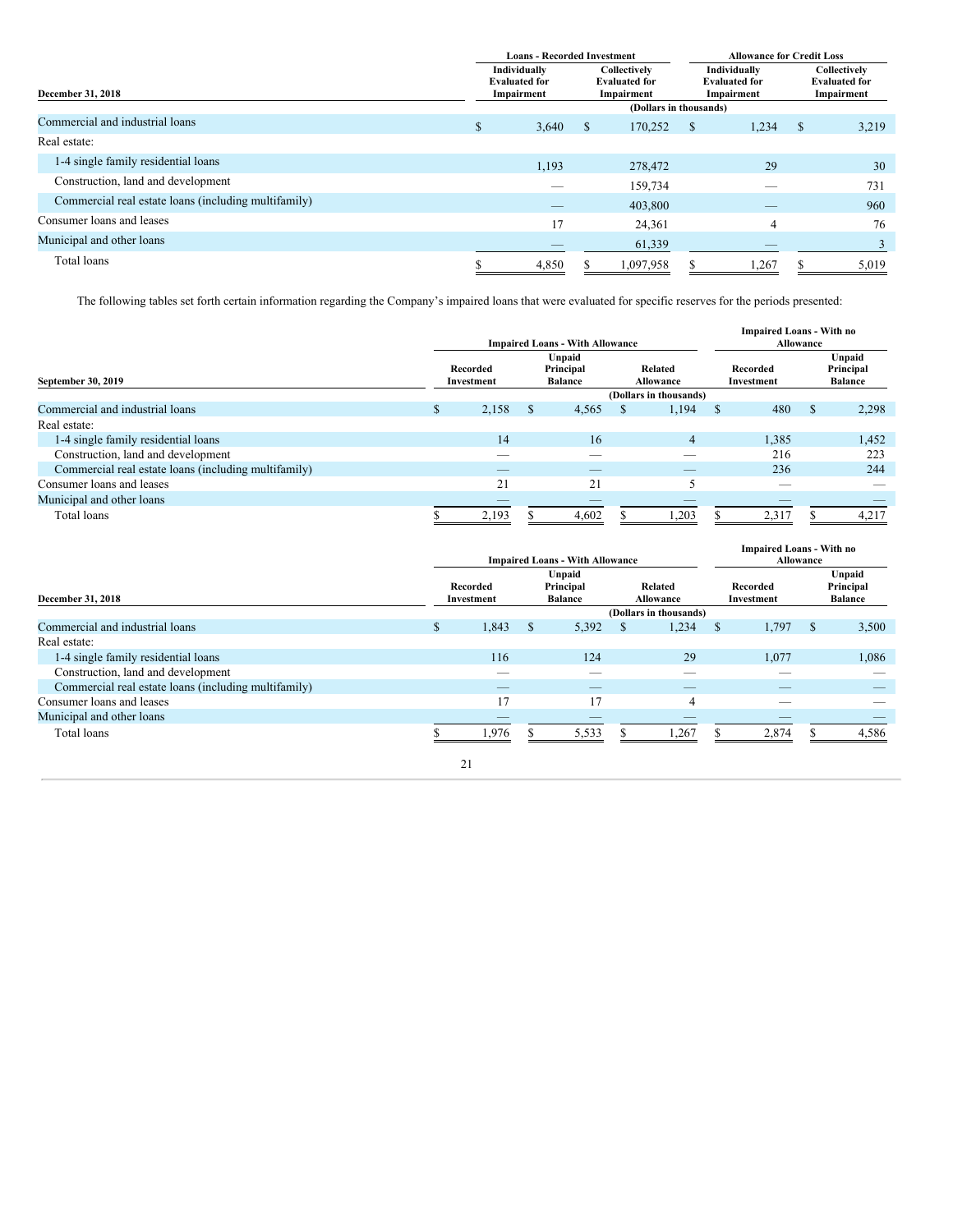| December 31, 2018 | Loans - Recorded Investment | | Allowance for Credit Loss | |
|---|---|---|---|---|
| | Individually Evaluated for Impairment | Collectively Evaluated for Impairment | Individually Evaluated for Impairment | Collectively Evaluated for Impairment |
| | (Dollars in thousands) | | | |
| Commercial and industrial loans | $ 3,640 | $ 170,252 | $ 1,234 | $ 3,219 |
| Real estate: | | | | |
| 1-4 single family residential loans | 1,193 | 278,472 | 29 | 30 |
| Construction, land and development | — | 159,734 | — | 731 |
| Commercial real estate loans (including multifamily) | — | 403,800 | — | 960 |
| Consumer loans and leases | 17 | 24,361 | 4 | 76 |
| Municipal and other loans | — | 61,339 | — | 3 |
| Total loans | $ 4,850 | $ 1,097,958 | $ 1,267 | $ 5,019 |

The following tables set forth certain information regarding the Company's impaired loans that were evaluated for specific reserves for the periods presented:

| September 30, 2019 | Impaired Loans - With Allowance | | | Impaired Loans - With no Allowance | |
|---|---|---|---|---|---|
| | Recorded Investment | Unpaid Principal Balance | Related Allowance | Recorded Investment | Unpaid Principal Balance |
| | (Dollars in thousands) | | | | |
| Commercial and industrial loans | $ 2,158 | $ 4,565 | $ 1,194 | $ 480 | $ 2,298 |
| Real estate: | | | | | |
| 1-4 single family residential loans | 14 | 16 | 4 | 1,385 | 1,452 |
| Construction, land and development | — | — | — | 216 | 223 |
| Commercial real estate loans (including multifamily) | — | — | — | 236 | 244 |
| Consumer loans and leases | 21 | 21 | 5 | — | — |
| Municipal and other loans | — | — | — | — | — |
| Total loans | $ 2,193 | $ 4,602 | $ 1,203 | $ 2,317 | $ 4,217 |

| December 31, 2018 | Impaired Loans - With Allowance | | | Impaired Loans - With no Allowance | |
|---|---|---|---|---|---|
| | Recorded Investment | Unpaid Principal Balance | Related Allowance | Recorded Investment | Unpaid Principal Balance |
| | (Dollars in thousands) | | | | |
| Commercial and industrial loans | $ 1,843 | $ 5,392 | $ 1,234 | $ 1,797 | $ 3,500 |
| Real estate: | | | | | |
| 1-4 single family residential loans | 116 | 124 | 29 | 1,077 | 1,086 |
| Construction, land and development | — | — | — | — | — |
| Commercial real estate loans (including multifamily) | — | — | — | — | — |
| Consumer loans and leases | 17 | 17 | 4 | — | — |
| Municipal and other loans | — | — | — | — | — |
| Total loans | $ 1,976 | $ 5,533 | $ 1,267 | $ 2,874 | $ 4,586 |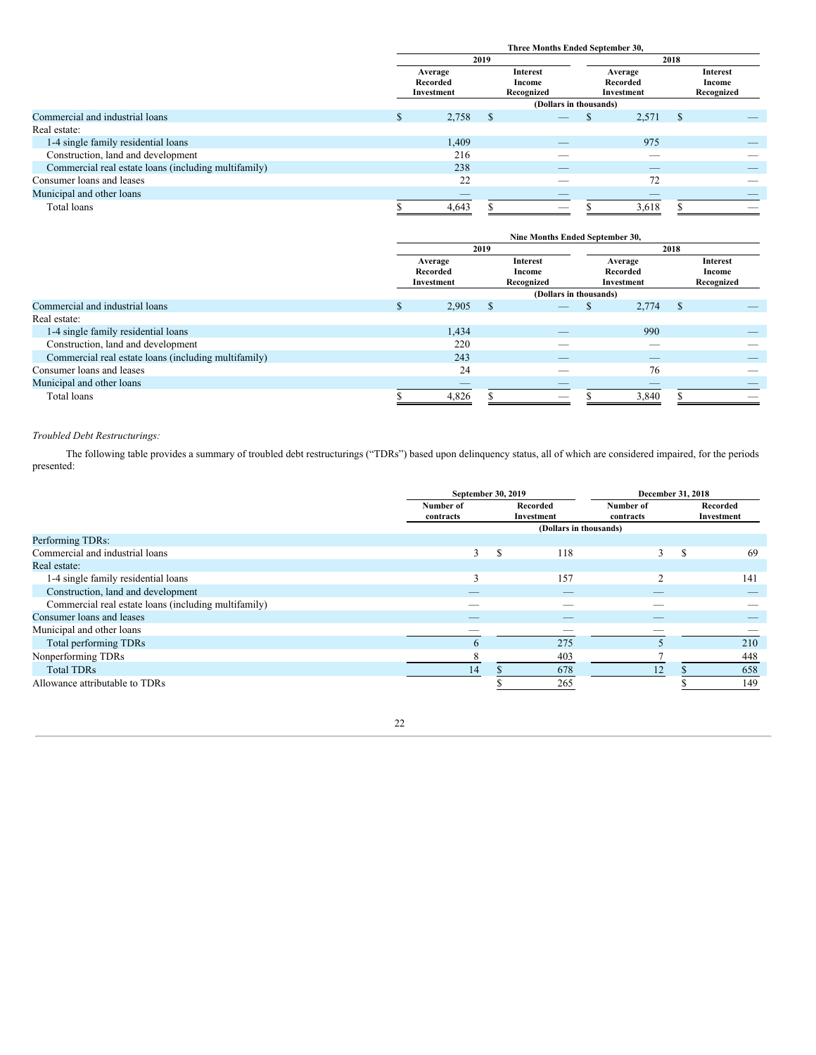| | Three Months Ended September 30, | | | |
|---|---|---|---|---|
| | 2019 | | 2018 | |
| | Average Recorded Investment | Interest Income Recognized | Average Recorded Investment | Interest Income Recognized |
| | (Dollars in thousands) | | | |
| Commercial and industrial loans | $ 2,758 | $ — | $ 2,571 | $ — |
| Real estate: | | | | |
| 1-4 single family residential loans | 1,409 | — | 975 | — |
| Construction, land and development | 216 | — | — | — |
| Commercial real estate loans (including multifamily) | 238 | — | — | — |
| Consumer loans and leases | 22 | — | 72 | — |
| Municipal and other loans | — | — | — | — |
| Total loans | $ 4,643 | $ — | $ 3,618 | $ — |

| | Nine Months Ended September 30, | | | |
|---|---|---|---|---|
| | 2019 | | 2018 | |
| | Average Recorded Investment | Interest Income Recognized | Average Recorded Investment | Interest Income Recognized |
| | (Dollars in thousands) | | | |
| Commercial and industrial loans | $ 2,905 | $ — | $ 2,774 | $ — |
| Real estate: | | | | |
| 1-4 single family residential loans | 1,434 | — | 990 | — |
| Construction, land and development | 220 | — | — | — |
| Commercial real estate loans (including multifamily) | 243 | — | — | — |
| Consumer loans and leases | 24 | — | 76 | — |
| Municipal and other loans | — | — | — | — |
| Total loans | $ 4,826 | $ — | $ 3,840 | $ — |

*Troubled Debt Restructurings:*

The following table provides a summary of troubled debt restructurings ("TDRs") based upon delinquency status, all of which are considered impaired, for the periods presented:

| | September 30, 2019 | | December 31, 2018 | |
|---|---|---|---|---|
| | Number of contracts | Recorded Investment | Number of contracts | Recorded Investment |
| | (Dollars in thousands) | | | |
| Performing TDRs: | | | | |
| Commercial and industrial loans | 3 | $ 118 | 3 | $ 69 |
| Real estate: | | | | |
| 1-4 single family residential loans | 3 | 157 | 2 | 141 |
| Construction, land and development | — | — | — | — |
| Commercial real estate loans (including multifamily) | — | — | — | — |
| Consumer loans and leases | — | — | — | — |
| Municipal and other loans | — | — | — | — |
| Total performing TDRs | 6 | 275 | 5 | 210 |
| Nonperforming TDRs | 8 | 403 | 7 | 448 |
| Total TDRs | 14 | $ 678 | 12 | $ 658 |
| Allowance attributable to TDRs | | $ 265 | | $ 149 |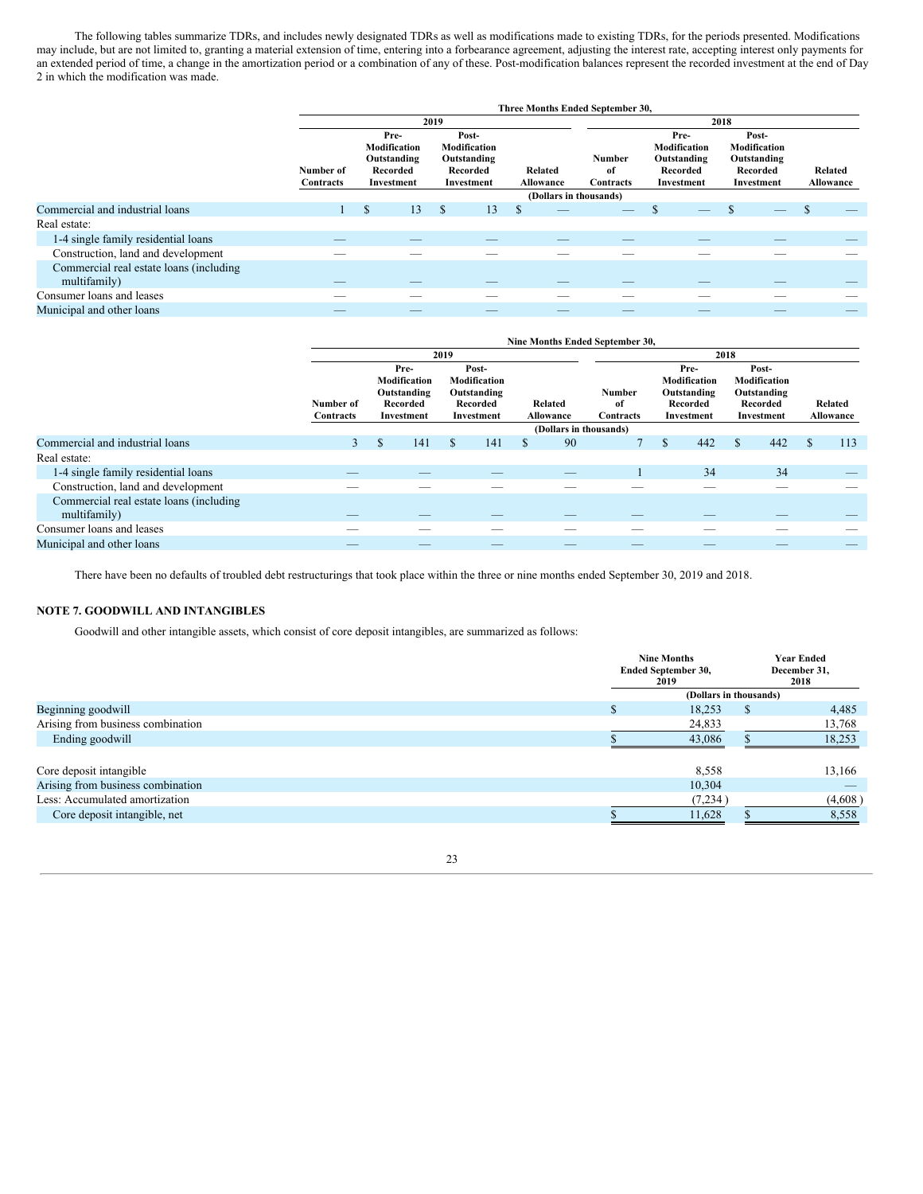The following tables summarize TDRs, and includes newly designated TDRs as well as modifications made to existing TDRs, for the periods presented. Modifications may include, but are not limited to, granting a material extension of time, entering into a forbearance agreement, adjusting the interest rate, accepting interest only payments for an extended period of time, a change in the amortization period or a combination of any of these. Post-modification balances represent the recorded investment at the end of Day 2 in which the modification was made.

| | Three Months Ended September 30, | | | | | | | |
|---|---|---|---|---|---|---|---|---|
| | 2019 | | | | 2018 | | | |
| | Number of Contracts | Pre-Modification Outstanding Recorded Investment | Post-Modification Outstanding Recorded Investment | Related Allowance | Number of Contracts | Pre-Modification Outstanding Recorded Investment | Post-Modification Outstanding Recorded Investment | Related Allowance |
| | (Dollars in thousands) | | | | | | | |
| Commercial and industrial loans | 1 | $ 13 | $ 13 | $ — | — | $ — | $ — | $ — |
| Real estate: | | | | | | | | |
| 1-4 single family residential loans | — | — | — | — | — | — | — | — |
| Construction, land and development | — | — | — | — | — | — | — | — |
| Commercial real estate loans (including multifamily) | — | — | — | — | — | — | — | — |
| Consumer loans and leases | — | — | — | — | — | — | — | — |
| Municipal and other loans | — | — | — | — | — | — | — | — |

| | Nine Months Ended September 30, | | | | | | | |
|---|---|---|---|---|---|---|---|---|
| | 2019 | | | | 2018 | | | |
| | Number of Contracts | Pre-Modification Outstanding Recorded Investment | Post-Modification Outstanding Recorded Investment | Related Allowance | Number of Contracts | Pre-Modification Outstanding Recorded Investment | Post-Modification Outstanding Recorded Investment | Related Allowance |
| | (Dollars in thousands) | | | | | | | |
| Commercial and industrial loans | 3 | $ 141 | $ 141 | $ 90 | 7 | $ 442 | $ 442 | $ 113 |
| Real estate: | | | | | | | | |
| 1-4 single family residential loans | — | — | — | — | 1 | 34 | 34 | — |
| Construction, land and development | — | — | — | — | — | — | — | — |
| Commercial real estate loans (including multifamily) | — | — | — | — | — | — | — | — |
| Consumer loans and leases | — | — | — | — | — | — | — | — |
| Municipal and other loans | — | — | — | — | — | — | — | — |

There have been no defaults of troubled debt restructurings that took place within the three or nine months ended September 30, 2019 and 2018.

## NOTE 7. GOODWILL AND INTANGIBLES

Goodwill and other intangible assets, which consist of core deposit intangibles, are summarized as follows:

| | Nine Months Ended September 30, 2019 | Year Ended December 31, 2018 |
|---|---|---|
| | (Dollars in thousands) | |
| Beginning goodwill | $ 18,253 | $ 4,485 |
| Arising from business combination | 24,833 | 13,768 |
| Ending goodwill | $ 43,086 | $ 18,253 |
| | | |
| Core deposit intangible | 8,558 | 13,166 |
| Arising from business combination | 10,304 | — |
| Less: Accumulated amortization | (7,234) | (4,608) |
| Core deposit intangible, net | $ 11,628 | $ 8,558 |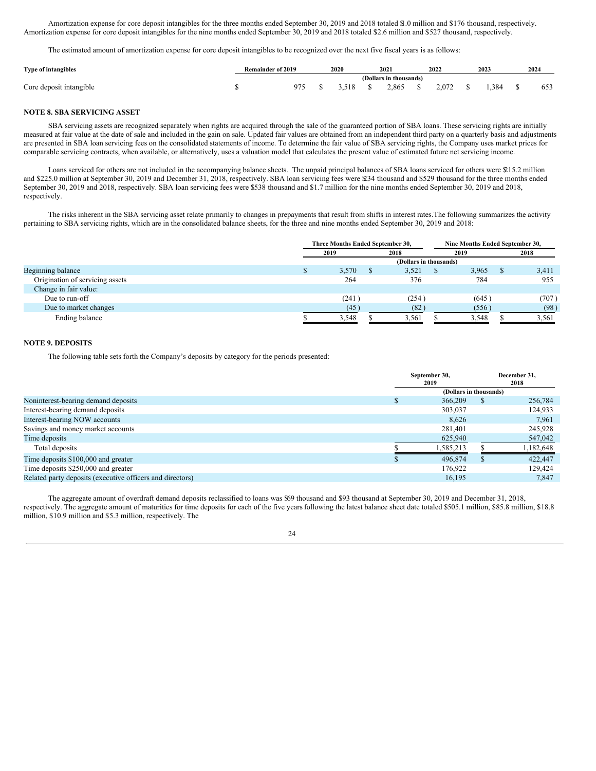Amortization expense for core deposit intangibles for the three months ended September 30, 2019 and 2018 totaled $1.0 million and $176 thousand, respectively. Amortization expense for core deposit intangibles for the nine months ended September 30, 2019 and 2018 totaled $2.6 million and $527 thousand, respectively.

The estimated amount of amortization expense for core deposit intangibles to be recognized over the next five fiscal years is as follows:

| Type of intangibles | Remainder of 2019 | 2020 | 2021 | 2022 | 2023 | 2024 |
|---|---|---|---|---|---|---|
| | (Dollars in thousands) | | | | | |
| Core deposit intangible | $ 975 | $ 3,518 | $ 2,865 | $ 2,072 | $ 1,384 | $ 653 |

## NOTE 8. SBA SERVICING ASSET

SBA servicing assets are recognized separately when rights are acquired through the sale of the guaranteed portion of SBA loans. These servicing rights are initially measured at fair value at the date of sale and included in the gain on sale. Updated fair values are obtained from an independent third party on a quarterly basis and adjustments are presented in SBA loan servicing fees on the consolidated statements of income. To determine the fair value of SBA servicing rights, the Company uses market prices for comparable servicing contracts, when available, or alternatively, uses a valuation model that calculates the present value of estimated future net servicing income.

Loans serviced for others are not included in the accompanying balance sheets. The unpaid principal balances of SBA loans serviced for others were $215.2 million and $225.0 million at September 30, 2019 and December 31, 2018, respectively. SBA loan servicing fees were $234 thousand and $529 thousand for the three months ended September 30, 2019 and 2018, respectively. SBA loan servicing fees were $538 thousand and $1.7 million for the nine months ended September 30, 2019 and 2018, respectively.

The risks inherent in the SBA servicing asset relate primarily to changes in prepayments that result from shifts in interest rates.The following summarizes the activity pertaining to SBA servicing rights, which are in the consolidated balance sheets, for the three and nine months ended September 30, 2019 and 2018:

| | Three Months Ended September 30, | | Nine Months Ended September 30, | |
|---|---|---|---|---|
| | 2019 | 2018 | 2019 | 2018 |
| | (Dollars in thousands) | | | |
| Beginning balance | $ 3,570 | $ 3,521 | $ 3,965 | $ 3,411 |
| Origination of servicing assets | 264 | 376 | 784 | 955 |
| Change in fair value: | | | | |
| Due to run-off | (241) | (254) | (645) | (707) |
| Due to market changes | (45) | (82) | (556) | (98) |
| Ending balance | $ 3,548 | $ 3,561 | $ 3,548 | $ 3,561 |

## NOTE 9. DEPOSITS

The following table sets forth the Company's deposits by category for the periods presented:

| | September 30, 2019 | December 31, 2018 |
|---|---|---|
| | (Dollars in thousands) | |
| Noninterest-bearing demand deposits | $ 366,209 | $ 256,784 |
| Interest-bearing demand deposits | 303,037 | 124,933 |
| Interest-bearing NOW accounts | 8,626 | 7,961 |
| Savings and money market accounts | 281,401 | 245,928 |
| Time deposits | 625,940 | 547,042 |
| Total deposits | $ 1,585,213 | $ 1,182,648 |
| Time deposits $100,000 and greater | $ 496,874 | $ 422,447 |
| Time deposits $250,000 and greater | 176,922 | 129,424 |
| Related party deposits (executive officers and directors) | 16,195 | 7,847 |

The aggregate amount of overdraft demand deposits reclassified to loans was $69 thousand and $93 thousand at September 30, 2019 and December 31, 2018, respectively. The aggregate amount of maturities for time deposits for each of the five years following the latest balance sheet date totaled $505.1 million, $85.8 million, $18.8 million, $10.9 million and $5.3 million, respectively. The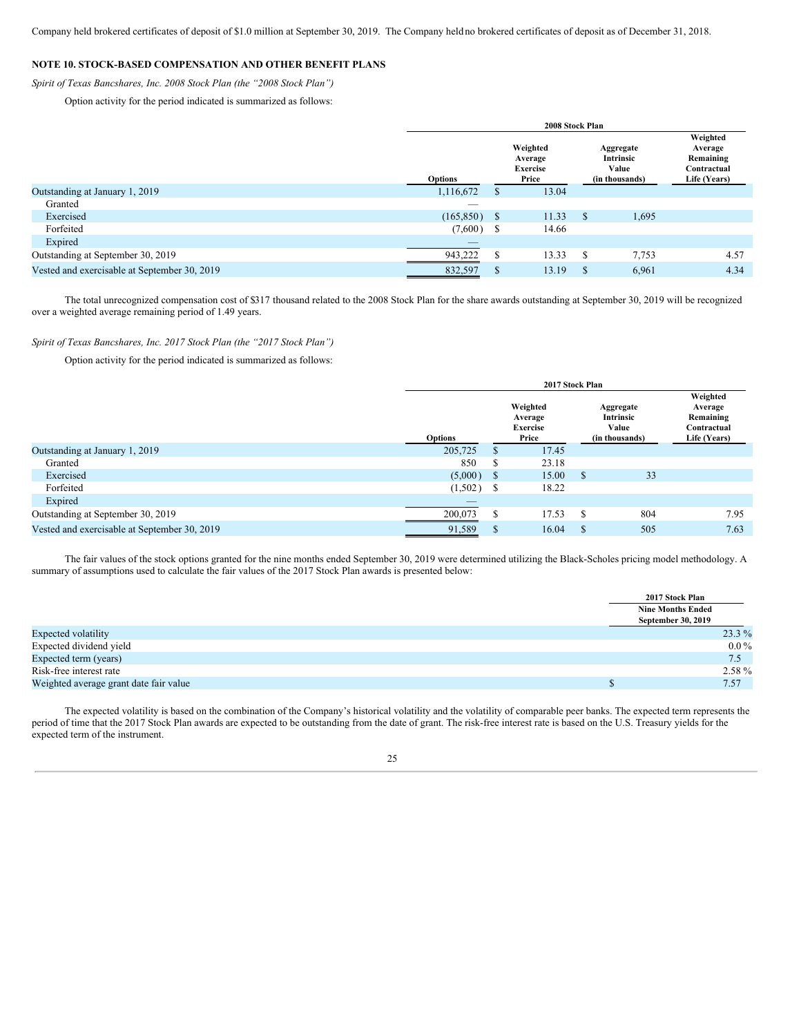Company held brokered certificates of deposit of $1.0 million at September 30, 2019. The Company held no brokered certificates of deposit as of December 31, 2018.

## NOTE 10. STOCK-BASED COMPENSATION AND OTHER BENEFIT PLANS

*Spirit of Texas Bancshares, Inc. 2008 Stock Plan (the "2008 Stock Plan")*

Option activity for the period indicated is summarized as follows:

| | 2008 Stock Plan | | | |
|---|---|---|---|---|
| | Options | Weighted Average Exercise Price | Aggregate Intrinsic Value (in thousands) | Weighted Average Remaining Contractual Life (Years) |
| Outstanding at January 1, 2019 | 1,116,672 | $ 13.04 | | |
| Granted | — | | | |
| Exercised | (165,850) | $ 11.33 | $ 1,695 | |
| Forfeited | (7,600) | $ 14.66 | | |
| Expired | — | | | |
| Outstanding at September 30, 2019 | 943,222 | $ 13.33 | $ 7,753 | 4.57 |
| Vested and exercisable at September 30, 2019 | 832,597 | $ 13.19 | $ 6,961 | 4.34 |

The total unrecognized compensation cost of $317 thousand related to the 2008 Stock Plan for the share awards outstanding at September 30, 2019 will be recognized over a weighted average remaining period of 1.49 years.

*Spirit of Texas Bancshares, Inc. 2017 Stock Plan (the "2017 Stock Plan")*

Option activity for the period indicated is summarized as follows:

| | 2017 Stock Plan | | | |
|---|---|---|---|---|
| | Options | Weighted Average Exercise Price | Aggregate Intrinsic Value (in thousands) | Weighted Average Remaining Contractual Life (Years) |
| Outstanding at January 1, 2019 | 205,725 | $ 17.45 | | |
| Granted | 850 | $ 23.18 | | |
| Exercised | (5,000) | $ 15.00 | $ 33 | |
| Forfeited | (1,502) | $ 18.22 | | |
| Expired | — | | | |
| Outstanding at September 30, 2019 | 200,073 | $ 17.53 | $ 804 | 7.95 |
| Vested and exercisable at September 30, 2019 | 91,589 | $ 16.04 | $ 505 | 7.63 |

The fair values of the stock options granted for the nine months ended September 30, 2019 were determined utilizing the Black-Scholes pricing model methodology. A summary of assumptions used to calculate the fair values of the 2017 Stock Plan awards is presented below:

| | 2017 Stock Plan |
|---|---|
| | Nine Months Ended September 30, 2019 |
| Expected volatility | 23.3 % |
| Expected dividend yield | 0.0 % |
| Expected term (years) | 7.5 |
| Risk-free interest rate | 2.58 % |
| Weighted average grant date fair value | $ 7.57 |

The expected volatility is based on the combination of the Company's historical volatility and the volatility of comparable peer banks. The expected term represents the period of time that the 2017 Stock Plan awards are expected to be outstanding from the date of grant. The risk-free interest rate is based on the U.S. Treasury yields for the expected term of the instrument.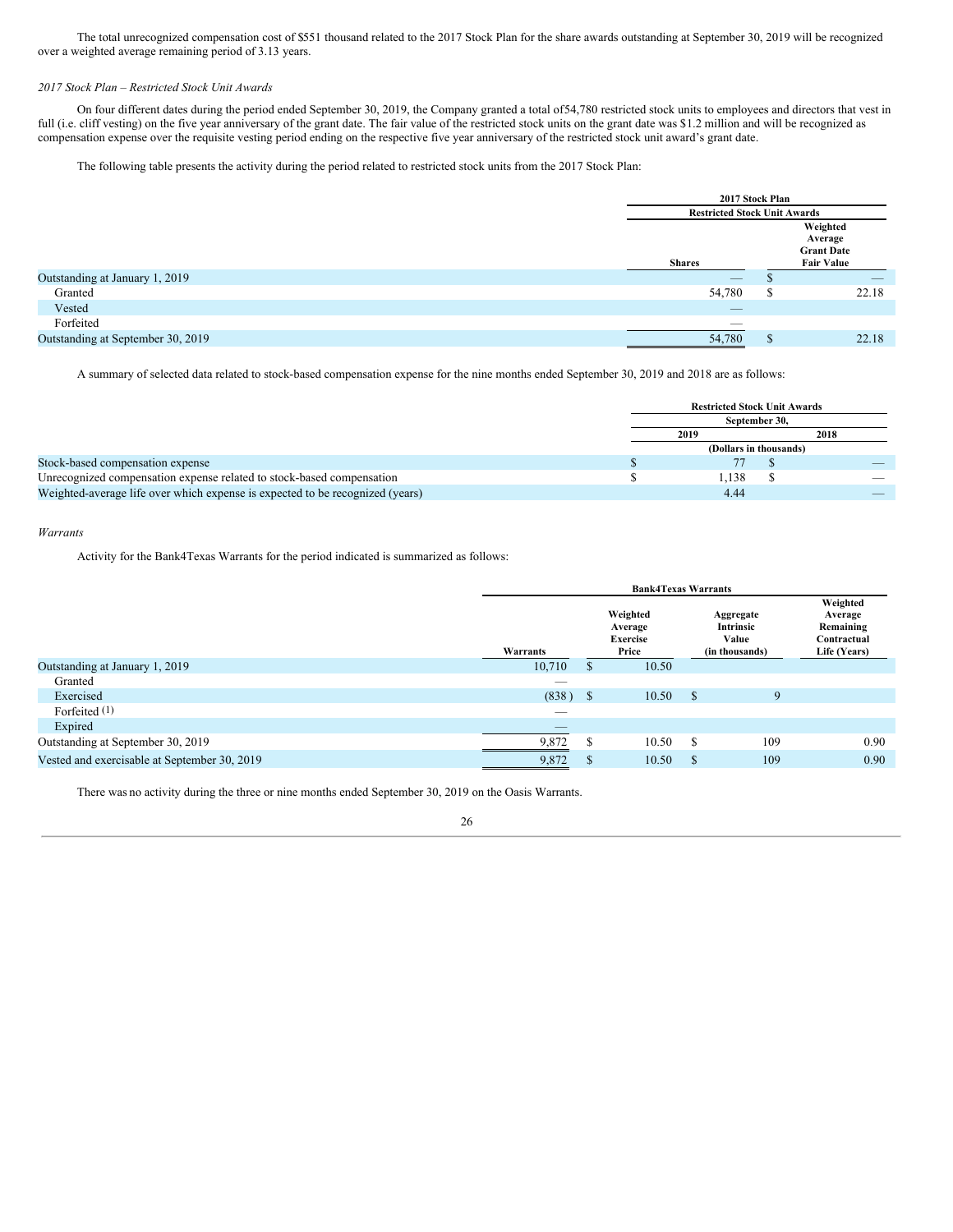The total unrecognized compensation cost of $551 thousand related to the 2017 Stock Plan for the share awards outstanding at September 30, 2019 will be recognized over a weighted average remaining period of 3.13 years.

*2017 Stock Plan – Restricted Stock Unit Awards*

On four different dates during the period ended September 30, 2019, the Company granted a total of 54,780 restricted stock units to employees and directors that vest in full (i.e. cliff vesting) on the five year anniversary of the grant date. The fair value of the restricted stock units on the grant date was $1.2 million and will be recognized as compensation expense over the requisite vesting period ending on the respective five year anniversary of the restricted stock unit award's grant date.

The following table presents the activity during the period related to restricted stock units from the 2017 Stock Plan:

| | 2017 Stock Plan Restricted Stock Unit Awards | |
|---|---|---|
| | Shares | Weighted Average Grant Date Fair Value |
| Outstanding at January 1, 2019 | — | $ — |
| Granted | 54,780 | $ 22.18 |
| Vested | — | |
| Forfeited | — | |
| Outstanding at September 30, 2019 | 54,780 | $ 22.18 |

A summary of selected data related to stock-based compensation expense for the nine months ended September 30, 2019 and 2018 are as follows:

| | Restricted Stock Unit Awards September 30, | |
|---|---|---|
| | 2019 | 2018 |
| | (Dollars in thousands) | |
| Stock-based compensation expense | $ 77 | $ — |
| Unrecognized compensation expense related to stock-based compensation | $ 1,138 | $ — |
| Weighted-average life over which expense is expected to be recognized (years) | 4.44 | — |

*Warrants*

Activity for the Bank4Texas Warrants for the period indicated is summarized as follows:

| | Bank4Texas Warrants | | | |
|---|---|---|---|---|
| | Warrants | Weighted Average Exercise Price | Aggregate Intrinsic Value (in thousands) | Weighted Average Remaining Contractual Life (Years) |
| Outstanding at January 1, 2019 | 10,710 | $ 10.50 | | |
| Granted | — | | | |
| Exercised | (838) | $ 10.50 | $ 9 | |
| Forfeited (1) | — | | | |
| Expired | — | | | |
| Outstanding at September 30, 2019 | 9,872 | $ 10.50 | $ 109 | 0.90 |
| Vested and exercisable at September 30, 2019 | 9,872 | $ 10.50 | $ 109 | 0.90 |

There was no activity during the three or nine months ended September 30, 2019 on the Oasis Warrants.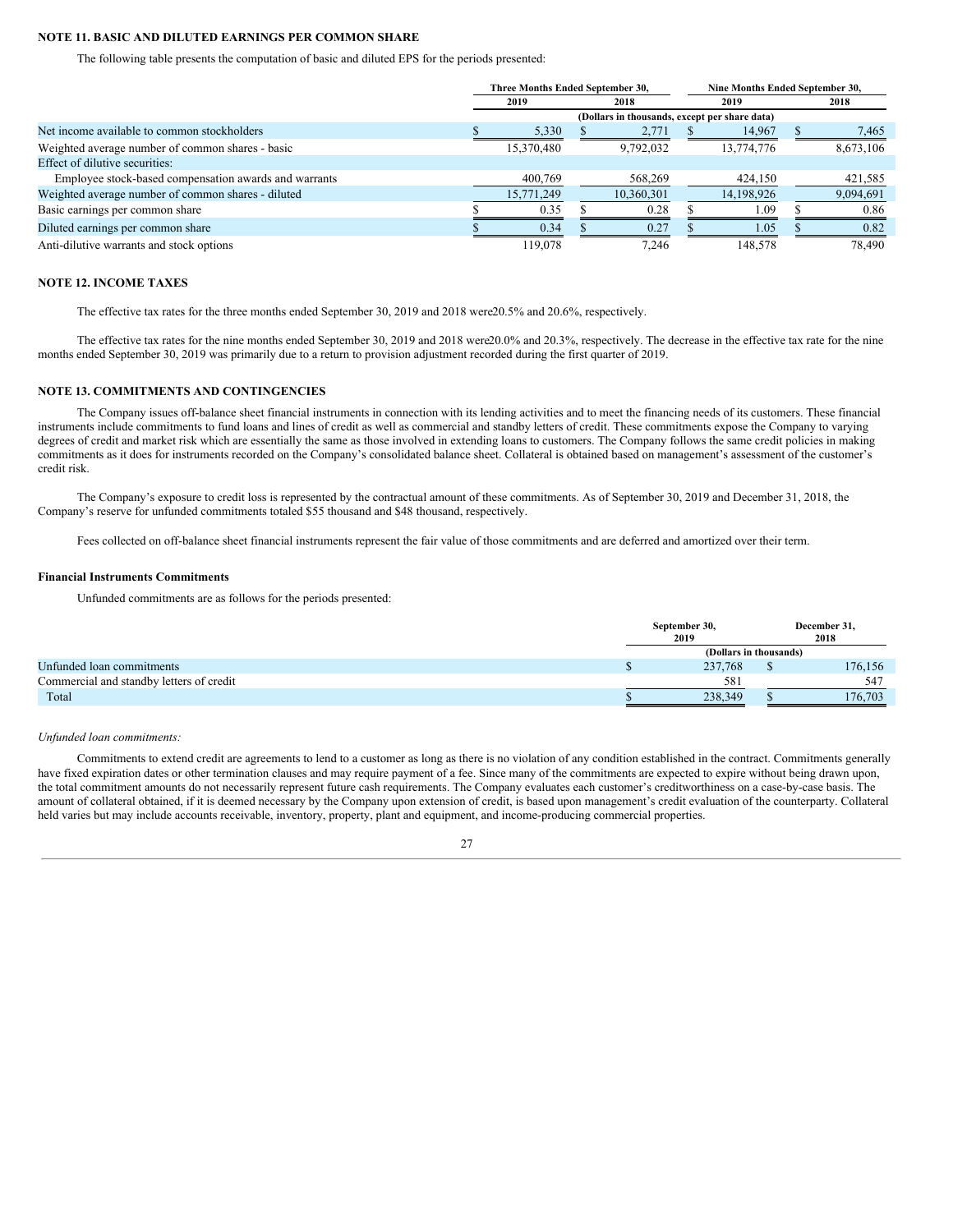## NOTE 11. BASIC AND DILUTED EARNINGS PER COMMON SHARE

The following table presents the computation of basic and diluted EPS for the periods presented:

| | Three Months Ended September 30, | | Nine Months Ended September 30, | |
|---|---|---|---|---|
| | 2019 | 2018 | 2019 | 2018 |
| | (Dollars in thousands, except per share data) | | | |
| Net income available to common stockholders | $ 5,330 | $ 2,771 | $ 14,967 | $ 7,465 |
| Weighted average number of common shares - basic | 15,370,480 | 9,792,032 | 13,774,776 | 8,673,106 |
| Effect of dilutive securities: | | | | |
| Employee stock-based compensation awards and warrants | 400,769 | 568,269 | 424,150 | 421,585 |
| Weighted average number of common shares - diluted | 15,771,249 | 10,360,301 | 14,198,926 | 9,094,691 |
| Basic earnings per common share | $ 0.35 | $ 0.28 | $ 1.09 | $ 0.86 |
| Diluted earnings per common share | $ 0.34 | $ 0.27 | $ 1.05 | $ 0.82 |
| Anti-dilutive warrants and stock options | 119,078 | 7,246 | 148,578 | 78,490 |

## NOTE 12. INCOME TAXES

The effective tax rates for the three months ended September 30, 2019 and 2018 were20.5% and 20.6%, respectively.

The effective tax rates for the nine months ended September 30, 2019 and 2018 were20.0% and 20.3%, respectively. The decrease in the effective tax rate for the nine months ended September 30, 2019 was primarily due to a return to provision adjustment recorded during the first quarter of 2019.

## NOTE 13. COMMITMENTS AND CONTINGENCIES

The Company issues off-balance sheet financial instruments in connection with its lending activities and to meet the financing needs of its customers. These financial instruments include commitments to fund loans and lines of credit as well as commercial and standby letters of credit. These commitments expose the Company to varying degrees of credit and market risk which are essentially the same as those involved in extending loans to customers. The Company follows the same credit policies in making commitments as it does for instruments recorded on the Company's consolidated balance sheet. Collateral is obtained based on management's assessment of the customer's credit risk.

The Company's exposure to credit loss is represented by the contractual amount of these commitments. As of September 30, 2019 and December 31, 2018, the Company's reserve for unfunded commitments totaled $55 thousand and $48 thousand, respectively.

Fees collected on off-balance sheet financial instruments represent the fair value of those commitments and are deferred and amortized over their term.

### Financial Instruments Commitments

Unfunded commitments are as follows for the periods presented:

| | September 30, 2019 | December 31, 2018 |
|---|---|---|
| | (Dollars in thousands) | |
| Unfunded loan commitments | $ 237,768 | $ 176,156 |
| Commercial and standby letters of credit | 581 | 547 |
| Total | $ 238,349 | $ 176,703 |

*Unfunded loan commitments:*

Commitments to extend credit are agreements to lend to a customer as long as there is no violation of any condition established in the contract. Commitments generally have fixed expiration dates or other termination clauses and may require payment of a fee. Since many of the commitments are expected to expire without being drawn upon, the total commitment amounts do not necessarily represent future cash requirements. The Company evaluates each customer's creditworthiness on a case-by-case basis. The amount of collateral obtained, if it is deemed necessary by the Company upon extension of credit, is based upon management's credit evaluation of the counterparty. Collateral held varies but may include accounts receivable, inventory, property, plant and equipment, and income-producing commercial properties.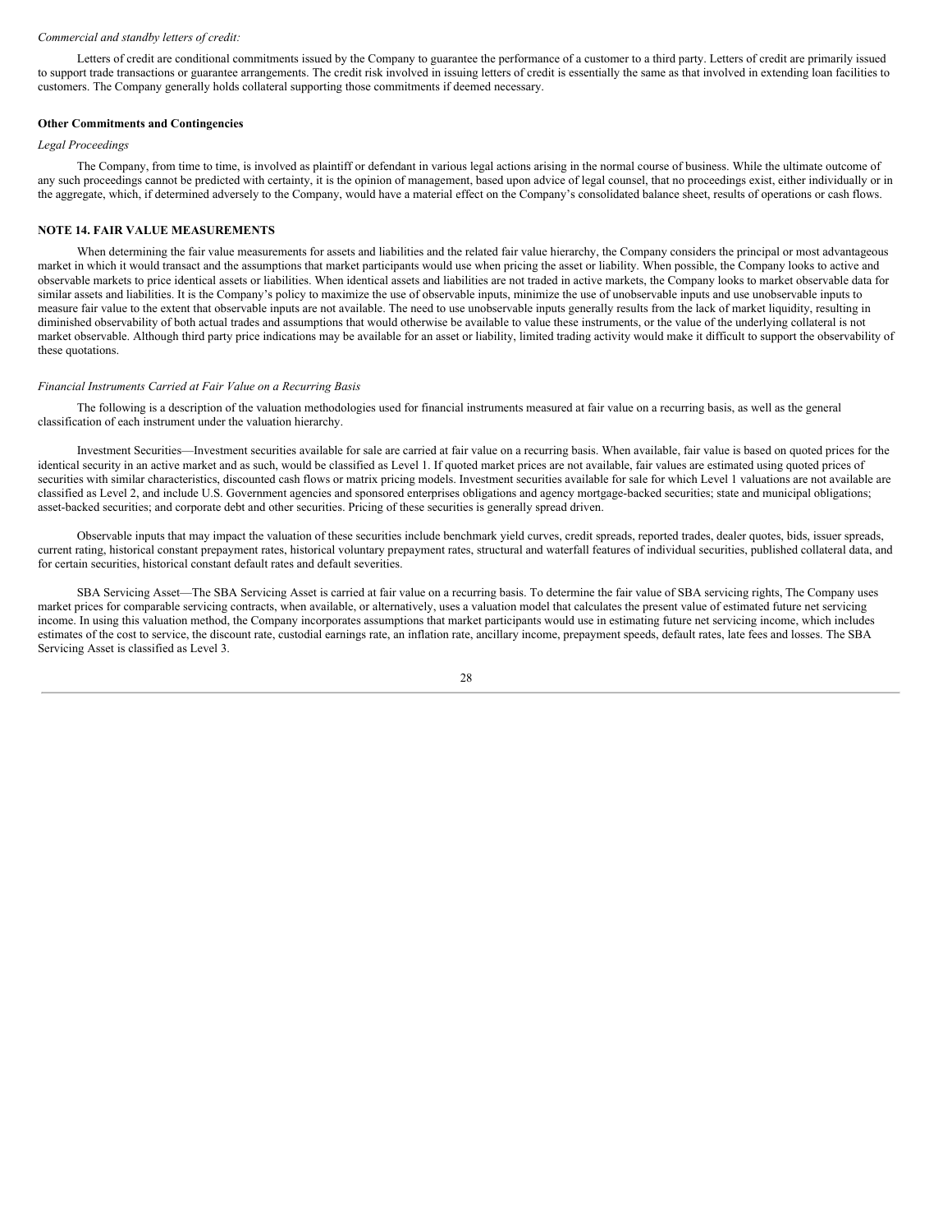*Commercial and standby letters of credit:*

Letters of credit are conditional commitments issued by the Company to guarantee the performance of a customer to a third party. Letters of credit are primarily issued to support trade transactions or guarantee arrangements. The credit risk involved in issuing letters of credit is essentially the same as that involved in extending loan facilities to customers. The Company generally holds collateral supporting those commitments if deemed necessary.

**Other Commitments and Contingencies**

*Legal Proceedings*

The Company, from time to time, is involved as plaintiff or defendant in various legal actions arising in the normal course of business. While the ultimate outcome of any such proceedings cannot be predicted with certainty, it is the opinion of management, based upon advice of legal counsel, that no proceedings exist, either individually or in the aggregate, which, if determined adversely to the Company, would have a material effect on the Company's consolidated balance sheet, results of operations or cash flows.

**NOTE 14. FAIR VALUE MEASUREMENTS**

When determining the fair value measurements for assets and liabilities and the related fair value hierarchy, the Company considers the principal or most advantageous market in which it would transact and the assumptions that market participants would use when pricing the asset or liability. When possible, the Company looks to active and observable markets to price identical assets or liabilities. When identical assets and liabilities are not traded in active markets, the Company looks to market observable data for similar assets and liabilities. It is the Company's policy to maximize the use of observable inputs, minimize the use of unobservable inputs and use unobservable inputs to measure fair value to the extent that observable inputs are not available. The need to use unobservable inputs generally results from the lack of market liquidity, resulting in diminished observability of both actual trades and assumptions that would otherwise be available to value these instruments, or the value of the underlying collateral is not market observable. Although third party price indications may be available for an asset or liability, limited trading activity would make it difficult to support the observability of these quotations.

*Financial Instruments Carried at Fair Value on a Recurring Basis*

The following is a description of the valuation methodologies used for financial instruments measured at fair value on a recurring basis, as well as the general classification of each instrument under the valuation hierarchy.

Investment Securities—Investment securities available for sale are carried at fair value on a recurring basis. When available, fair value is based on quoted prices for the identical security in an active market and as such, would be classified as Level 1. If quoted market prices are not available, fair values are estimated using quoted prices of securities with similar characteristics, discounted cash flows or matrix pricing models. Investment securities available for sale for which Level 1 valuations are not available are classified as Level 2, and include U.S. Government agencies and sponsored enterprises obligations and agency mortgage-backed securities; state and municipal obligations; asset-backed securities; and corporate debt and other securities. Pricing of these securities is generally spread driven.

Observable inputs that may impact the valuation of these securities include benchmark yield curves, credit spreads, reported trades, dealer quotes, bids, issuer spreads, current rating, historical constant prepayment rates, historical voluntary prepayment rates, structural and waterfall features of individual securities, published collateral data, and for certain securities, historical constant default rates and default severities.

SBA Servicing Asset—The SBA Servicing Asset is carried at fair value on a recurring basis. To determine the fair value of SBA servicing rights, The Company uses market prices for comparable servicing contracts, when available, or alternatively, uses a valuation model that calculates the present value of estimated future net servicing income. In using this valuation method, the Company incorporates assumptions that market participants would use in estimating future net servicing income, which includes estimates of the cost to service, the discount rate, custodial earnings rate, an inflation rate, ancillary income, prepayment speeds, default rates, late fees and losses. The SBA Servicing Asset is classified as Level 3.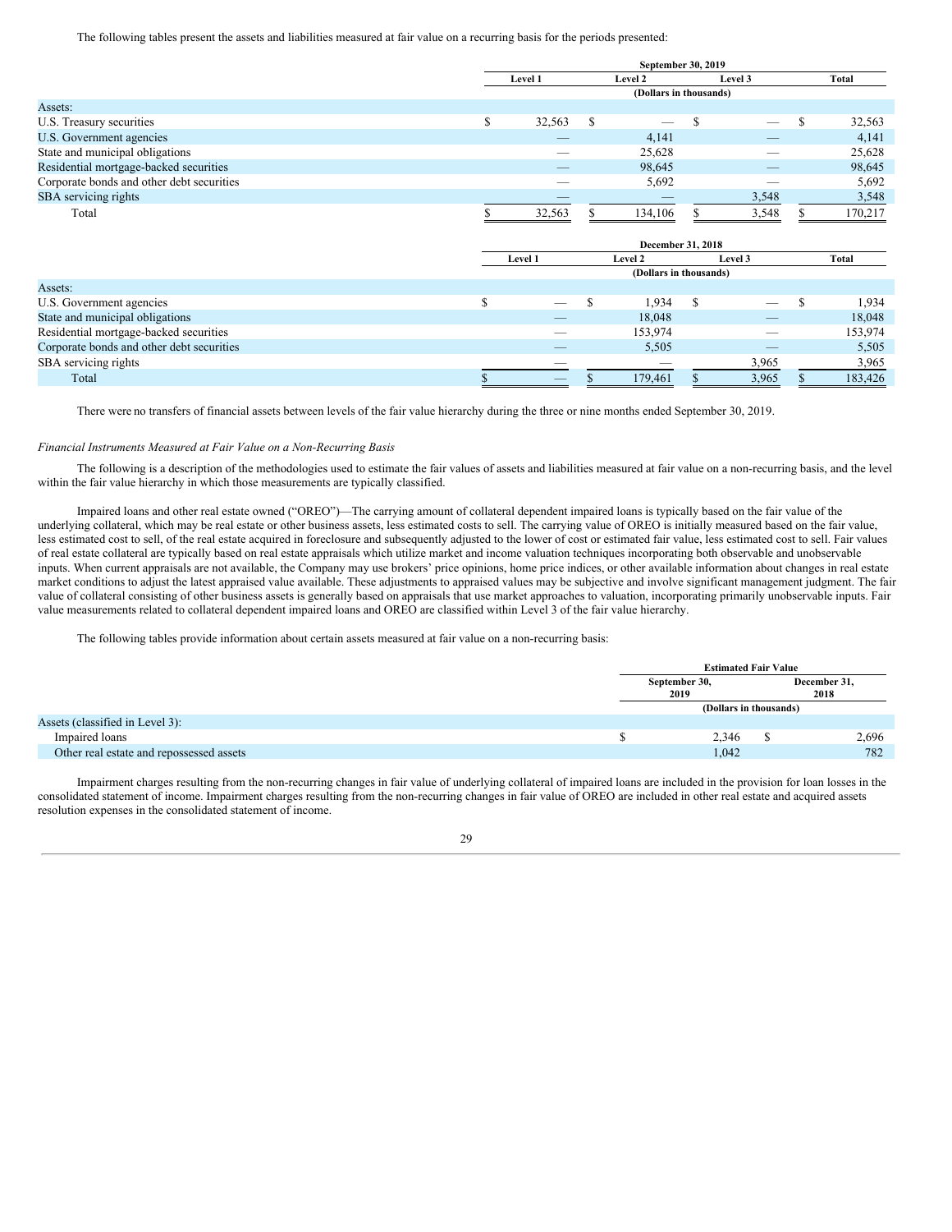The following tables present the assets and liabilities measured at fair value on a recurring basis for the periods presented:

| | September 30, 2019 | | | |
|---|---|---|---|---|
| | Level 1 | Level 2 | Level 3 | Total |
| | (Dollars in thousands) | | | |
| Assets: | | | | |
| U.S. Treasury securities | $ 32,563 | $ — | $ — | $ 32,563 |
| U.S. Government agencies | — | 4,141 | — | 4,141 |
| State and municipal obligations | — | 25,628 | — | 25,628 |
| Residential mortgage-backed securities | — | 98,645 | — | 98,645 |
| Corporate bonds and other debt securities | — | 5,692 | — | 5,692 |
| SBA servicing rights | — | — | 3,548 | 3,548 |
| Total | $ 32,563 | $ 134,106 | $ 3,548 | $ 170,217 |

| | December 31, 2018 | | | |
|---|---|---|---|---|
| | Level 1 | Level 2 | Level 3 | Total |
| | (Dollars in thousands) | | | |
| Assets: | | | | |
| U.S. Government agencies | $ — | $ 1,934 | $ — | $ 1,934 |
| State and municipal obligations | — | 18,048 | — | 18,048 |
| Residential mortgage-backed securities | — | 153,974 | — | 153,974 |
| Corporate bonds and other debt securities | — | 5,505 | — | 5,505 |
| SBA servicing rights | — | — | 3,965 | 3,965 |
| Total | $ — | $ 179,461 | $ 3,965 | $ 183,426 |

There were no transfers of financial assets between levels of the fair value hierarchy during the three or nine months ended September 30, 2019.

*Financial Instruments Measured at Fair Value on a Non-Recurring Basis*

The following is a description of the methodologies used to estimate the fair values of assets and liabilities measured at fair value on a non-recurring basis, and the level within the fair value hierarchy in which those measurements are typically classified.

Impaired loans and other real estate owned ("OREO")—The carrying amount of collateral dependent impaired loans is typically based on the fair value of the underlying collateral, which may be real estate or other business assets, less estimated costs to sell. The carrying value of OREO is initially measured based on the fair value, less estimated cost to sell, of the real estate acquired in foreclosure and subsequently adjusted to the lower of cost or estimated fair value, less estimated cost to sell. Fair values of real estate collateral are typically based on real estate appraisals which utilize market and income valuation techniques incorporating both observable and unobservable inputs. When current appraisals are not available, the Company may use brokers' price opinions, home price indices, or other available information about changes in real estate market conditions to adjust the latest appraised value available. These adjustments to appraised values may be subjective and involve significant management judgment. The fair value of collateral consisting of other business assets is generally based on appraisals that use market approaches to valuation, incorporating primarily unobservable inputs. Fair value measurements related to collateral dependent impaired loans and OREO are classified within Level 3 of the fair value hierarchy.

The following tables provide information about certain assets measured at fair value on a non-recurring basis:

| | Estimated Fair Value | |
|---|---|---|
| | September 30, 2019 | December 31, 2018 |
| | (Dollars in thousands) | |
| Assets (classified in Level 3): | | |
| Impaired loans | $ 2,346 | $ 2,696 |
| Other real estate and repossessed assets | 1,042 | 782 |

Impairment charges resulting from the non-recurring changes in fair value of underlying collateral of impaired loans are included in the provision for loan losses in the consolidated statement of income. Impairment charges resulting from the non-recurring changes in fair value of OREO are included in other real estate and acquired assets resolution expenses in the consolidated statement of income.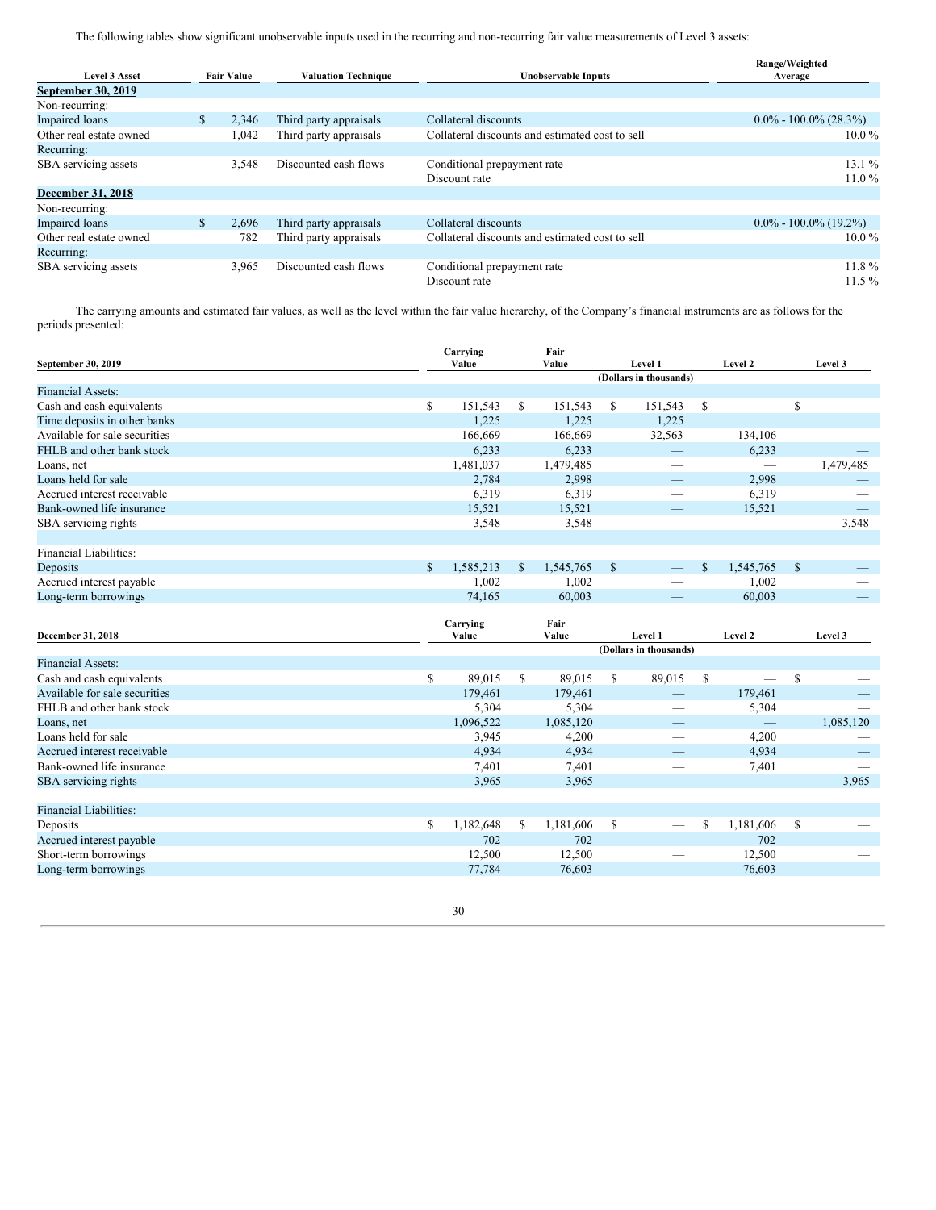The following tables show significant unobservable inputs used in the recurring and non-recurring fair value measurements of Level 3 assets:

| Level 3 Asset | Fair Value | Valuation Technique | Unobservable Inputs | Range/Weighted Average |
|---|---|---|---|---|
| **September 30, 2019** | | | | |
| Non-recurring: | | | | |
| Impaired loans | $ 2,346 | Third party appraisals | Collateral discounts | 0.0% - 100.0% (28.3%) |
| Other real estate owned | 1,042 | Third party appraisals | Collateral discounts and estimated cost to sell | 10.0 % |
| Recurring: | | | | |
| SBA servicing assets | 3,548 | Discounted cash flows | Conditional prepayment rate | 13.1 % |
| | | | Discount rate | 11.0 % |
| **December 31, 2018** | | | | |
| Non-recurring: | | | | |
| Impaired loans | $ 2,696 | Third party appraisals | Collateral discounts | 0.0% - 100.0% (19.2%) |
| Other real estate owned | 782 | Third party appraisals | Collateral discounts and estimated cost to sell | 10.0 % |
| Recurring: | | | | |
| SBA servicing assets | 3,965 | Discounted cash flows | Conditional prepayment rate | 11.8 % |
| | | | Discount rate | 11.5 % |

The carrying amounts and estimated fair values, as well as the level within the fair value hierarchy, of the Company's financial instruments are as follows for the periods presented:

| September 30, 2019 | Carrying Value | Fair Value | Level 1 | Level 2 | Level 3 |
|---|---|---|---|---|---|
| | | | (Dollars in thousands) | | |
| Financial Assets: | | | | | |
| Cash and cash equivalents | $ 151,543 | $ 151,543 | $ 151,543 | $ — | $ — |
| Time deposits in other banks | 1,225 | 1,225 | 1,225 | | |
| Available for sale securities | 166,669 | 166,669 | 32,563 | 134,106 | — |
| FHLB and other bank stock | 6,233 | 6,233 | — | 6,233 | — |
| Loans, net | 1,481,037 | 1,479,485 | — | — | 1,479,485 |
| Loans held for sale | 2,784 | 2,998 | — | 2,998 | — |
| Accrued interest receivable | 6,319 | 6,319 | — | 6,319 | — |
| Bank-owned life insurance | 15,521 | 15,521 | — | 15,521 | — |
| SBA servicing rights | 3,548 | 3,548 | — | — | 3,548 |
| | | | | | |
| Financial Liabilities: | | | | | |
| Deposits | $ 1,585,213 | $ 1,545,765 | $ — | $ 1,545,765 | $ — |
| Accrued interest payable | 1,002 | 1,002 | — | 1,002 | — |
| Long-term borrowings | 74,165 | 60,003 | — | 60,003 | — |

| December 31, 2018 | Carrying Value | Fair Value | Level 1 | Level 2 | Level 3 |
|---|---|---|---|---|---|
| | | | (Dollars in thousands) | | |
| Financial Assets: | | | | | |
| Cash and cash equivalents | $ 89,015 | $ 89,015 | $ 89,015 | $ — | $ — |
| Available for sale securities | 179,461 | 179,461 | — | 179,461 | — |
| FHLB and other bank stock | 5,304 | 5,304 | — | 5,304 | — |
| Loans, net | 1,096,522 | 1,085,120 | — | — | 1,085,120 |
| Loans held for sale | 3,945 | 4,200 | — | 4,200 | — |
| Accrued interest receivable | 4,934 | 4,934 | — | 4,934 | — |
| Bank-owned life insurance | 7,401 | 7,401 | — | 7,401 | — |
| SBA servicing rights | 3,965 | 3,965 | — | — | 3,965 |
| | | | | | |
| Financial Liabilities: | | | | | |
| Deposits | $ 1,182,648 | $ 1,181,606 | $ — | $ 1,181,606 | $ — |
| Accrued interest payable | 702 | 702 | — | 702 | — |
| Short-term borrowings | 12,500 | 12,500 | — | 12,500 | — |
| Long-term borrowings | 77,784 | 76,603 | — | 76,603 | — |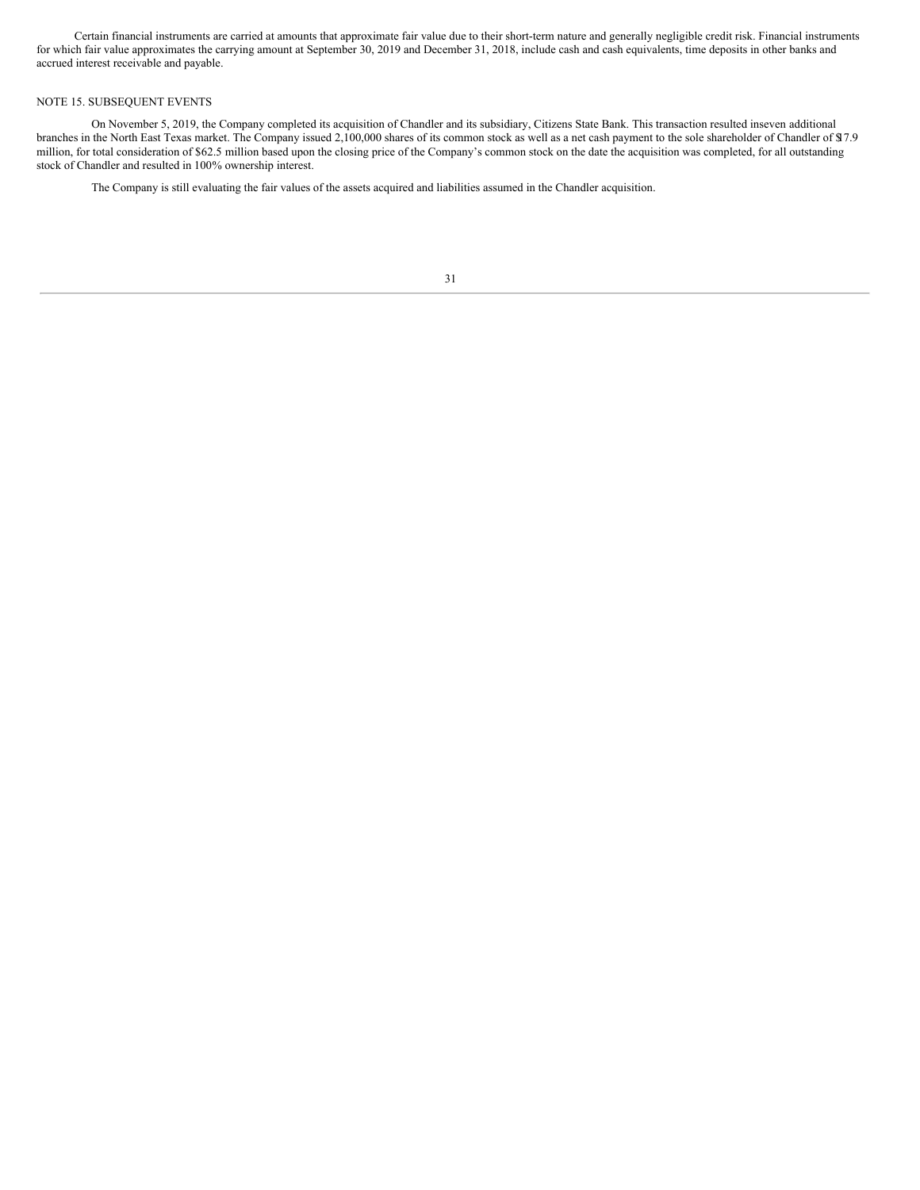Certain financial instruments are carried at amounts that approximate fair value due to their short-term nature and generally negligible credit risk. Financial instruments for which fair value approximates the carrying amount at September 30, 2019 and December 31, 2018, include cash and cash equivalents, time deposits in other banks and accrued interest receivable and payable.

## NOTE 15. SUBSEQUENT EVENTS

On November 5, 2019, the Company completed its acquisition of Chandler and its subsidiary, Citizens State Bank. This transaction resulted in seven additional branches in the North East Texas market. The Company issued 2,100,000 shares of its common stock as well as a net cash payment to the sole shareholder of Chandler of $17.9 million, for total consideration of $62.5 million based upon the closing price of the Company's common stock on the date the acquisition was completed, for all outstanding stock of Chandler and resulted in 100% ownership interest.

The Company is still evaluating the fair values of the assets acquired and liabilities assumed in the Chandler acquisition.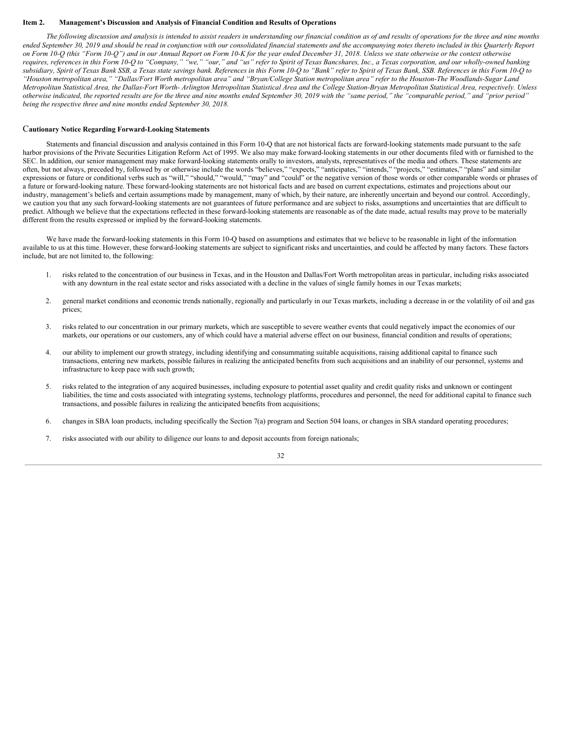## Item 2. Management's Discussion and Analysis of Financial Condition and Results of Operations

*The following discussion and analysis is intended to assist readers in understanding our financial condition as of and results of operations for the three and nine months ended September 30, 2019 and should be read in conjunction with our consolidated financial statements and the accompanying notes thereto included in this Quarterly Report on Form 10-Q (this "Form 10-Q") and in our Annual Report on Form 10-K for the year ended December 31, 2018. Unless we state otherwise or the context otherwise requires, references in this Form 10-Q to "Company," "we," "our," and "us" refer to Spirit of Texas Bancshares, Inc., a Texas corporation, and our wholly-owned banking subsidiary, Spirit of Texas Bank SSB, a Texas state savings bank. References in this Form 10-Q to "Bank" refer to Spirit of Texas Bank, SSB. References in this Form 10-Q to "Houston metropolitan area," "Dallas/Fort Worth metropolitan area" and "Bryan/College Station metropolitan area" refer to the Houston-The Woodlands-Sugar Land Metropolitan Statistical Area, the Dallas-Fort Worth- Arlington Metropolitan Statistical Area and the College Station-Bryan Metropolitan Statistical Area, respectively. Unless otherwise indicated, the reported results are for the three and nine months ended September 30, 2019 with the "same period," the "comparable period," and "prior period" being the respective three and nine months ended September 30, 2018.*

### Cautionary Notice Regarding Forward-Looking Statements

Statements and financial discussion and analysis contained in this Form 10-Q that are not historical facts are forward-looking statements made pursuant to the safe harbor provisions of the Private Securities Litigation Reform Act of 1995. We also may make forward-looking statements in our other documents filed with or furnished to the SEC. In addition, our senior management may make forward-looking statements orally to investors, analysts, representatives of the media and others. These statements are often, but not always, preceded by, followed by or otherwise include the words "believes," "expects," "anticipates," "intends," "projects," "estimates," "plans" and similar expressions or future or conditional verbs such as "will," "should," "would," "may" and "could" or the negative version of those words or other comparable words or phrases of a future or forward-looking nature. These forward-looking statements are not historical facts and are based on current expectations, estimates and projections about our industry, management's beliefs and certain assumptions made by management, many of which, by their nature, are inherently uncertain and beyond our control. Accordingly, we caution you that any such forward-looking statements are not guarantees of future performance and are subject to risks, assumptions and uncertainties that are difficult to predict. Although we believe that the expectations reflected in these forward-looking statements are reasonable as of the date made, actual results may prove to be materially different from the results expressed or implied by the forward-looking statements.

We have made the forward-looking statements in this Form 10-Q based on assumptions and estimates that we believe to be reasonable in light of the information available to us at this time. However, these forward-looking statements are subject to significant risks and uncertainties, and could be affected by many factors. These factors include, but are not limited to, the following:

1. risks related to the concentration of our business in Texas, and in the Houston and Dallas/Fort Worth metropolitan areas in particular, including risks associated with any downturn in the real estate sector and risks associated with a decline in the values of single family homes in our Texas markets;
2. general market conditions and economic trends nationally, regionally and particularly in our Texas markets, including a decrease in or the volatility of oil and gas prices;
3. risks related to our concentration in our primary markets, which are susceptible to severe weather events that could negatively impact the economies of our markets, our operations or our customers, any of which could have a material adverse effect on our business, financial condition and results of operations;
4. our ability to implement our growth strategy, including identifying and consummating suitable acquisitions, raising additional capital to finance such transactions, entering new markets, possible failures in realizing the anticipated benefits from such acquisitions and an inability of our personnel, systems and infrastructure to keep pace with such growth;
5. risks related to the integration of any acquired businesses, including exposure to potential asset quality and credit quality risks and unknown or contingent liabilities, the time and costs associated with integrating systems, technology platforms, procedures and personnel, the need for additional capital to finance such transactions, and possible failures in realizing the anticipated benefits from acquisitions;
6. changes in SBA loan products, including specifically the Section 7(a) program and Section 504 loans, or changes in SBA standard operating procedures;
7. risks associated with our ability to diligence our loans to and deposit accounts from foreign nationals;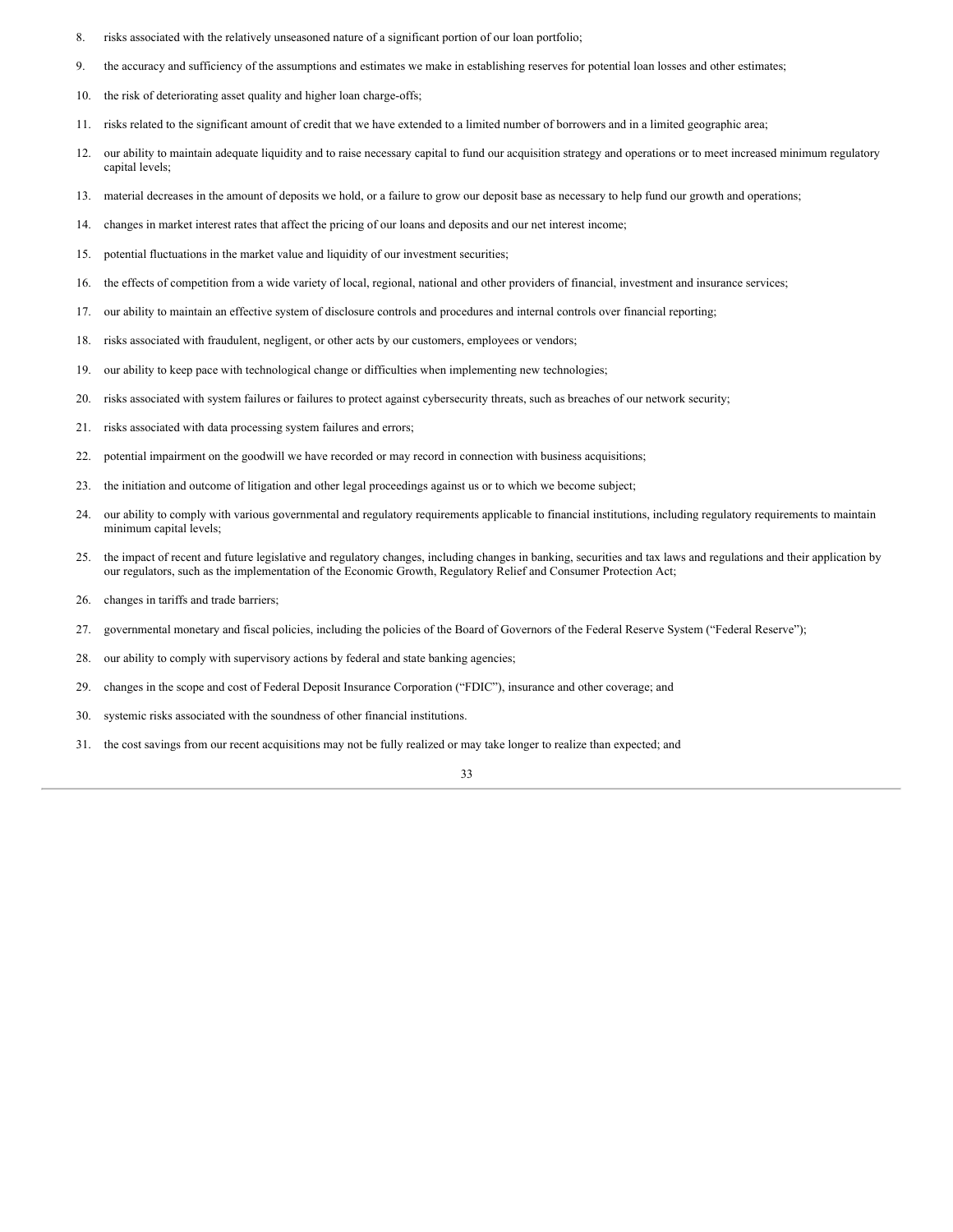8. risks associated with the relatively unseasoned nature of a significant portion of our loan portfolio;
9. the accuracy and sufficiency of the assumptions and estimates we make in establishing reserves for potential loan losses and other estimates;
10. the risk of deteriorating asset quality and higher loan charge-offs;
11. risks related to the significant amount of credit that we have extended to a limited number of borrowers and in a limited geographic area;
12. our ability to maintain adequate liquidity and to raise necessary capital to fund our acquisition strategy and operations or to meet increased minimum regulatory capital levels;
13. material decreases in the amount of deposits we hold, or a failure to grow our deposit base as necessary to help fund our growth and operations;
14. changes in market interest rates that affect the pricing of our loans and deposits and our net interest income;
15. potential fluctuations in the market value and liquidity of our investment securities;
16. the effects of competition from a wide variety of local, regional, national and other providers of financial, investment and insurance services;
17. our ability to maintain an effective system of disclosure controls and procedures and internal controls over financial reporting;
18. risks associated with fraudulent, negligent, or other acts by our customers, employees or vendors;
19. our ability to keep pace with technological change or difficulties when implementing new technologies;
20. risks associated with system failures or failures to protect against cybersecurity threats, such as breaches of our network security;
21. risks associated with data processing system failures and errors;
22. potential impairment on the goodwill we have recorded or may record in connection with business acquisitions;
23. the initiation and outcome of litigation and other legal proceedings against us or to which we become subject;
24. our ability to comply with various governmental and regulatory requirements applicable to financial institutions, including regulatory requirements to maintain minimum capital levels;
25. the impact of recent and future legislative and regulatory changes, including changes in banking, securities and tax laws and regulations and their application by our regulators, such as the implementation of the Economic Growth, Regulatory Relief and Consumer Protection Act;
26. changes in tariffs and trade barriers;
27. governmental monetary and fiscal policies, including the policies of the Board of Governors of the Federal Reserve System ("Federal Reserve");
28. our ability to comply with supervisory actions by federal and state banking agencies;
29. changes in the scope and cost of Federal Deposit Insurance Corporation ("FDIC"), insurance and other coverage; and
30. systemic risks associated with the soundness of other financial institutions.
31. the cost savings from our recent acquisitions may not be fully realized or may take longer to realize than expected; and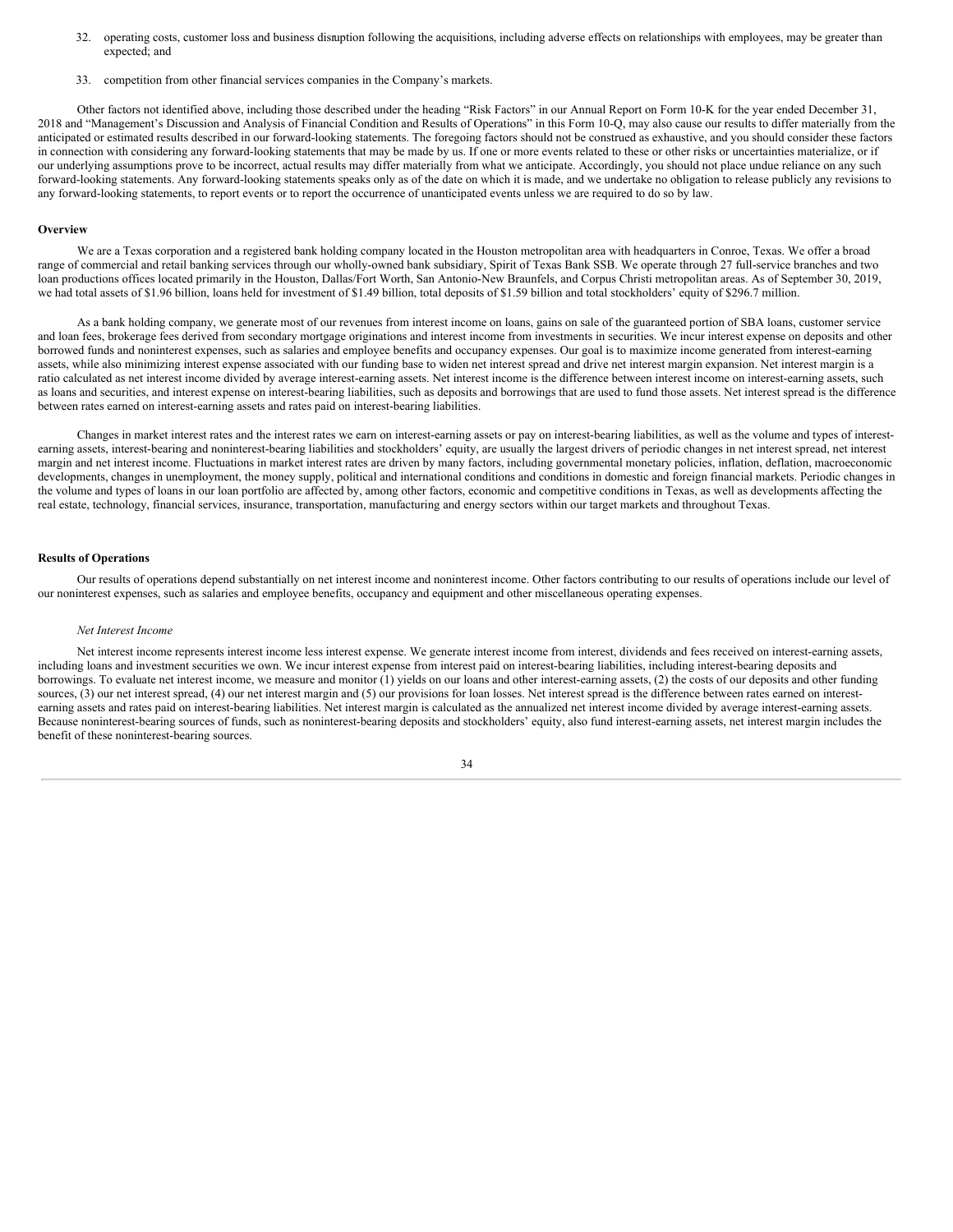32. operating costs, customer loss and business disruption following the acquisitions, including adverse effects on relationships with employees, may be greater than expected; and

33. competition from other financial services companies in the Company's markets.

Other factors not identified above, including those described under the heading "Risk Factors" in our Annual Report on Form 10-K for the year ended December 31, 2018 and "Management's Discussion and Analysis of Financial Condition and Results of Operations" in this Form 10-Q, may also cause our results to differ materially from the anticipated or estimated results described in our forward-looking statements. The foregoing factors should not be construed as exhaustive, and you should consider these factors in connection with considering any forward-looking statements that may be made by us. If one or more events related to these or other risks or uncertainties materialize, or if our underlying assumptions prove to be incorrect, actual results may differ materially from what we anticipate. Accordingly, you should not place undue reliance on any such forward-looking statements. Any forward-looking statements speaks only as of the date on which it is made, and we undertake no obligation to release publicly any revisions to any forward-looking statements, to report events or to report the occurrence of unanticipated events unless we are required to do so by law.

**Overview**

We are a Texas corporation and a registered bank holding company located in the Houston metropolitan area with headquarters in Conroe, Texas. We offer a broad range of commercial and retail banking services through our wholly-owned bank subsidiary, Spirit of Texas Bank SSB. We operate through 27 full-service branches and two loan productions offices located primarily in the Houston, Dallas/Fort Worth, San Antonio-New Braunfels, and Corpus Christi metropolitan areas. As of September 30, 2019, we had total assets of $1.96 billion, loans held for investment of $1.49 billion, total deposits of $1.59 billion and total stockholders' equity of $296.7 million.

As a bank holding company, we generate most of our revenues from interest income on loans, gains on sale of the guaranteed portion of SBA loans, customer service and loan fees, brokerage fees derived from secondary mortgage originations and interest income from investments in securities. We incur interest expense on deposits and other borrowed funds and noninterest expenses, such as salaries and employee benefits and occupancy expenses. Our goal is to maximize income generated from interest-earning assets, while also minimizing interest expense associated with our funding base to widen net interest spread and drive net interest margin expansion. Net interest margin is a ratio calculated as net interest income divided by average interest-earning assets. Net interest income is the difference between interest income on interest-earning assets, such as loans and securities, and interest expense on interest-bearing liabilities, such as deposits and borrowings that are used to fund those assets. Net interest spread is the difference between rates earned on interest-earning assets and rates paid on interest-bearing liabilities.

Changes in market interest rates and the interest rates we earn on interest-earning assets or pay on interest-bearing liabilities, as well as the volume and types of interest-earning assets, interest-bearing and noninterest-bearing liabilities and stockholders' equity, are usually the largest drivers of periodic changes in net interest spread, net interest margin and net interest income. Fluctuations in market interest rates are driven by many factors, including governmental monetary policies, inflation, deflation, macroeconomic developments, changes in unemployment, the money supply, political and international conditions and conditions in domestic and foreign financial markets. Periodic changes in the volume and types of loans in our loan portfolio are affected by, among other factors, economic and competitive conditions in Texas, as well as developments affecting the real estate, technology, financial services, insurance, transportation, manufacturing and energy sectors within our target markets and throughout Texas.

**Results of Operations**

Our results of operations depend substantially on net interest income and noninterest income. Other factors contributing to our results of operations include our level of our noninterest expenses, such as salaries and employee benefits, occupancy and equipment and other miscellaneous operating expenses.

*Net Interest Income*

Net interest income represents interest income less interest expense. We generate interest income from interest, dividends and fees received on interest-earning assets, including loans and investment securities we own. We incur interest expense from interest paid on interest-bearing liabilities, including interest-bearing deposits and borrowings. To evaluate net interest income, we measure and monitor (1) yields on our loans and other interest-earning assets, (2) the costs of our deposits and other funding sources, (3) our net interest spread, (4) our net interest margin and (5) our provisions for loan losses. Net interest spread is the difference between rates earned on interest-earning assets and rates paid on interest-bearing liabilities. Net interest margin is calculated as the annualized net interest income divided by average interest-earning assets. Because noninterest-bearing sources of funds, such as noninterest-bearing deposits and stockholders' equity, also fund interest-earning assets, net interest margin includes the benefit of these noninterest-bearing sources.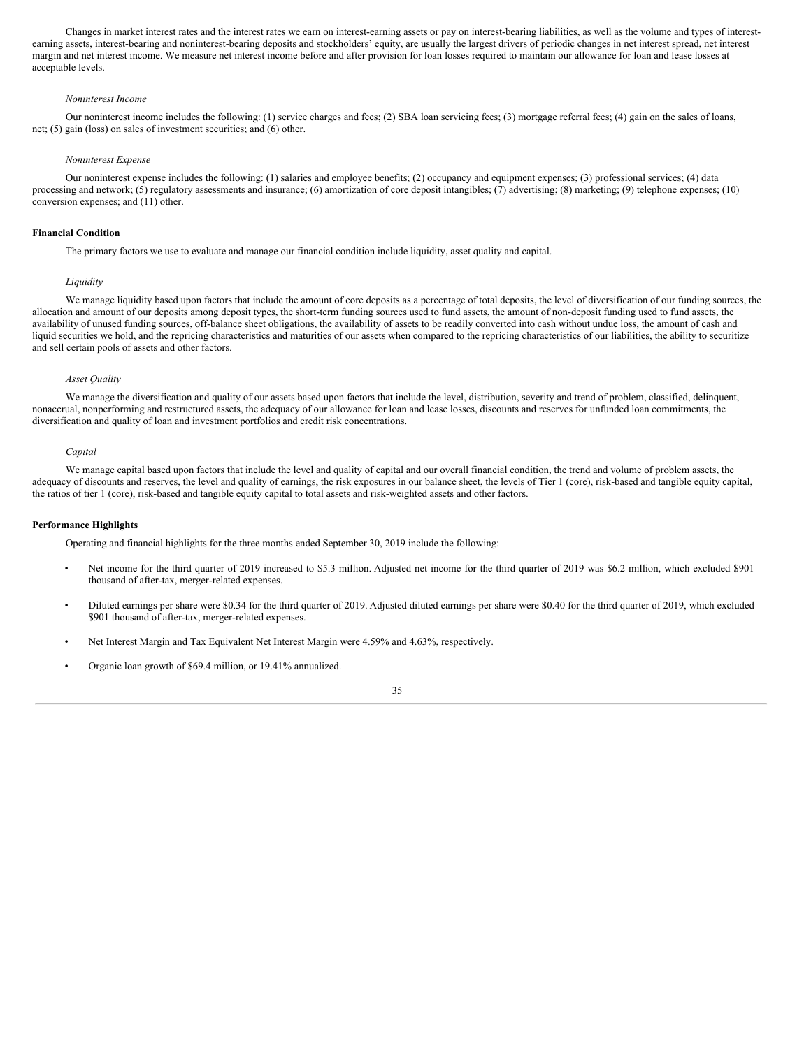Changes in market interest rates and the interest rates we earn on interest-earning assets or pay on interest-bearing liabilities, as well as the volume and types of interest-earning assets, interest-bearing and noninterest-bearing deposits and stockholders' equity, are usually the largest drivers of periodic changes in net interest spread, net interest margin and net interest income. We measure net interest income before and after provision for loan losses required to maintain our allowance for loan and lease losses at acceptable levels.

*Noninterest Income*

Our noninterest income includes the following: (1) service charges and fees; (2) SBA loan servicing fees; (3) mortgage referral fees; (4) gain on the sales of loans, net; (5) gain (loss) on sales of investment securities; and (6) other.

*Noninterest Expense*

Our noninterest expense includes the following: (1) salaries and employee benefits; (2) occupancy and equipment expenses; (3) professional services; (4) data processing and network; (5) regulatory assessments and insurance; (6) amortization of core deposit intangibles; (7) advertising; (8) marketing; (9) telephone expenses; (10) conversion expenses; and (11) other.

**Financial Condition**

The primary factors we use to evaluate and manage our financial condition include liquidity, asset quality and capital.

*Liquidity*

We manage liquidity based upon factors that include the amount of core deposits as a percentage of total deposits, the level of diversification of our funding sources, the allocation and amount of our deposits among deposit types, the short-term funding sources used to fund assets, the amount of non-deposit funding used to fund assets, the availability of unused funding sources, off-balance sheet obligations, the availability of assets to be readily converted into cash without undue loss, the amount of cash and liquid securities we hold, and the repricing characteristics and maturities of our assets when compared to the repricing characteristics of our liabilities, the ability to securitize and sell certain pools of assets and other factors.

*Asset Quality*

We manage the diversification and quality of our assets based upon factors that include the level, distribution, severity and trend of problem, classified, delinquent, nonaccrual, nonperforming and restructured assets, the adequacy of our allowance for loan and lease losses, discounts and reserves for unfunded loan commitments, the diversification and quality of loan and investment portfolios and credit risk concentrations.

*Capital*

We manage capital based upon factors that include the level and quality of capital and our overall financial condition, the trend and volume of problem assets, the adequacy of discounts and reserves, the level and quality of earnings, the risk exposures in our balance sheet, the levels of Tier 1 (core), risk-based and tangible equity capital, the ratios of tier 1 (core), risk-based and tangible equity capital to total assets and risk-weighted assets and other factors.

**Performance Highlights**

Operating and financial highlights for the three months ended September 30, 2019 include the following:

- Net income for the third quarter of 2019 increased to $5.3 million. Adjusted net income for the third quarter of 2019 was $6.2 million, which excluded $901 thousand of after-tax, merger-related expenses.
- Diluted earnings per share were $0.34 for the third quarter of 2019. Adjusted diluted earnings per share were $0.40 for the third quarter of 2019, which excluded $901 thousand of after-tax, merger-related expenses.
- Net Interest Margin and Tax Equivalent Net Interest Margin were 4.59% and 4.63%, respectively.
- Organic loan growth of $69.4 million, or 19.41% annualized.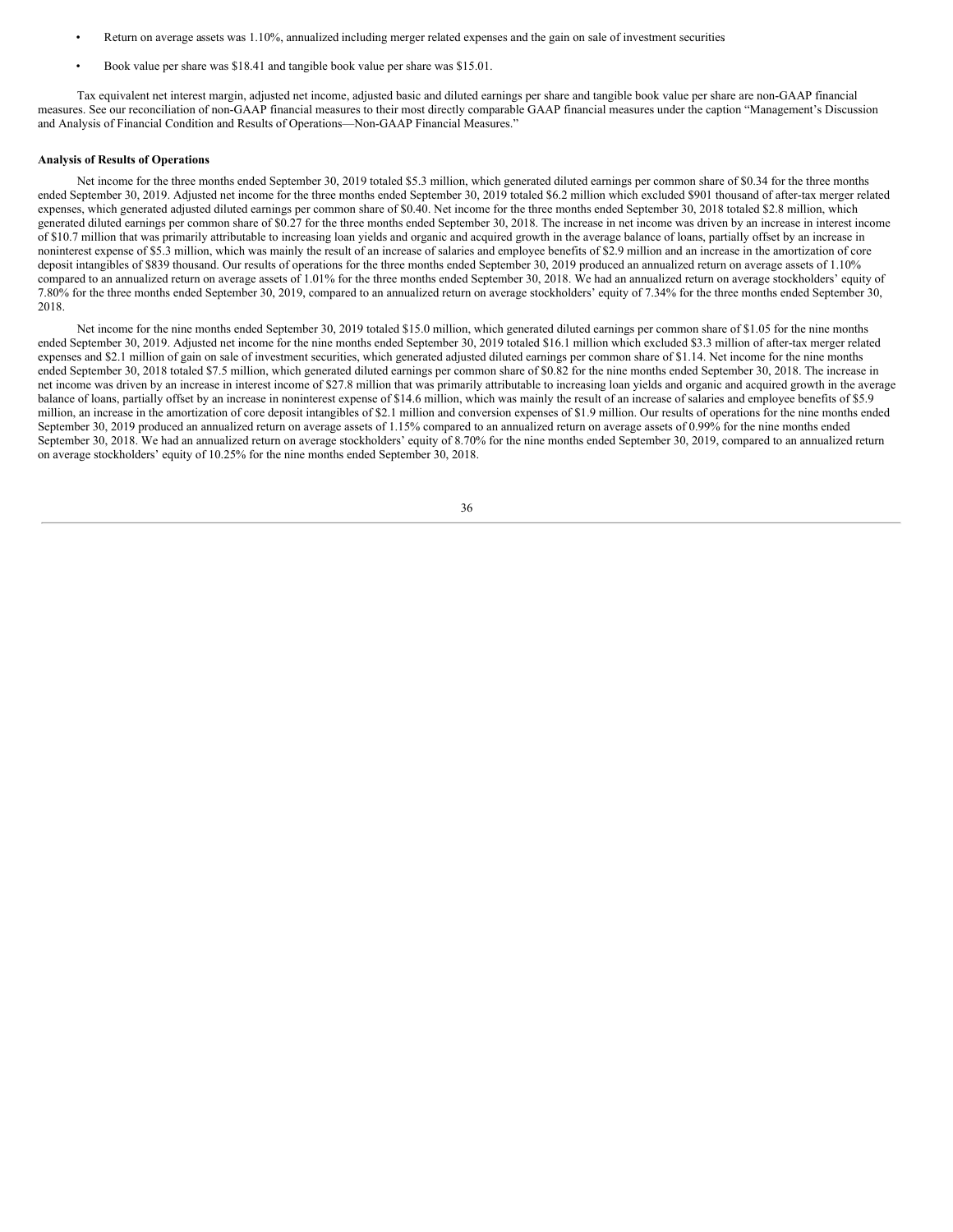- Return on average assets was 1.10%, annualized including merger related expenses and the gain on sale of investment securities
- Book value per share was $18.41 and tangible book value per share was $15.01.

Tax equivalent net interest margin, adjusted net income, adjusted basic and diluted earnings per share and tangible book value per share are non-GAAP financial measures. See our reconciliation of non-GAAP financial measures to their most directly comparable GAAP financial measures under the caption "Management's Discussion and Analysis of Financial Condition and Results of Operations—Non-GAAP Financial Measures."

**Analysis of Results of Operations**

Net income for the three months ended September 30, 2019 totaled $5.3 million, which generated diluted earnings per common share of $0.34 for the three months ended September 30, 2019. Adjusted net income for the three months ended September 30, 2019 totaled $6.2 million which excluded $901 thousand of after-tax merger related expenses, which generated adjusted diluted earnings per common share of $0.40. Net income for the three months ended September 30, 2018 totaled $2.8 million, which generated diluted earnings per common share of $0.27 for the three months ended September 30, 2018. The increase in net income was driven by an increase in interest income of $10.7 million that was primarily attributable to increasing loan yields and organic and acquired growth in the average balance of loans, partially offset by an increase in noninterest expense of $5.3 million, which was mainly the result of an increase of salaries and employee benefits of $2.9 million and an increase in the amortization of core deposit intangibles of $839 thousand. Our results of operations for the three months ended September 30, 2019 produced an annualized return on average assets of 1.10% compared to an annualized return on average assets of 1.01% for the three months ended September 30, 2018. We had an annualized return on average stockholders' equity of 7.80% for the three months ended September 30, 2019, compared to an annualized return on average stockholders' equity of 7.34% for the three months ended September 30, 2018.

Net income for the nine months ended September 30, 2019 totaled $15.0 million, which generated diluted earnings per common share of $1.05 for the nine months ended September 30, 2019. Adjusted net income for the nine months ended September 30, 2019 totaled $16.1 million which excluded $3.3 million of after-tax merger related expenses and $2.1 million of gain on sale of investment securities, which generated adjusted diluted earnings per common share of $1.14. Net income for the nine months ended September 30, 2018 totaled $7.5 million, which generated diluted earnings per common share of $0.82 for the nine months ended September 30, 2018. The increase in net income was driven by an increase in interest income of $27.8 million that was primarily attributable to increasing loan yields and organic and acquired growth in the average balance of loans, partially offset by an increase in noninterest expense of $14.6 million, which was mainly the result of an increase of salaries and employee benefits of $5.9 million, an increase in the amortization of core deposit intangibles of $2.1 million and conversion expenses of $1.9 million. Our results of operations for the nine months ended September 30, 2019 produced an annualized return on average assets of 1.15% compared to an annualized return on average assets of 0.99% for the nine months ended September 30, 2018. We had an annualized return on average stockholders' equity of 8.70% for the nine months ended September 30, 2019, compared to an annualized return on average stockholders' equity of 10.25% for the nine months ended September 30, 2018.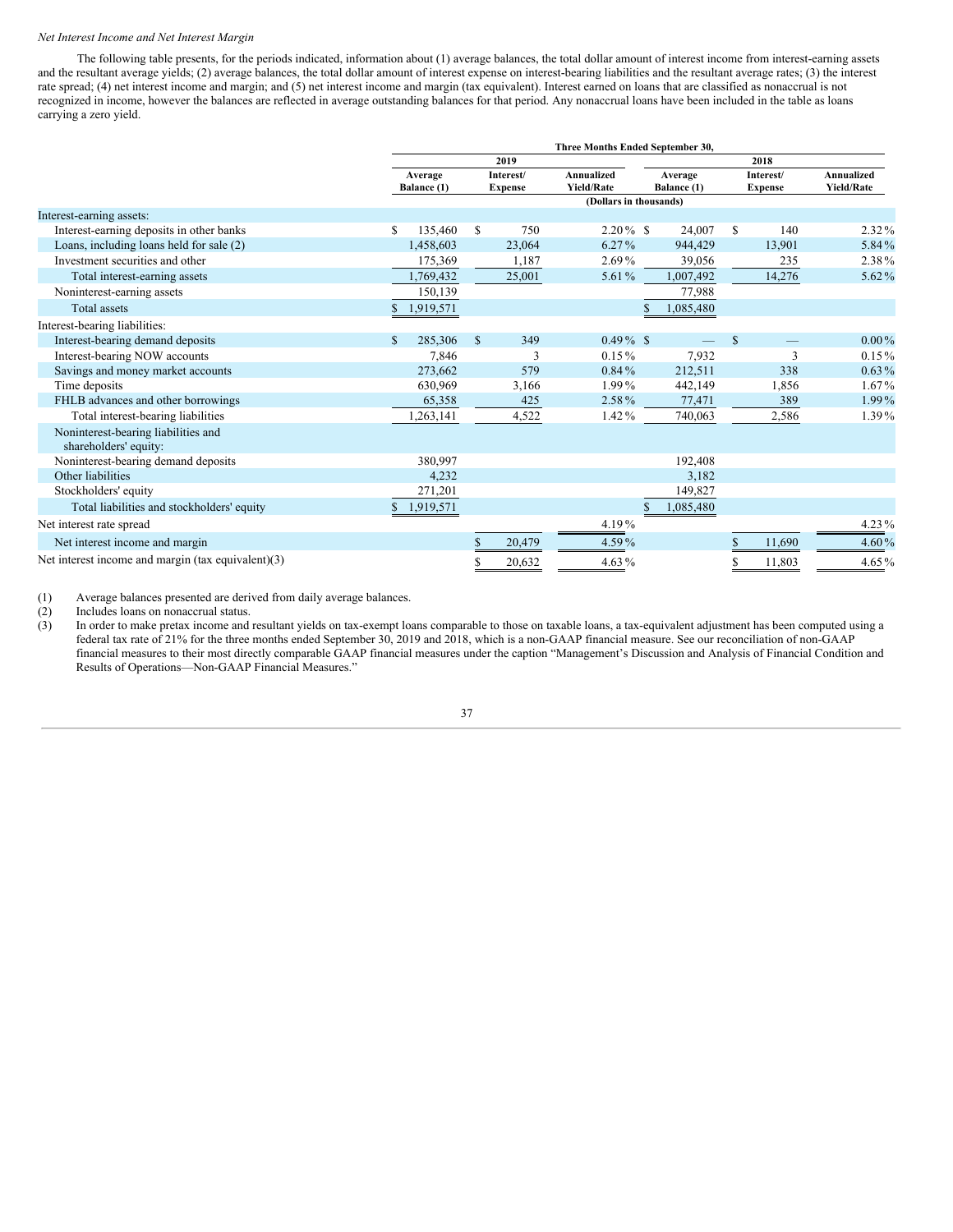*Net Interest Income and Net Interest Margin*

The following table presents, for the periods indicated, information about (1) average balances, the total dollar amount of interest income from interest-earning assets and the resultant average yields; (2) average balances, the total dollar amount of interest expense on interest-bearing liabilities and the resultant average rates; (3) the interest rate spread; (4) net interest income and margin; and (5) net interest income and margin (tax equivalent). Interest earned on loans that are classified as nonaccrual is not recognized in income, however the balances are reflected in average outstanding balances for that period. Any nonaccrual loans have been included in the table as loans carrying a zero yield.

| | Three Months Ended September 30, | | | | | |
|---|---|---|---|---|---|---|
| | 2019 | | | 2018 | | |
| | Average Balance (1) | Interest/ Expense | Annualized Yield/Rate | Average Balance (1) | Interest/ Expense | Annualized Yield/Rate |
| | (Dollars in thousands) | | | | | |
| Interest-earning assets: | | | | | | |
| Interest-earning deposits in other banks | $ 135,460 | $ 750 | 2.20 % | $ 24,007 | $ 140 | 2.32 % |
| Loans, including loans held for sale (2) | 1,458,603 | 23,064 | 6.27 % | 944,429 | 13,901 | 5.84 % |
| Investment securities and other | 175,369 | 1,187 | 2.69 % | 39,056 | 235 | 2.38 % |
| Total interest-earning assets | 1,769,432 | 25,001 | 5.61 % | 1,007,492 | 14,276 | 5.62 % |
| Noninterest-earning assets | 150,139 | | | 77,988 | | |
| Total assets | $ 1,919,571 | | | $ 1,085,480 | | |
| Interest-bearing liabilities: | | | | | | |
| Interest-bearing demand deposits | $ 285,306 | $ 349 | 0.49 % | $ — | $ — | 0.00 % |
| Interest-bearing NOW accounts | 7,846 | 3 | 0.15 % | 7,932 | 3 | 0.15 % |
| Savings and money market accounts | 273,662 | 579 | 0.84 % | 212,511 | 338 | 0.63 % |
| Time deposits | 630,969 | 3,166 | 1.99 % | 442,149 | 1,856 | 1.67 % |
| FHLB advances and other borrowings | 65,358 | 425 | 2.58 % | 77,471 | 389 | 1.99 % |
| Total interest-bearing liabilities | 1,263,141 | 4,522 | 1.42 % | 740,063 | 2,586 | 1.39 % |
| Noninterest-bearing liabilities and shareholders' equity: | | | | | | |
| Noninterest-bearing demand deposits | 380,997 | | | 192,408 | | |
| Other liabilities | 4,232 | | | 3,182 | | |
| Stockholders' equity | 271,201 | | | 149,827 | | |
| Total liabilities and stockholders' equity | $ 1,919,571 | | | $ 1,085,480 | | |
| Net interest rate spread | | | 4.19 % | | | 4.23 % |
| Net interest income and margin | | $ 20,479 | 4.59 % | | $ 11,690 | 4.60 % |
| Net interest income and margin (tax equivalent)(3) | | $ 20,632 | 4.63 % | | $ 11,803 | 4.65 % |

(1) Average balances presented are derived from daily average balances.

(2) Includes loans on nonaccrual status.

(3) In order to make pretax income and resultant yields on tax-exempt loans comparable to those on taxable loans, a tax-equivalent adjustment has been computed using a federal tax rate of 21% for the three months ended September 30, 2019 and 2018, which is a non-GAAP financial measure. See our reconciliation of non-GAAP financial measures to their most directly comparable GAAP financial measures under the caption "Management's Discussion and Analysis of Financial Condition and Results of Operations—Non-GAAP Financial Measures."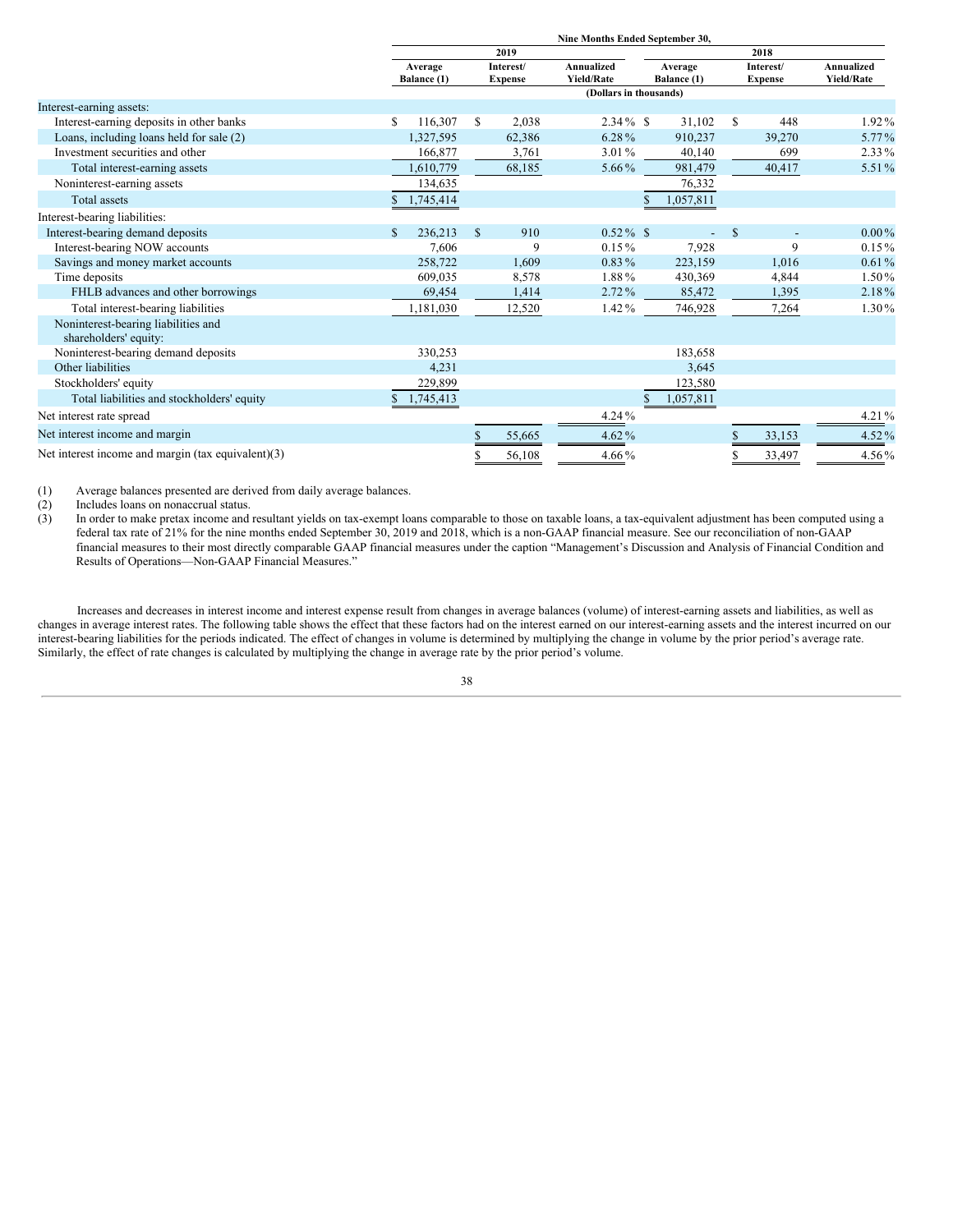| | Nine Months Ended September 30, | | | | | |
|---|---|---|---|---|---|---|
| | 2019 | | | 2018 | | |
| | Average Balance (1) | Interest/ Expense | Annualized Yield/Rate | Average Balance (1) | Interest/ Expense | Annualized Yield/Rate |
| | (Dollars in thousands) | | | | | |
| Interest-earning assets: | | | | | | |
| Interest-earning deposits in other banks | $ 116,307 | $ 2,038 | 2.34 % | $ 31,102 | $ 448 | 1.92 % |
| Loans, including loans held for sale (2) | 1,327,595 | 62,386 | 6.28 % | 910,237 | 39,270 | 5.77 % |
| Investment securities and other | 166,877 | 3,761 | 3.01 % | 40,140 | 699 | 2.33 % |
| Total interest-earning assets | 1,610,779 | 68,185 | 5.66 % | 981,479 | 40,417 | 5.51 % |
| Noninterest-earning assets | 134,635 | | | 76,332 | | |
| Total assets | $ 1,745,414 | | | $ 1,057,811 | | |
| Interest-bearing liabilities: | | | | | | |
| Interest-bearing demand deposits | $ 236,213 | $ 910 | 0.52 % | $ - | $ - | 0.00 % |
| Interest-bearing NOW accounts | 7,606 | 9 | 0.15 % | 7,928 | 9 | 0.15 % |
| Savings and money market accounts | 258,722 | 1,609 | 0.83 % | 223,159 | 1,016 | 0.61 % |
| Time deposits | 609,035 | 8,578 | 1.88 % | 430,369 | 4,844 | 1.50 % |
| FHLB advances and other borrowings | 69,454 | 1,414 | 2.72 % | 85,472 | 1,395 | 2.18 % |
| Total interest-bearing liabilities | 1,181,030 | 12,520 | 1.42 % | 746,928 | 7,264 | 1.30 % |
| Noninterest-bearing liabilities and shareholders' equity: | | | | | | |
| Noninterest-bearing demand deposits | 330,253 | | | 183,658 | | |
| Other liabilities | 4,231 | | | 3,645 | | |
| Stockholders' equity | 229,899 | | | 123,580 | | |
| Total liabilities and stockholders' equity | $ 1,745,413 | | | $ 1,057,811 | | |
| Net interest rate spread | | | 4.24 % | | | 4.21 % |
| Net interest income and margin | | $ 55,665 | 4.62 % | | $ 33,153 | 4.52 % |
| Net interest income and margin (tax equivalent)(3) | | $ 56,108 | 4.66 % | | $ 33,497 | 4.56 % |

(1) Average balances presented are derived from daily average balances.

(2) Includes loans on nonaccrual status.

(3) In order to make pretax income and resultant yields on tax-exempt loans comparable to those on taxable loans, a tax-equivalent adjustment has been computed using a federal tax rate of 21% for the nine months ended September 30, 2019 and 2018, which is a non-GAAP financial measure. See our reconciliation of non-GAAP financial measures to their most directly comparable GAAP financial measures under the caption "Management's Discussion and Analysis of Financial Condition and Results of Operations—Non-GAAP Financial Measures."

Increases and decreases in interest income and interest expense result from changes in average balances (volume) of interest-earning assets and liabilities, as well as changes in average interest rates. The following table shows the effect that these factors had on the interest earned on our interest-earning assets and the interest incurred on our interest-bearing liabilities for the periods indicated. The effect of changes in volume is determined by multiplying the change in volume by the prior period's average rate. Similarly, the effect of rate changes is calculated by multiplying the change in average rate by the prior period's volume.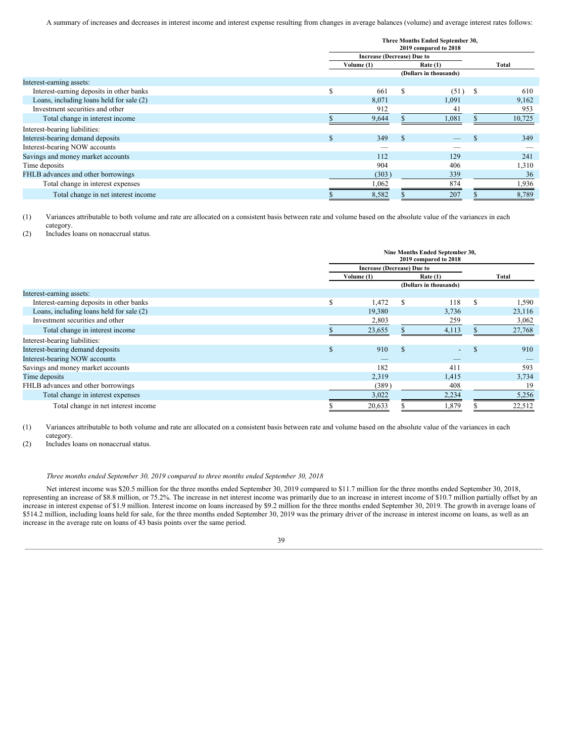A summary of increases and decreases in interest income and interest expense resulting from changes in average balances (volume) and average interest rates follows:

| | Three Months Ended September 30, 2019 compared to 2018 | | |
|---|---|---|---|
| | Increase (Decrease) Due to | | |
| | Volume (1) | Rate (1) | Total |
| | (Dollars in thousands) | | |
| Interest-earning assets: | | | |
| Interest-earning deposits in other banks | $ 661 | $ (51) | $ 610 |
| Loans, including loans held for sale (2) | 8,071 | 1,091 | 9,162 |
| Investment securities and other | 912 | 41 | 953 |
| Total change in interest income | $ 9,644 | $ 1,081 | $ 10,725 |
| Interest-bearing liabilities: | | | |
| Interest-bearing demand deposits | $ 349 | $ — | $ 349 |
| Interest-bearing NOW accounts | — | — | — |
| Savings and money market accounts | 112 | 129 | 241 |
| Time deposits | 904 | 406 | 1,310 |
| FHLB advances and other borrowings | (303) | 339 | 36 |
| Total change in interest expenses | 1,062 | 874 | 1,936 |
| Total change in net interest income | $ 8,582 | $ 207 | $ 8,789 |

(1) Variances attributable to both volume and rate are allocated on a consistent basis between rate and volume based on the absolute value of the variances in each category.

(2) Includes loans on nonaccrual status.

| | Nine Months Ended September 30, 2019 compared to 2018 | | |
|---|---|---|---|
| | Increase (Decrease) Due to | | |
| | Volume (1) | Rate (1) | Total |
| | (Dollars in thousands) | | |
| Interest-earning assets: | | | |
| Interest-earning deposits in other banks | $ 1,472 | $ 118 | $ 1,590 |
| Loans, including loans held for sale (2) | 19,380 | 3,736 | 23,116 |
| Investment securities and other | 2,803 | 259 | 3,062 |
| Total change in interest income | $ 23,655 | $ 4,113 | $ 27,768 |
| Interest-bearing liabilities: | | | |
| Interest-bearing demand deposits | $ 910 | $ - | $ 910 |
| Interest-bearing NOW accounts | — | — | — |
| Savings and money market accounts | 182 | 411 | 593 |
| Time deposits | 2,319 | 1,415 | 3,734 |
| FHLB advances and other borrowings | (389) | 408 | 19 |
| Total change in interest expenses | 3,022 | 2,234 | 5,256 |
| Total change in net interest income | $ 20,633 | $ 1,879 | $ 22,512 |

(1) Variances attributable to both volume and rate are allocated on a consistent basis between rate and volume based on the absolute value of the variances in each category.

(2) Includes loans on nonaccrual status.

*Three months ended September 30, 2019 compared to three months ended September 30, 2018*

Net interest income was $20.5 million for the three months ended September 30, 2019 compared to $11.7 million for the three months ended September 30, 2018, representing an increase of $8.8 million, or 75.2%. The increase in net interest income was primarily due to an increase in interest income of $10.7 million partially offset by an increase in interest expense of $1.9 million. Interest income on loans increased by $9.2 million for the three months ended September 30, 2019. The growth in average loans of $514.2 million, including loans held for sale, for the three months ended September 30, 2019 was the primary driver of the increase in interest income on loans, as well as an increase in the average rate on loans of 43 basis points over the same period.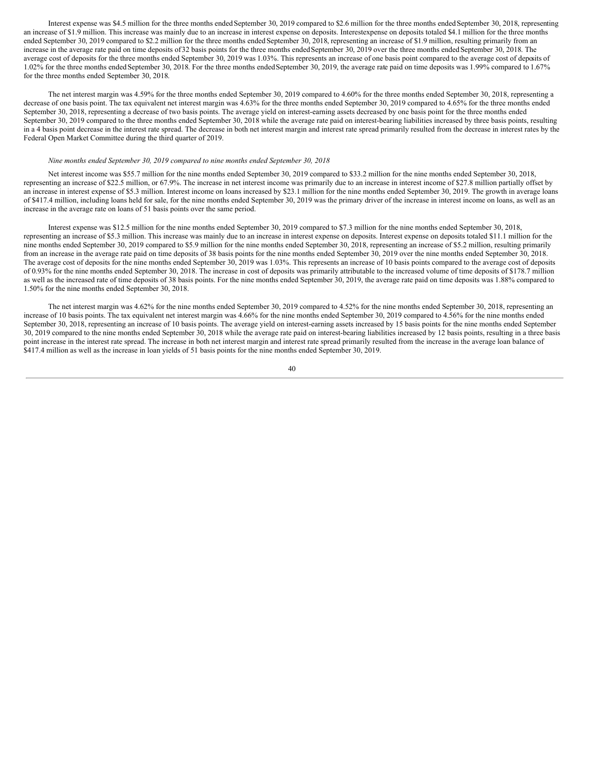Interest expense was $4.5 million for the three months ended September 30, 2019 compared to $2.6 million for the three months ended September 30, 2018, representing an increase of $1.9 million. This increase was mainly due to an increase in interest expense on deposits. Interest expense on deposits totaled $4.1 million for the three months ended September 30, 2019 compared to $2.2 million for the three months ended September 30, 2018, representing an increase of $1.9 million, resulting primarily from an increase in the average rate paid on time deposits of 32 basis points for the three months ended September 30, 2019 over the three months ended September 30, 2018. The average cost of deposits for the three months ended September 30, 2019 was 1.03%. This represents an increase of one basis point compared to the average cost of deposits of 1.02% for the three months ended September 30, 2018. For the three months ended September 30, 2019, the average rate paid on time deposits was 1.99% compared to 1.67% for the three months ended September 30, 2018.

The net interest margin was 4.59% for the three months ended September 30, 2019 compared to 4.60% for the three months ended September 30, 2018, representing a decrease of one basis point. The tax equivalent net interest margin was 4.63% for the three months ended September 30, 2019 compared to 4.65% for the three months ended September 30, 2018, representing a decrease of two basis points. The average yield on interest-earning assets decreased by one basis point for the three months ended September 30, 2019 compared to the three months ended September 30, 2018 while the average rate paid on interest-bearing liabilities increased by three basis points, resulting in a 4 basis point decrease in the interest rate spread. The decrease in both net interest margin and interest rate spread primarily resulted from the decrease in interest rates by the Federal Open Market Committee during the third quarter of 2019.

*Nine months ended September 30, 2019 compared to nine months ended September 30, 2018*

Net interest income was $55.7 million for the nine months ended September 30, 2019 compared to $33.2 million for the nine months ended September 30, 2018, representing an increase of $22.5 million, or 67.9%. The increase in net interest income was primarily due to an increase in interest income of $27.8 million partially offset by an increase in interest expense of $5.3 million. Interest income on loans increased by $23.1 million for the nine months ended September 30, 2019. The growth in average loans of $417.4 million, including loans held for sale, for the nine months ended September 30, 2019 was the primary driver of the increase in interest income on loans, as well as an increase in the average rate on loans of 51 basis points over the same period.

Interest expense was $12.5 million for the nine months ended September 30, 2019 compared to $7.3 million for the nine months ended September 30, 2018, representing an increase of $5.3 million. This increase was mainly due to an increase in interest expense on deposits. Interest expense on deposits totaled $11.1 million for the nine months ended September 30, 2019 compared to $5.9 million for the nine months ended September 30, 2018, representing an increase of $5.2 million, resulting primarily from an increase in the average rate paid on time deposits of 38 basis points for the nine months ended September 30, 2019 over the nine months ended September 30, 2018. The average cost of deposits for the nine months ended September 30, 2019 was 1.03%. This represents an increase of 10 basis points compared to the average cost of deposits of 0.93% for the nine months ended September 30, 2018. The increase in cost of deposits was primarily attributable to the increased volume of time deposits of $178.7 million as well as the increased rate of time deposits of 38 basis points. For the nine months ended September 30, 2019, the average rate paid on time deposits was 1.88% compared to 1.50% for the nine months ended September 30, 2018.

The net interest margin was 4.62% for the nine months ended September 30, 2019 compared to 4.52% for the nine months ended September 30, 2018, representing an increase of 10 basis points. The tax equivalent net interest margin was 4.66% for the nine months ended September 30, 2019 compared to 4.56% for the nine months ended September 30, 2018, representing an increase of 10 basis points. The average yield on interest-earning assets increased by 15 basis points for the nine months ended September 30, 2019 compared to the nine months ended September 30, 2018 while the average rate paid on interest-bearing liabilities increased by 12 basis points, resulting in a three basis point increase in the interest rate spread. The increase in both net interest margin and interest rate spread primarily resulted from the increase in the average loan balance of $417.4 million as well as the increase in loan yields of 51 basis points for the nine months ended September 30, 2019.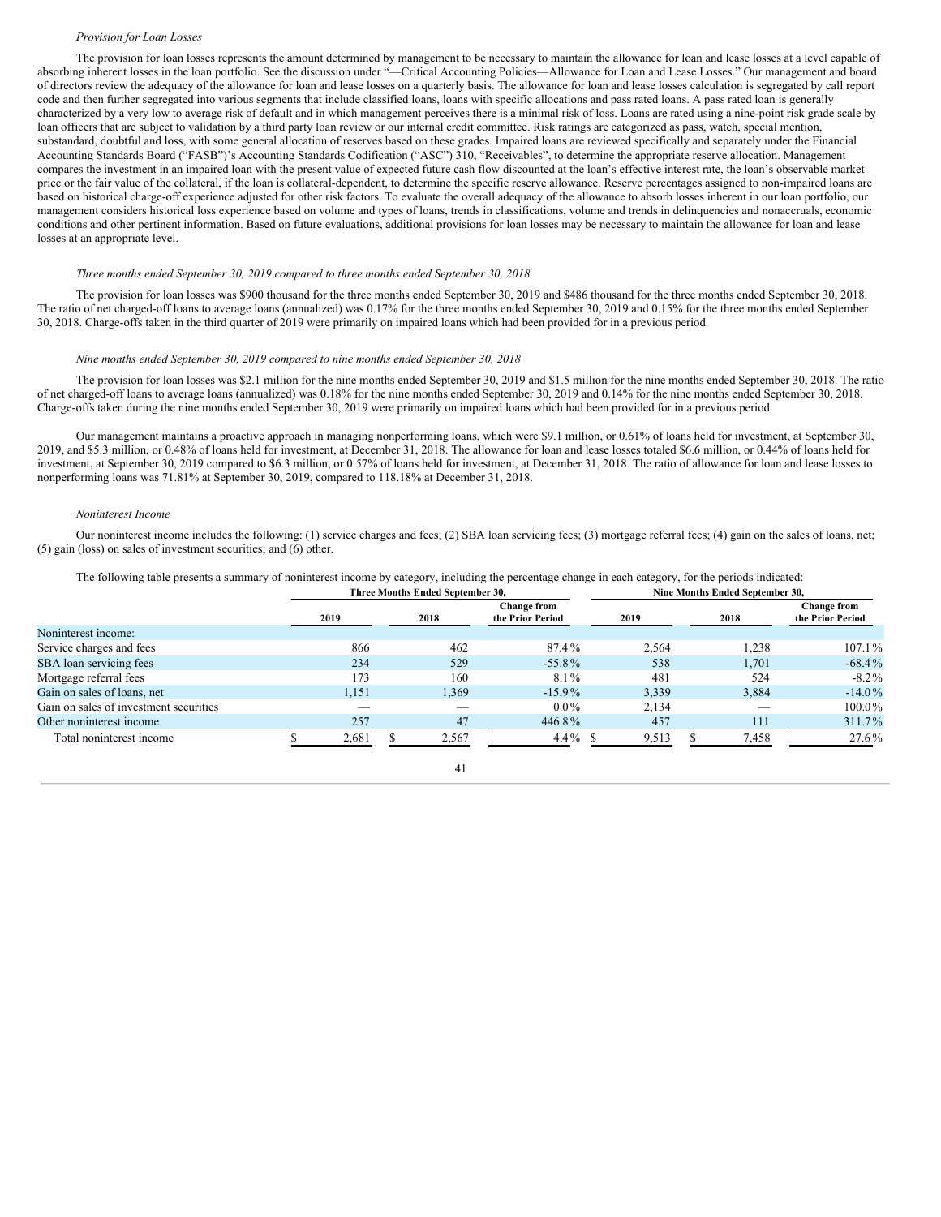*Provision for Loan Losses*

The provision for loan losses represents the amount determined by management to be necessary to maintain the allowance for loan and lease losses at a level capable of absorbing inherent losses in the loan portfolio. See the discussion under "—Critical Accounting Policies—Allowance for Loan and Lease Losses." Our management and board of directors review the adequacy of the allowance for loan and lease losses on a quarterly basis. The allowance for loan and lease losses calculation is segregated by call report code and then further segregated into various segments that include classified loans, loans with specific allocations and pass rated loans. A pass rated loan is generally characterized by a very low to average risk of default and in which management perceives there is a minimal risk of loss. Loans are rated using a nine-point risk grade scale by loan officers that are subject to validation by a third party loan review or our internal credit committee. Risk ratings are categorized as pass, watch, special mention, substandard, doubtful and loss, with some general allocation of reserves based on these grades. Impaired loans are reviewed specifically and separately under the Financial Accounting Standards Board ("FASB")'s Accounting Standards Codification ("ASC") 310, "Receivables", to determine the appropriate reserve allocation. Management compares the investment in an impaired loan with the present value of expected future cash flow discounted at the loan's effective interest rate, the loan's observable market price or the fair value of the collateral, if the loan is collateral-dependent, to determine the specific reserve allowance. Reserve percentages assigned to non-impaired loans are based on historical charge-off experience adjusted for other risk factors. To evaluate the overall adequacy of the allowance to absorb losses inherent in our loan portfolio, our management considers historical loss experience based on volume and types of loans, trends in classifications, volume and trends in delinquencies and nonaccruals, economic conditions and other pertinent information. Based on future evaluations, additional provisions for loan losses may be necessary to maintain the allowance for loan and lease losses at an appropriate level.

*Three months ended September 30, 2019 compared to three months ended September 30, 2018*

The provision for loan losses was $900 thousand for the three months ended September 30, 2019 and $486 thousand for the three months ended September 30, 2018. The ratio of net charged-off loans to average loans (annualized) was 0.17% for the three months ended September 30, 2019 and 0.15% for the three months ended September 30, 2018. Charge-offs taken in the third quarter of 2019 were primarily on impaired loans which had been provided for in a previous period.

*Nine months ended September 30, 2019 compared to nine months ended September 30, 2018*

The provision for loan losses was $2.1 million for the nine months ended September 30, 2019 and $1.5 million for the nine months ended September 30, 2018. The ratio of net charged-off loans to average loans (annualized) was 0.18% for the nine months ended September 30, 2019 and 0.14% for the nine months ended September 30, 2018. Charge-offs taken during the nine months ended September 30, 2019 were primarily on impaired loans which had been provided for in a previous period.

Our management maintains a proactive approach in managing nonperforming loans, which were $9.1 million, or 0.61% of loans held for investment, at September 30, 2019, and $5.3 million, or 0.48% of loans held for investment, at December 31, 2018. The allowance for loan and lease losses totaled $6.6 million, or 0.44% of loans held for investment, at September 30, 2019 compared to $6.3 million, or 0.57% of loans held for investment, at December 31, 2018. The ratio of allowance for loan and lease losses to nonperforming loans was 71.81% at September 30, 2019, compared to 118.18% at December 31, 2018.

*Noninterest Income*

Our noninterest income includes the following: (1) service charges and fees; (2) SBA loan servicing fees; (3) mortgage referral fees; (4) gain on the sales of loans, net; (5) gain (loss) on sales of investment securities; and (6) other.

The following table presents a summary of noninterest income by category, including the percentage change in each category, for the periods indicated:

| | Three Months Ended September 30, | | | Nine Months Ended September 30, | | |
|---|---|---|---|---|---|---|
| | 2019 | 2018 | Change from the Prior Period | 2019 | 2018 | Change from the Prior Period |
| Noninterest income: | | | | | | |
| Service charges and fees | 866 | 462 | 87.4% | 2,564 | 1,238 | 107.1% |
| SBA loan servicing fees | 234 | 529 | -55.8% | 538 | 1,701 | -68.4% |
| Mortgage referral fees | 173 | 160 | 8.1% | 481 | 524 | -8.2% |
| Gain on sales of loans, net | 1,151 | 1,369 | -15.9% | 3,339 | 3,884 | -14.0% |
| Gain on sales of investment securities | — | — | 0.0% | 2,134 | — | 100.0% |
| Other noninterest income | 257 | 47 | 446.8% | 457 | 111 | 311.7% |
| Total noninterest income | $ 2,681 | $ 2,567 | 4.4% | $ 9,513 | $ 7,458 | 27.6% |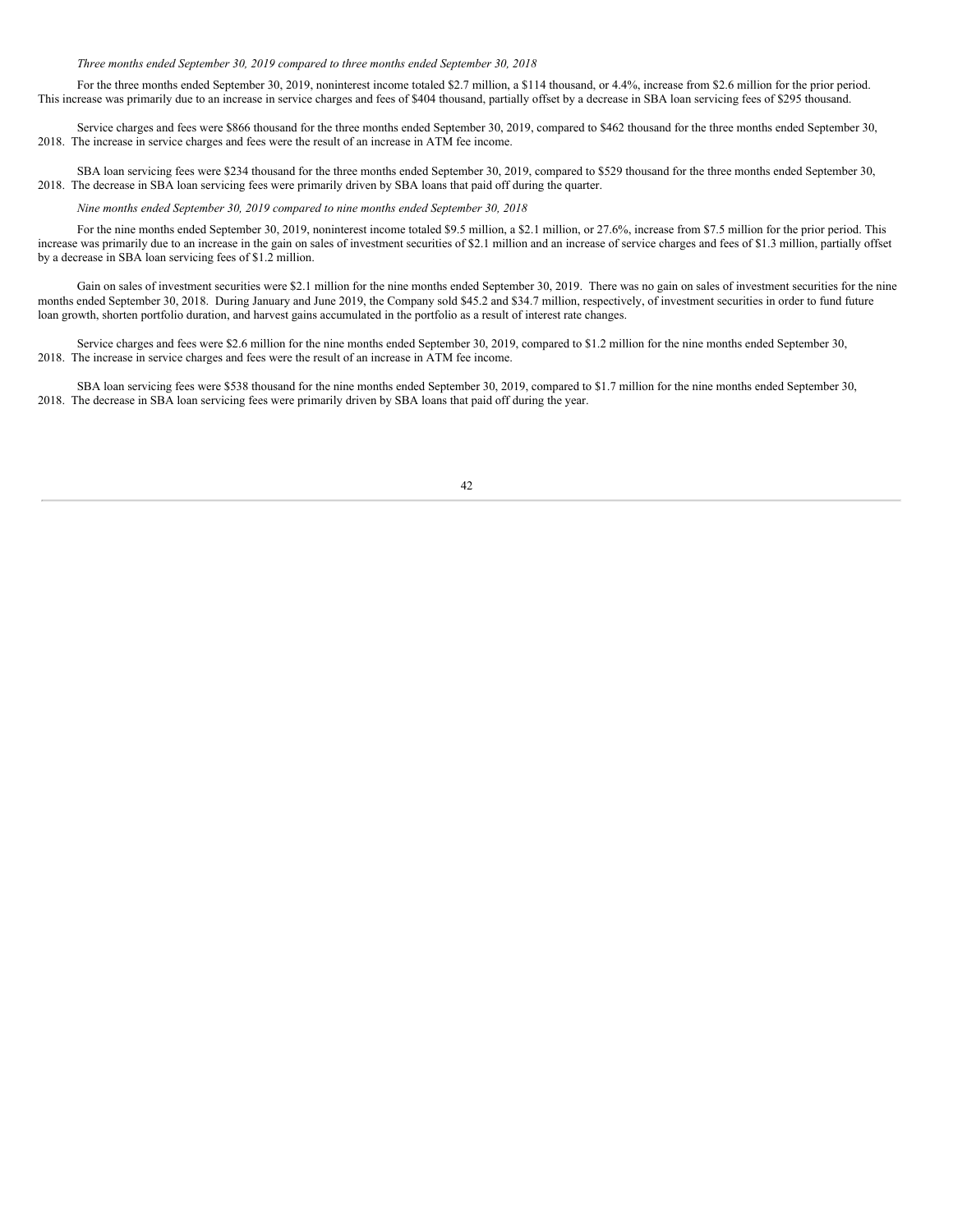*Three months ended September 30, 2019 compared to three months ended September 30, 2018*

For the three months ended September 30, 2019, noninterest income totaled $2.7 million, a $114 thousand, or 4.4%, increase from $2.6 million for the prior period. This increase was primarily due to an increase in service charges and fees of $404 thousand, partially offset by a decrease in SBA loan servicing fees of $295 thousand.

Service charges and fees were $866 thousand for the three months ended September 30, 2019, compared to $462 thousand for the three months ended September 30, 2018. The increase in service charges and fees were the result of an increase in ATM fee income.

SBA loan servicing fees were $234 thousand for the three months ended September 30, 2019, compared to $529 thousand for the three months ended September 30, 2018. The decrease in SBA loan servicing fees were primarily driven by SBA loans that paid off during the quarter.

*Nine months ended September 30, 2019 compared to nine months ended September 30, 2018*

For the nine months ended September 30, 2019, noninterest income totaled $9.5 million, a $2.1 million, or 27.6%, increase from $7.5 million for the prior period. This increase was primarily due to an increase in the gain on sales of investment securities of $2.1 million and an increase of service charges and fees of $1.3 million, partially offset by a decrease in SBA loan servicing fees of $1.2 million.

Gain on sales of investment securities were $2.1 million for the nine months ended September 30, 2019. There was no gain on sales of investment securities for the nine months ended September 30, 2018. During January and June 2019, the Company sold $45.2 and $34.7 million, respectively, of investment securities in order to fund future loan growth, shorten portfolio duration, and harvest gains accumulated in the portfolio as a result of interest rate changes.

Service charges and fees were $2.6 million for the nine months ended September 30, 2019, compared to $1.2 million for the nine months ended September 30, 2018. The increase in service charges and fees were the result of an increase in ATM fee income.

SBA loan servicing fees were $538 thousand for the nine months ended September 30, 2019, compared to $1.7 million for the nine months ended September 30, 2018. The decrease in SBA loan servicing fees were primarily driven by SBA loans that paid off during the year.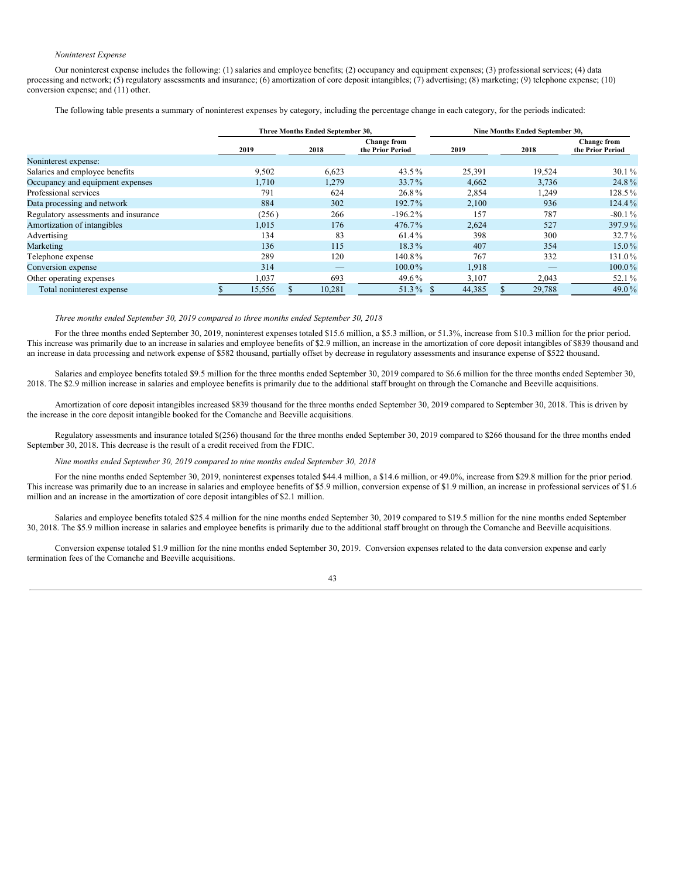*Noninterest Expense*

Our noninterest expense includes the following: (1) salaries and employee benefits; (2) occupancy and equipment expenses; (3) professional services; (4) data processing and network; (5) regulatory assessments and insurance; (6) amortization of core deposit intangibles; (7) advertising; (8) marketing; (9) telephone expense; (10) conversion expense; and (11) other.

The following table presents a summary of noninterest expenses by category, including the percentage change in each category, for the periods indicated:

| | Three Months Ended September 30, | | | Nine Months Ended September 30, | | |
|---|---|---|---|---|---|---|
| | 2019 | 2018 | Change from the Prior Period | 2019 | 2018 | Change from the Prior Period |
| Noninterest expense: | | | | | | |
| Salaries and employee benefits | 9,502 | 6,623 | 43.5 % | 25,391 | 19,524 | 30.1 % |
| Occupancy and equipment expenses | 1,710 | 1,279 | 33.7 % | 4,662 | 3,736 | 24.8 % |
| Professional services | 791 | 624 | 26.8 % | 2,854 | 1,249 | 128.5 % |
| Data processing and network | 884 | 302 | 192.7 % | 2,100 | 936 | 124.4 % |
| Regulatory assessments and insurance | (256 ) | 266 | -196.2 % | 157 | 787 | -80.1 % |
| Amortization of intangibles | 1,015 | 176 | 476.7 % | 2,624 | 527 | 397.9 % |
| Advertising | 134 | 83 | 61.4 % | 398 | 300 | 32.7 % |
| Marketing | 136 | 115 | 18.3 % | 407 | 354 | 15.0 % |
| Telephone expense | 289 | 120 | 140.8 % | 767 | 332 | 131.0 % |
| Conversion expense | 314 | — | 100.0 % | 1,918 | — | 100.0 % |
| Other operating expenses | 1,037 | 693 | 49.6 % | 3,107 | 2,043 | 52.1 % |
| Total noninterest expense | $ 15,556 | $ 10,281 | 51.3 % | $ 44,385 | $ 29,788 | 49.0 % |

*Three months ended September 30, 2019 compared to three months ended September 30, 2018*

For the three months ended September 30, 2019, noninterest expenses totaled $15.6 million, a $5.3 million, or 51.3%, increase from $10.3 million for the prior period. This increase was primarily due to an increase in salaries and employee benefits of $2.9 million, an increase in the amortization of core deposit intangibles of $839 thousand and an increase in data processing and network expense of $582 thousand, partially offset by decrease in regulatory assessments and insurance expense of $522 thousand.

Salaries and employee benefits totaled $9.5 million for the three months ended September 30, 2019 compared to $6.6 million for the three months ended September 30, 2018. The $2.9 million increase in salaries and employee benefits is primarily due to the additional staff brought on through the Comanche and Beeville acquisitions.

Amortization of core deposit intangibles increased $839 thousand for the three months ended September 30, 2019 compared to September 30, 2018. This is driven by the increase in the core deposit intangible booked for the Comanche and Beeville acquisitions.

Regulatory assessments and insurance totaled $(256) thousand for the three months ended September 30, 2019 compared to $266 thousand for the three months ended September 30, 2018. This decrease is the result of a credit received from the FDIC.

*Nine months ended September 30, 2019 compared to nine months ended September 30, 2018*

For the nine months ended September 30, 2019, noninterest expenses totaled $44.4 million, a $14.6 million, or 49.0%, increase from $29.8 million for the prior period. This increase was primarily due to an increase in salaries and employee benefits of $5.9 million, conversion expense of $1.9 million, an increase in professional services of $1.6 million and an increase in the amortization of core deposit intangibles of $2.1 million.

Salaries and employee benefits totaled $25.4 million for the nine months ended September 30, 2019 compared to $19.5 million for the nine months ended September 30, 2018. The $5.9 million increase in salaries and employee benefits is primarily due to the additional staff brought on through the Comanche and Beeville acquisitions.

Conversion expense totaled $1.9 million for the nine months ended September 30, 2019. Conversion expenses related to the data conversion expense and early termination fees of the Comanche and Beeville acquisitions.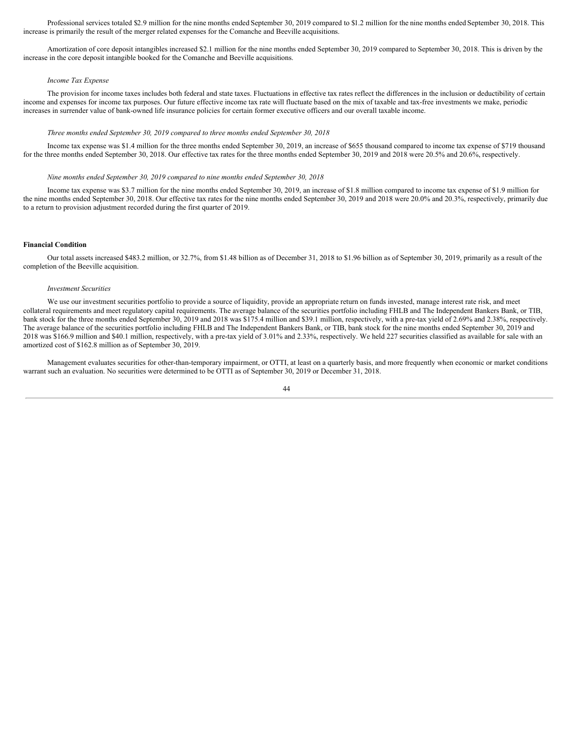Professional services totaled $2.9 million for the nine months ended September 30, 2019 compared to $1.2 million for the nine months ended September 30, 2018. This increase is primarily the result of the merger related expenses for the Comanche and Beeville acquisitions.

Amortization of core deposit intangibles increased $2.1 million for the nine months ended September 30, 2019 compared to September 30, 2018. This is driven by the increase in the core deposit intangible booked for the Comanche and Beeville acquisitions.

*Income Tax Expense*

The provision for income taxes includes both federal and state taxes. Fluctuations in effective tax rates reflect the differences in the inclusion or deductibility of certain income and expenses for income tax purposes. Our future effective income tax rate will fluctuate based on the mix of taxable and tax-free investments we make, periodic increases in surrender value of bank-owned life insurance policies for certain former executive officers and our overall taxable income.

*Three months ended September 30, 2019 compared to three months ended September 30, 2018*

Income tax expense was $1.4 million for the three months ended September 30, 2019, an increase of $655 thousand compared to income tax expense of $719 thousand for the three months ended September 30, 2018. Our effective tax rates for the three months ended September 30, 2019 and 2018 were 20.5% and 20.6%, respectively.

*Nine months ended September 30, 2019 compared to nine months ended September 30, 2018*

Income tax expense was $3.7 million for the nine months ended September 30, 2019, an increase of $1.8 million compared to income tax expense of $1.9 million for the nine months ended September 30, 2018. Our effective tax rates for the nine months ended September 30, 2019 and 2018 were 20.0% and 20.3%, respectively, primarily due to a return to provision adjustment recorded during the first quarter of 2019.

**Financial Condition**

Our total assets increased $483.2 million, or 32.7%, from $1.48 billion as of December 31, 2018 to $1.96 billion as of September 30, 2019, primarily as a result of the completion of the Beeville acquisition.

*Investment Securities*

We use our investment securities portfolio to provide a source of liquidity, provide an appropriate return on funds invested, manage interest rate risk, and meet collateral requirements and meet regulatory capital requirements. The average balance of the securities portfolio including FHLB and The Independent Bankers Bank, or TIB, bank stock for the three months ended September 30, 2019 and 2018 was $175.4 million and $39.1 million, respectively, with a pre-tax yield of 2.69% and 2.38%, respectively. The average balance of the securities portfolio including FHLB and The Independent Bankers Bank, or TIB, bank stock for the nine months ended September 30, 2019 and 2018 was $166.9 million and $40.1 million, respectively, with a pre-tax yield of 3.01% and 2.33%, respectively. We held 227 securities classified as available for sale with an amortized cost of $162.8 million as of September 30, 2019.

Management evaluates securities for other-than-temporary impairment, or OTTI, at least on a quarterly basis, and more frequently when economic or market conditions warrant such an evaluation. No securities were determined to be OTTI as of September 30, 2019 or December 31, 2018.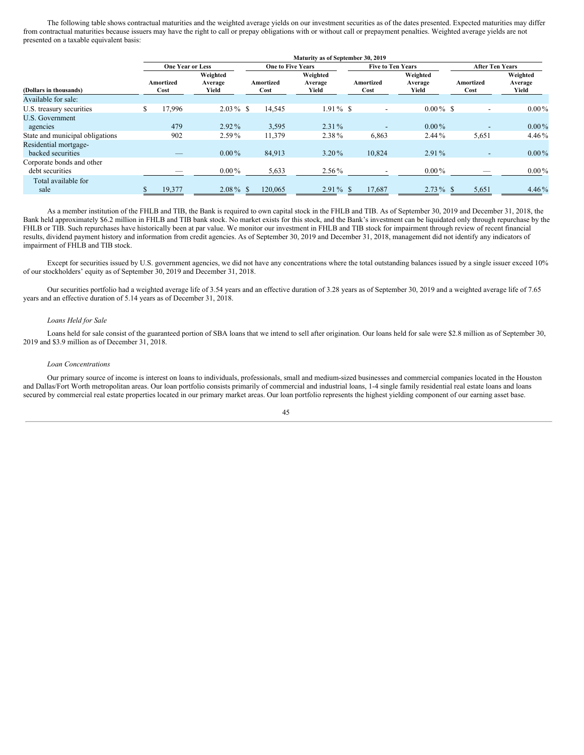The following table shows contractual maturities and the weighted average yields on our investment securities as of the dates presented. Expected maturities may differ from contractual maturities because issuers may have the right to call or prepay obligations with or without call or prepayment penalties. Weighted average yields are not presented on a taxable equivalent basis:

| | Maturity as of September 30, 2019 | | | | | | | |
|---|---|---|---|---|---|---|---|---|
| | One Year or Less | | One to Five Years | | Five to Ten Years | | After Ten Years | |
| (Dollars in thousands) | Amortized Cost | Weighted Average Yield | Amortized Cost | Weighted Average Yield | Amortized Cost | Weighted Average Yield | Amortized Cost | Weighted Average Yield |
| Available for sale: | | | | | | | | |
| U.S. treasury securities | $ 17,996 | 2.03 % | $ 14,545 | 1.91 % | $ - | 0.00 % | $ - | 0.00 % |
| U.S. Government agencies | 479 | 2.92 % | 3,595 | 2.31 % | - | 0.00 % | - | 0.00 % |
| State and municipal obligations | 902 | 2.59 % | 11,379 | 2.38 % | 6,863 | 2.44 % | 5,651 | 4.46 % |
| Residential mortgage-backed securities | — | 0.00 % | 84,913 | 3.20 % | 10,824 | 2.91 % | - | 0.00 % |
| Corporate bonds and other debt securities | — | 0.00 % | 5,633 | 2.56 % | - | 0.00 % | — | 0.00 % |
| Total available for sale | $ 19,377 | 2.08 % | $ 120,065 | 2.91 % | $ 17,687 | 2.73 % | $ 5,651 | 4.46 % |

As a member institution of the FHLB and TIB, the Bank is required to own capital stock in the FHLB and TIB. As of September 30, 2019 and December 31, 2018, the Bank held approximately $6.2 million in FHLB and TIB bank stock. No market exists for this stock, and the Bank's investment can be liquidated only through repurchase by the FHLB or TIB. Such repurchases have historically been at par value. We monitor our investment in FHLB and TIB stock for impairment through review of recent financial results, dividend payment history and information from credit agencies. As of September 30, 2019 and December 31, 2018, management did not identify any indicators of impairment of FHLB and TIB stock.

Except for securities issued by U.S. government agencies, we did not have any concentrations where the total outstanding balances issued by a single issuer exceed 10% of our stockholders' equity as of September 30, 2019 and December 31, 2018.

Our securities portfolio had a weighted average life of 3.54 years and an effective duration of 3.28 years as of September 30, 2019 and a weighted average life of 7.65 years and an effective duration of 5.14 years as of December 31, 2018.

*Loans Held for Sale*

Loans held for sale consist of the guaranteed portion of SBA loans that we intend to sell after origination. Our loans held for sale were $2.8 million as of September 30, 2019 and $3.9 million as of December 31, 2018.

*Loan Concentrations*

Our primary source of income is interest on loans to individuals, professionals, small and medium-sized businesses and commercial companies located in the Houston and Dallas/Fort Worth metropolitan areas. Our loan portfolio consists primarily of commercial and industrial loans, 1-4 single family residential real estate loans and loans secured by commercial real estate properties located in our primary market areas. Our loan portfolio represents the highest yielding component of our earning asset base.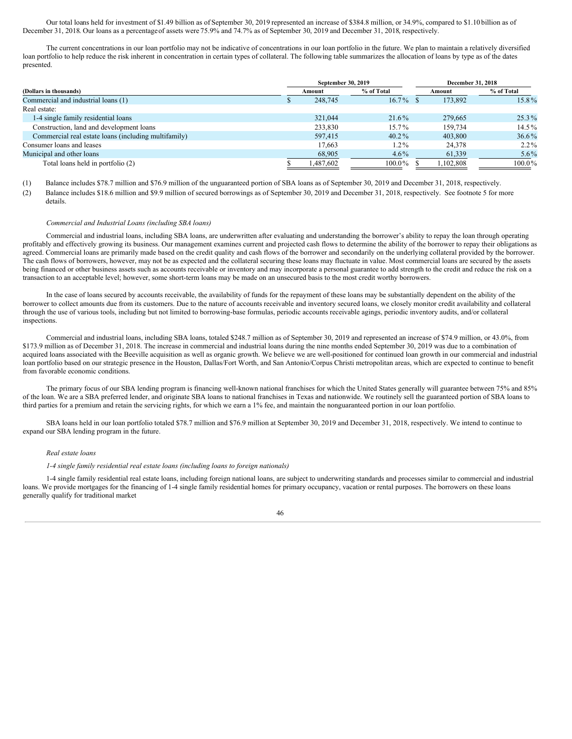Our total loans held for investment of $1.49 billion as of September 30, 2019 represented an increase of $384.8 million, or 34.9%, compared to $1.10 billion as of December 31, 2018. Our loans as a percentage of assets were 75.9% and 74.7% as of September 30, 2019 and December 31, 2018, respectively.

The current concentrations in our loan portfolio may not be indicative of concentrations in our loan portfolio in the future. We plan to maintain a relatively diversified loan portfolio to help reduce the risk inherent in concentration in certain types of collateral. The following table summarizes the allocation of loans by type as of the dates presented.

| | September 30, 2019 | | December 31, 2018 | |
|---|---|---|---|---|
| **(Dollars in thousands)** | **Amount** | **% of Total** | **Amount** | **% of Total** |
| Commercial and industrial loans (1) | $ 248,745 | 16.7 % | $ 173,892 | 15.8 % |
| Real estate: | | | | |
| 1-4 single family residential loans | 321,044 | 21.6 % | 279,665 | 25.3 % |
| Construction, land and development loans | 233,830 | 15.7 % | 159,734 | 14.5 % |
| Commercial real estate loans (including multifamily) | 597,415 | 40.2 % | 403,800 | 36.6 % |
| Consumer loans and leases | 17,663 | 1.2 % | 24,378 | 2.2 % |
| Municipal and other loans | 68,905 | 4.6 % | 61,339 | 5.6 % |
| Total loans held in portfolio (2) | $ 1,487,602 | 100.0 % | $ 1,102,808 | 100.0 % |

(1) Balance includes $78.7 million and $76.9 million of the unguaranteed portion of SBA loans as of September 30, 2019 and December 31, 2018, respectively.

(2) Balance includes $18.6 million and $9.9 million of secured borrowings as of September 30, 2019 and December 31, 2018, respectively. See footnote 5 for more details.

*Commercial and Industrial Loans (including SBA loans)*

Commercial and industrial loans, including SBA loans, are underwritten after evaluating and understanding the borrower's ability to repay the loan through operating profitably and effectively growing its business. Our management examines current and projected cash flows to determine the ability of the borrower to repay their obligations as agreed. Commercial loans are primarily made based on the credit quality and cash flows of the borrower and secondarily on the underlying collateral provided by the borrower. The cash flows of borrowers, however, may not be as expected and the collateral securing these loans may fluctuate in value. Most commercial loans are secured by the assets being financed or other business assets such as accounts receivable or inventory and may incorporate a personal guarantee to add strength to the credit and reduce the risk on a transaction to an acceptable level; however, some short-term loans may be made on an unsecured basis to the most credit worthy borrowers.

In the case of loans secured by accounts receivable, the availability of funds for the repayment of these loans may be substantially dependent on the ability of the borrower to collect amounts due from its customers. Due to the nature of accounts receivable and inventory secured loans, we closely monitor credit availability and collateral through the use of various tools, including but not limited to borrowing-base formulas, periodic accounts receivable agings, periodic inventory audits, and/or collateral inspections.

Commercial and industrial loans, including SBA loans, totaled $248.7 million as of September 30, 2019 and represented an increase of $74.9 million, or 43.0%, from $173.9 million as of December 31, 2018. The increase in commercial and industrial loans during the nine months ended September 30, 2019 was due to a combination of acquired loans associated with the Beeville acquisition as well as organic growth. We believe we are well-positioned for continued loan growth in our commercial and industrial loan portfolio based on our strategic presence in the Houston, Dallas/Fort Worth, and San Antonio/Corpus Christi metropolitan areas, which are expected to continue to benefit from favorable economic conditions.

The primary focus of our SBA lending program is financing well-known national franchises for which the United States generally will guarantee between 75% and 85% of the loan. We are a SBA preferred lender, and originate SBA loans to national franchises in Texas and nationwide. We routinely sell the guaranteed portion of SBA loans to third parties for a premium and retain the servicing rights, for which we earn a 1% fee, and maintain the nonguaranteed portion in our loan portfolio.

SBA loans held in our loan portfolio totaled $78.7 million and $76.9 million at September 30, 2019 and December 31, 2018, respectively. We intend to continue to expand our SBA lending program in the future.

*Real estate loans*

*1-4 single family residential real estate loans (including loans to foreign nationals)*

1-4 single family residential real estate loans, including foreign national loans, are subject to underwriting standards and processes similar to commercial and industrial loans. We provide mortgages for the financing of 1-4 single family residential homes for primary occupancy, vacation or rental purposes. The borrowers on these loans generally qualify for traditional market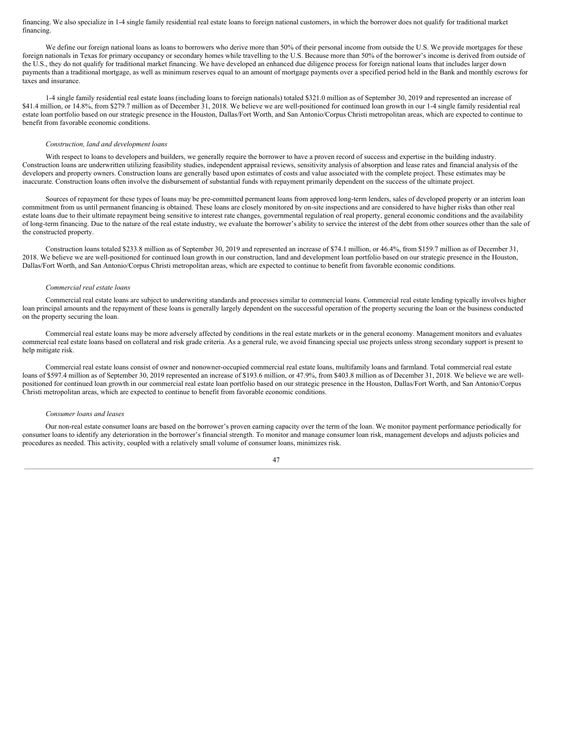financing. We also specialize in 1-4 single family residential real estate loans to foreign national customers, in which the borrower does not qualify for traditional market financing.

We define our foreign national loans as loans to borrowers who derive more than 50% of their personal income from outside the U.S. We provide mortgages for these foreign nationals in Texas for primary occupancy or secondary homes while travelling to the U.S. Because more than 50% of the borrower's income is derived from outside of the U.S., they do not qualify for traditional market financing. We have developed an enhanced due diligence process for foreign national loans that includes larger down payments than a traditional mortgage, as well as minimum reserves equal to an amount of mortgage payments over a specified period held in the Bank and monthly escrows for taxes and insurance.

1-4 single family residential real estate loans (including loans to foreign nationals) totaled $321.0 million as of September 30, 2019 and represented an increase of $41.4 million, or 14.8%, from $279.7 million as of December 31, 2018. We believe we are well-positioned for continued loan growth in our 1-4 single family residential real estate loan portfolio based on our strategic presence in the Houston, Dallas/Fort Worth, and San Antonio/Corpus Christi metropolitan areas, which are expected to continue to benefit from favorable economic conditions.

*Construction, land and development loans*

With respect to loans to developers and builders, we generally require the borrower to have a proven record of success and expertise in the building industry. Construction loans are underwritten utilizing feasibility studies, independent appraisal reviews, sensitivity analysis of absorption and lease rates and financial analysis of the developers and property owners. Construction loans are generally based upon estimates of costs and value associated with the complete project. These estimates may be inaccurate. Construction loans often involve the disbursement of substantial funds with repayment primarily dependent on the success of the ultimate project.

Sources of repayment for these types of loans may be pre-committed permanent loans from approved long-term lenders, sales of developed property or an interim loan commitment from us until permanent financing is obtained. These loans are closely monitored by on-site inspections and are considered to have higher risks than other real estate loans due to their ultimate repayment being sensitive to interest rate changes, governmental regulation of real property, general economic conditions and the availability of long-term financing. Due to the nature of the real estate industry, we evaluate the borrower's ability to service the interest of the debt from other sources other than the sale of the constructed property.

Construction loans totaled $233.8 million as of September 30, 2019 and represented an increase of $74.1 million, or 46.4%, from $159.7 million as of December 31, 2018. We believe we are well-positioned for continued loan growth in our construction, land and development loan portfolio based on our strategic presence in the Houston, Dallas/Fort Worth, and San Antonio/Corpus Christi metropolitan areas, which are expected to continue to benefit from favorable economic conditions.

*Commercial real estate loans*

Commercial real estate loans are subject to underwriting standards and processes similar to commercial loans. Commercial real estate lending typically involves higher loan principal amounts and the repayment of these loans is generally largely dependent on the successful operation of the property securing the loan or the business conducted on the property securing the loan.

Commercial real estate loans may be more adversely affected by conditions in the real estate markets or in the general economy. Management monitors and evaluates commercial real estate loans based on collateral and risk grade criteria. As a general rule, we avoid financing special use projects unless strong secondary support is present to help mitigate risk.

Commercial real estate loans consist of owner and nonowner-occupied commercial real estate loans, multifamily loans and farmland. Total commercial real estate loans of $597.4 million as of September 30, 2019 represented an increase of $193.6 million, or 47.9%, from $403.8 million as of December 31, 2018. We believe we are well-positioned for continued loan growth in our commercial real estate loan portfolio based on our strategic presence in the Houston, Dallas/Fort Worth, and San Antonio/Corpus Christi metropolitan areas, which are expected to continue to benefit from favorable economic conditions.

*Consumer loans and leases*

Our non-real estate consumer loans are based on the borrower's proven earning capacity over the term of the loan. We monitor payment performance periodically for consumer loans to identify any deterioration in the borrower's financial strength. To monitor and manage consumer loan risk, management develops and adjusts policies and procedures as needed. This activity, coupled with a relatively small volume of consumer loans, minimizes risk.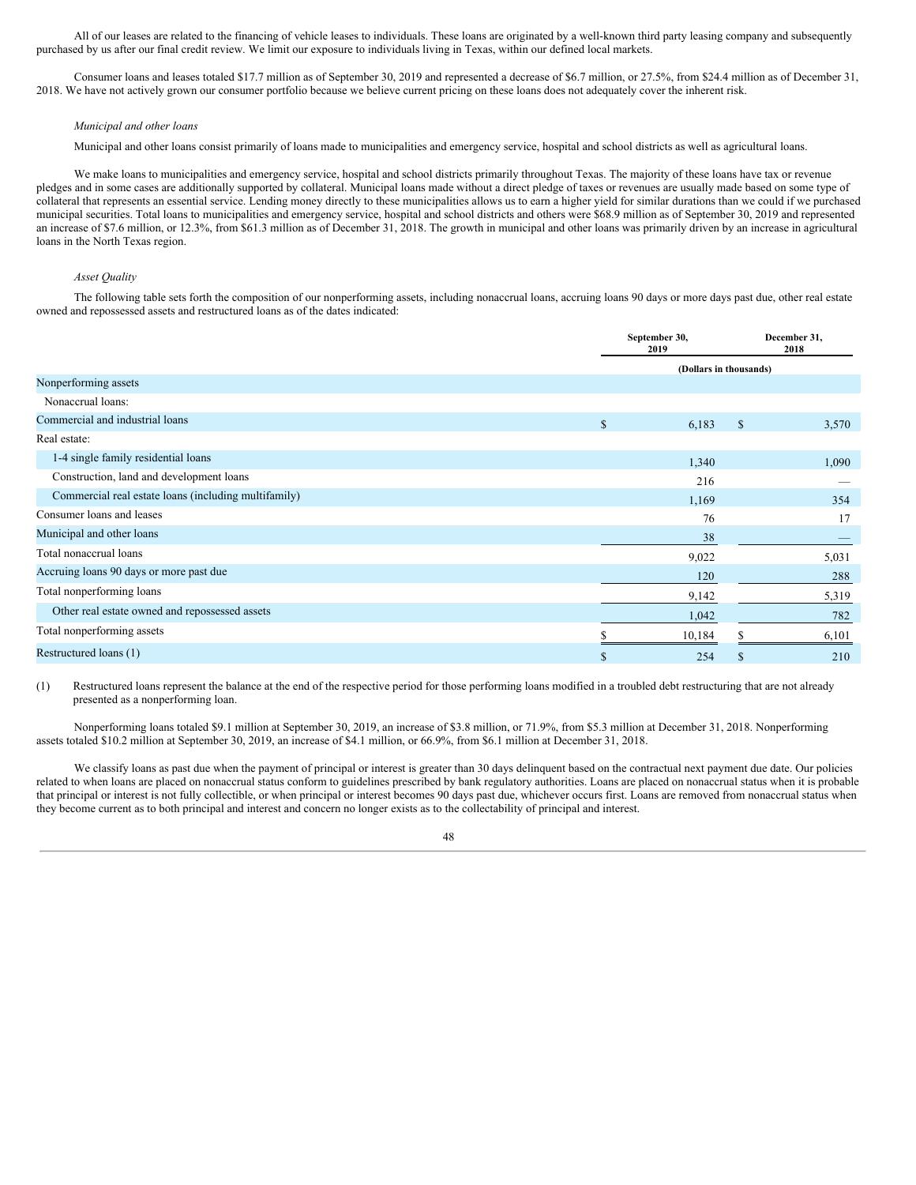All of our leases are related to the financing of vehicle leases to individuals. These loans are originated by a well-known third party leasing company and subsequently purchased by us after our final credit review. We limit our exposure to individuals living in Texas, within our defined local markets.

Consumer loans and leases totaled $17.7 million as of September 30, 2019 and represented a decrease of $6.7 million, or 27.5%, from $24.4 million as of December 31, 2018. We have not actively grown our consumer portfolio because we believe current pricing on these loans does not adequately cover the inherent risk.

*Municipal and other loans*

Municipal and other loans consist primarily of loans made to municipalities and emergency service, hospital and school districts as well as agricultural loans.

We make loans to municipalities and emergency service, hospital and school districts primarily throughout Texas. The majority of these loans have tax or revenue pledges and in some cases are additionally supported by collateral. Municipal loans made without a direct pledge of taxes or revenues are usually made based on some type of collateral that represents an essential service. Lending money directly to these municipalities allows us to earn a higher yield for similar durations than we could if we purchased municipal securities. Total loans to municipalities and emergency service, hospital and school districts and others were $68.9 million as of September 30, 2019 and represented an increase of $7.6 million, or 12.3%, from $61.3 million as of December 31, 2018. The growth in municipal and other loans was primarily driven by an increase in agricultural loans in the North Texas region.

*Asset Quality*

The following table sets forth the composition of our nonperforming assets, including nonaccrual loans, accruing loans 90 days or more days past due, other real estate owned and repossessed assets and restructured loans as of the dates indicated:

| | September 30, 2019 | December 31, 2018 |
|---|---|---|
| | (Dollars in thousands) | |
| Nonperforming assets | | |
| Nonaccrual loans: | | |
| Commercial and industrial loans | $ 6,183 | $ 3,570 |
| Real estate: | | |
| 1-4 single family residential loans | 1,340 | 1,090 |
| Construction, land and development loans | 216 | — |
| Commercial real estate loans (including multifamily) | 1,169 | 354 |
| Consumer loans and leases | 76 | 17 |
| Municipal and other loans | 38 | — |
| Total nonaccrual loans | 9,022 | 5,031 |
| Accruing loans 90 days or more past due | 120 | 288 |
| Total nonperforming loans | 9,142 | 5,319 |
| Other real estate owned and repossessed assets | 1,042 | 782 |
| Total nonperforming assets | $ 10,184 | $ 6,101 |
| Restructured loans (1) | $ 254 | $ 210 |

(1) Restructured loans represent the balance at the end of the respective period for those performing loans modified in a troubled debt restructuring that are not already presented as a nonperforming loan.

Nonperforming loans totaled $9.1 million at September 30, 2019, an increase of $3.8 million, or 71.9%, from $5.3 million at December 31, 2018. Nonperforming assets totaled $10.2 million at September 30, 2019, an increase of $4.1 million, or 66.9%, from $6.1 million at December 31, 2018.

We classify loans as past due when the payment of principal or interest is greater than 30 days delinquent based on the contractual next payment due date. Our policies related to when loans are placed on nonaccrual status conform to guidelines prescribed by bank regulatory authorities. Loans are placed on nonaccrual status when it is probable that principal or interest is not fully collectible, or when principal or interest becomes 90 days past due, whichever occurs first. Loans are removed from nonaccrual status when they become current as to both principal and interest and concern no longer exists as to the collectability of principal and interest.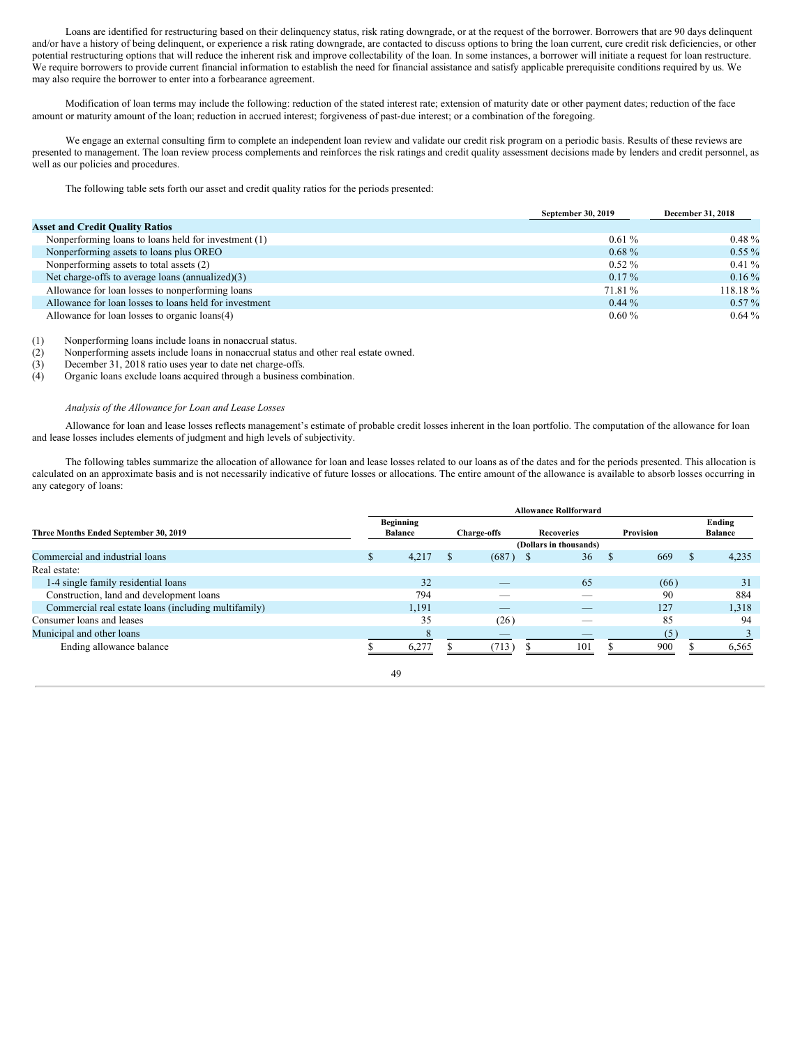Loans are identified for restructuring based on their delinquency status, risk rating downgrade, or at the request of the borrower. Borrowers that are 90 days delinquent and/or have a history of being delinquent, or experience a risk rating downgrade, are contacted to discuss options to bring the loan current, cure credit risk deficiencies, or other potential restructuring options that will reduce the inherent risk and improve collectability of the loan. In some instances, a borrower will initiate a request for loan restructure. We require borrowers to provide current financial information to establish the need for financial assistance and satisfy applicable prerequisite conditions required by us. We may also require the borrower to enter into a forbearance agreement.

Modification of loan terms may include the following: reduction of the stated interest rate; extension of maturity date or other payment dates; reduction of the face amount or maturity amount of the loan; reduction in accrued interest; forgiveness of past-due interest; or a combination of the foregoing.

We engage an external consulting firm to complete an independent loan review and validate our credit risk program on a periodic basis. Results of these reviews are presented to management. The loan review process complements and reinforces the risk ratings and credit quality assessment decisions made by lenders and credit personnel, as well as our policies and procedures.

The following table sets forth our asset and credit quality ratios for the periods presented:

| | September 30, 2019 | December 31, 2018 |
|---|---|---|
| **Asset and Credit Quality Ratios** | | |
| Nonperforming loans to loans held for investment (1) | 0.61 % | 0.48 % |
| Nonperforming assets to loans plus OREO | 0.68 % | 0.55 % |
| Nonperforming assets to total assets (2) | 0.52 % | 0.41 % |
| Net charge-offs to average loans (annualized)(3) | 0.17 % | 0.16 % |
| Allowance for loan losses to nonperforming loans | 71.81 % | 118.18 % |
| Allowance for loan losses to loans held for investment | 0.44 % | 0.57 % |
| Allowance for loan losses to organic loans(4) | 0.60 % | 0.64 % |

(1) Nonperforming loans include loans in nonaccrual status.
(2) Nonperforming assets include loans in nonaccrual status and other real estate owned.
(3) December 31, 2018 ratio uses year to date net charge-offs.
(4) Organic loans exclude loans acquired through a business combination.

*Analysis of the Allowance for Loan and Lease Losses*

Allowance for loan and lease losses reflects management's estimate of probable credit losses inherent in the loan portfolio. The computation of the allowance for loan and lease losses includes elements of judgment and high levels of subjectivity.

The following tables summarize the allocation of allowance for loan and lease losses related to our loans as of the dates and for the periods presented. This allocation is calculated on an approximate basis and is not necessarily indicative of future losses or allocations. The entire amount of the allowance is available to absorb losses occurring in any category of loans:

| | Allowance Rollforward | | | | |
|---|---|---|---|---|---|
| Three Months Ended September 30, 2019 | Beginning Balance | Charge-offs | Recoveries | Provision | Ending Balance |
| | | | (Dollars in thousands) | | |
| Commercial and industrial loans | $ 4,217 | $ (687) | $ 36 | $ 669 | $ 4,235 |
| Real estate: | | | | | |
| 1-4 single family residential loans | 32 | — | 65 | (66) | 31 |
| Construction, land and development loans | 794 | — | — | 90 | 884 |
| Commercial real estate loans (including multifamily) | 1,191 | — | — | 127 | 1,318 |
| Consumer loans and leases | 35 | (26) | — | 85 | 94 |
| Municipal and other loans | 8 | — | — | (5) | 3 |
| Ending allowance balance | $ 6,277 | $ (713) | $ 101 | $ 900 | $ 6,565 |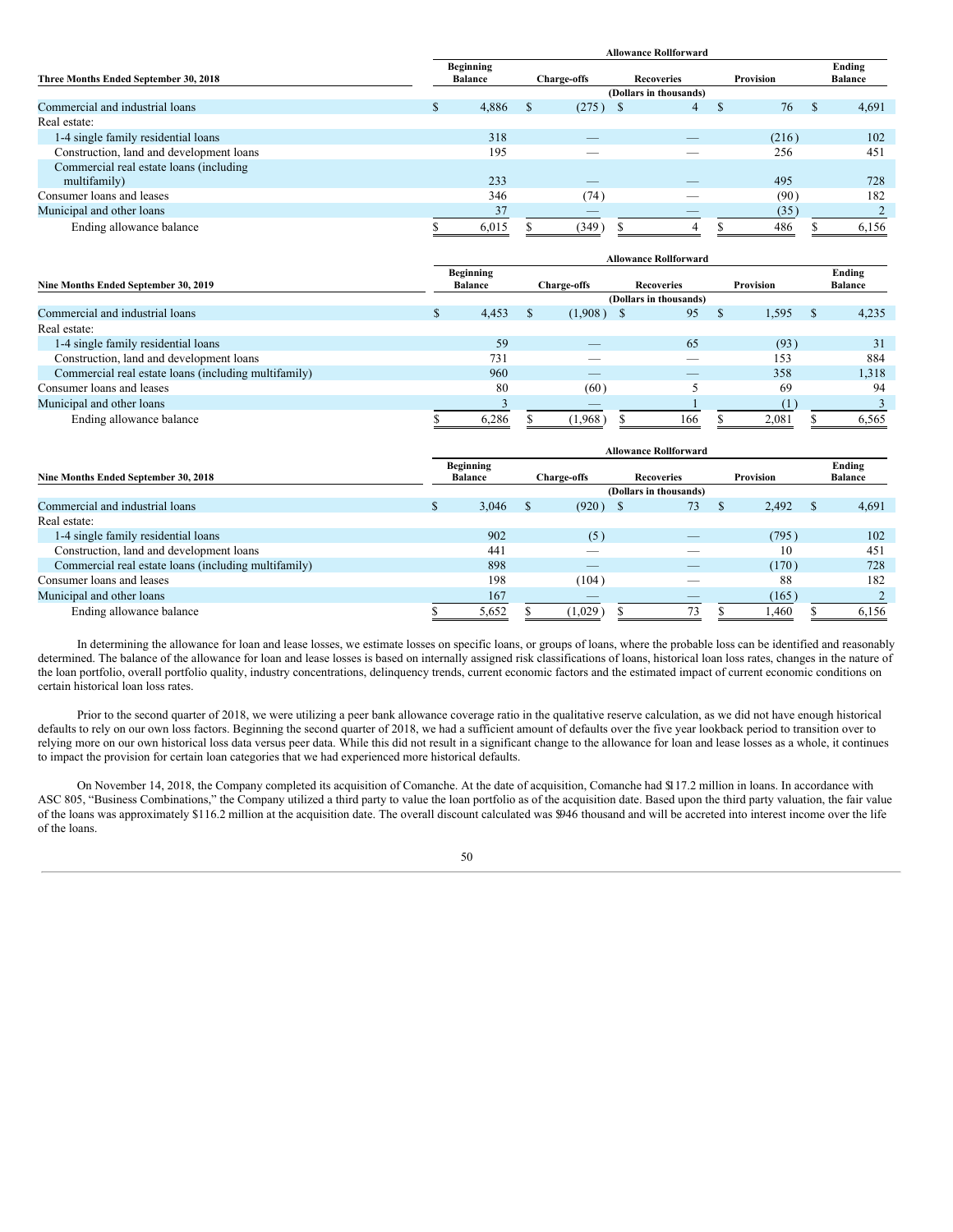| Three Months Ended September 30, 2018 | Allowance Rollforward | | | | |
|---|---|---|---|---|---|
| | Beginning Balance | Charge-offs | Recoveries | Provision | Ending Balance |
| | (Dollars in thousands) | | | | |
| Commercial and industrial loans | $ 4,886 | $ (275) | $ 4 | $ 76 | $ 4,691 |
| Real estate: | | | | | |
| 1-4 single family residential loans | 318 | — | — | (216) | 102 |
| Construction, land and development loans | 195 | — | — | 256 | 451 |
| Commercial real estate loans (including multifamily) | 233 | — | — | 495 | 728 |
| Consumer loans and leases | 346 | (74) | — | (90) | 182 |
| Municipal and other loans | 37 | — | — | (35) | 2 |
| Ending allowance balance | $ 6,015 | $ (349) | $ 4 | $ 486 | $ 6,156 |

| Nine Months Ended September 30, 2019 | Allowance Rollforward | | | | |
|---|---|---|---|---|---|
| | Beginning Balance | Charge-offs | Recoveries | Provision | Ending Balance |
| | (Dollars in thousands) | | | | |
| Commercial and industrial loans | $ 4,453 | $ (1,908) | $ 95 | $ 1,595 | $ 4,235 |
| Real estate: | | | | | |
| 1-4 single family residential loans | 59 | — | 65 | (93) | 31 |
| Construction, land and development loans | 731 | — | — | 153 | 884 |
| Commercial real estate loans (including multifamily) | 960 | — | — | 358 | 1,318 |
| Consumer loans and leases | 80 | (60) | 5 | 69 | 94 |
| Municipal and other loans | 3 | — | 1 | (1) | 3 |
| Ending allowance balance | $ 6,286 | $ (1,968) | $ 166 | $ 2,081 | $ 6,565 |

| Nine Months Ended September 30, 2018 | Allowance Rollforward | | | | |
|---|---|---|---|---|---|
| | Beginning Balance | Charge-offs | Recoveries | Provision | Ending Balance |
| | (Dollars in thousands) | | | | |
| Commercial and industrial loans | $ 3,046 | $ (920) | $ 73 | $ 2,492 | $ 4,691 |
| Real estate: | | | | | |
| 1-4 single family residential loans | 902 | (5) | — | (795) | 102 |
| Construction, land and development loans | 441 | — | — | 10 | 451 |
| Commercial real estate loans (including multifamily) | 898 | — | — | (170) | 728 |
| Consumer loans and leases | 198 | (104) | — | 88 | 182 |
| Municipal and other loans | 167 | — | — | (165) | 2 |
| Ending allowance balance | $ 5,652 | $ (1,029) | $ 73 | $ 1,460 | $ 6,156 |

In determining the allowance for loan and lease losses, we estimate losses on specific loans, or groups of loans, where the probable loss can be identified and reasonably determined. The balance of the allowance for loan and lease losses is based on internally assigned risk classifications of loans, historical loan loss rates, changes in the nature of the loan portfolio, overall portfolio quality, industry concentrations, delinquency trends, current economic factors and the estimated impact of current economic conditions on certain historical loan loss rates.

Prior to the second quarter of 2018, we were utilizing a peer bank allowance coverage ratio in the qualitative reserve calculation, as we did not have enough historical defaults to rely on our own loss factors. Beginning the second quarter of 2018, we had a sufficient amount of defaults over the five year lookback period to transition over to relying more on our own historical loss data versus peer data. While this did not result in a significant change to the allowance for loan and lease losses as a whole, it continues to impact the provision for certain loan categories that we had experienced more historical defaults.

On November 14, 2018, the Company completed its acquisition of Comanche. At the date of acquisition, Comanche had $117.2 million in loans. In accordance with ASC 805, "Business Combinations," the Company utilized a third party to value the loan portfolio as of the acquisition date. Based upon the third party valuation, the fair value of the loans was approximately $116.2 million at the acquisition date. The overall discount calculated was $946 thousand and will be accreted into interest income over the life of the loans.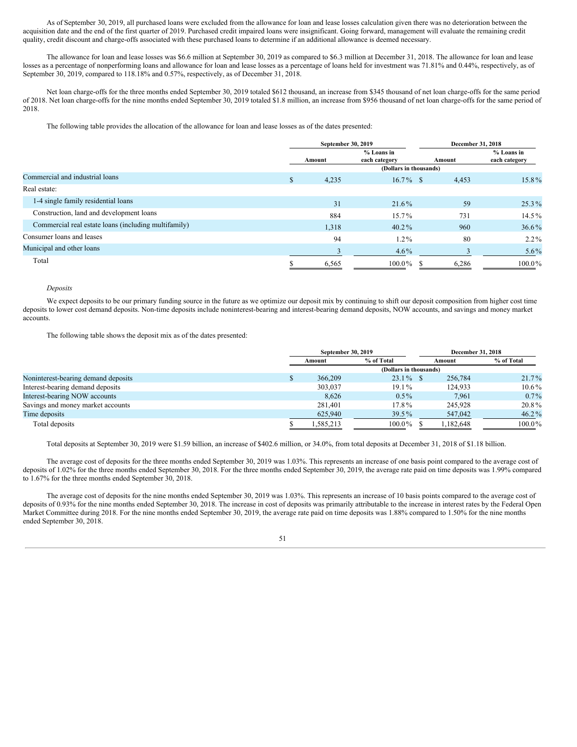As of September 30, 2019, all purchased loans were excluded from the allowance for loan and lease losses calculation given there was no deterioration between the acquisition date and the end of the first quarter of 2019. Purchased credit impaired loans were insignificant. Going forward, management will evaluate the remaining credit quality, credit discount and charge-offs associated with these purchased loans to determine if an additional allowance is deemed necessary.

The allowance for loan and lease losses was $6.6 million at September 30, 2019 as compared to $6.3 million at December 31, 2018. The allowance for loan and lease losses as a percentage of nonperforming loans and allowance for loan and lease losses as a percentage of loans held for investment was 71.81% and 0.44%, respectively, as of September 30, 2019, compared to 118.18% and 0.57%, respectively, as of December 31, 2018.

Net loan charge-offs for the three months ended September 30, 2019 totaled $612 thousand, an increase from $345 thousand of net loan charge-offs for the same period of 2018. Net loan charge-offs for the nine months ended September 30, 2019 totaled $1.8 million, an increase from $956 thousand of net loan charge-offs for the same period of 2018.

The following table provides the allocation of the allowance for loan and lease losses as of the dates presented:

| | September 30, 2019 | | December 31, 2018 | |
|---|---|---|---|---|
| | Amount | % Loans in each category | Amount | % Loans in each category |
| | (Dollars in thousands) | | | |
| Commercial and industrial loans | $ 4,235 | 16.7 % | $ 4,453 | 15.8 % |
| Real estate: | | | | |
| 1-4 single family residential loans | 31 | 21.6 % | 59 | 25.3 % |
| Construction, land and development loans | 884 | 15.7 % | 731 | 14.5 % |
| Commercial real estate loans (including multifamily) | 1,318 | 40.2 % | 960 | 36.6 % |
| Consumer loans and leases | 94 | 1.2 % | 80 | 2.2 % |
| Municipal and other loans | 3 | 4.6 % | 3 | 5.6 % |
| Total | $ 6,565 | 100.0 % | $ 6,286 | 100.0 % |

*Deposits*

We expect deposits to be our primary funding source in the future as we optimize our deposit mix by continuing to shift our deposit composition from higher cost time deposits to lower cost demand deposits. Non-time deposits include noninterest-bearing and interest-bearing demand deposits, NOW accounts, and savings and money market accounts.

The following table shows the deposit mix as of the dates presented:

| | September 30, 2019 | | December 31, 2018 | |
|---|---|---|---|---|
| | Amount | % of Total | Amount | % of Total |
| | (Dollars in thousands) | | | |
| Noninterest-bearing demand deposits | $ 366,209 | 23.1 % | $ 256,784 | 21.7 % |
| Interest-bearing demand deposits | 303,037 | 19.1 % | 124,933 | 10.6 % |
| Interest-bearing NOW accounts | 8,626 | 0.5 % | 7,961 | 0.7 % |
| Savings and money market accounts | 281,401 | 17.8 % | 245,928 | 20.8 % |
| Time deposits | 625,940 | 39.5 % | 547,042 | 46.2 % |
| Total deposits | $ 1,585,213 | 100.0 % | $ 1,182,648 | 100.0 % |

Total deposits at September 30, 2019 were $1.59 billion, an increase of $402.6 million, or 34.0%, from total deposits at December 31, 2018 of $1.18 billion.

The average cost of deposits for the three months ended September 30, 2019 was 1.03%. This represents an increase of one basis point compared to the average cost of deposits of 1.02% for the three months ended September 30, 2018. For the three months ended September 30, 2019, the average rate paid on time deposits was 1.99% compared to 1.67% for the three months ended September 30, 2018.

The average cost of deposits for the nine months ended September 30, 2019 was 1.03%. This represents an increase of 10 basis points compared to the average cost of deposits of 0.93% for the nine months ended September 30, 2018. The increase in cost of deposits was primarily attributable to the increase in interest rates by the Federal Open Market Committee during 2018. For the nine months ended September 30, 2019, the average rate paid on time deposits was 1.88% compared to 1.50% for the nine months ended September 30, 2018.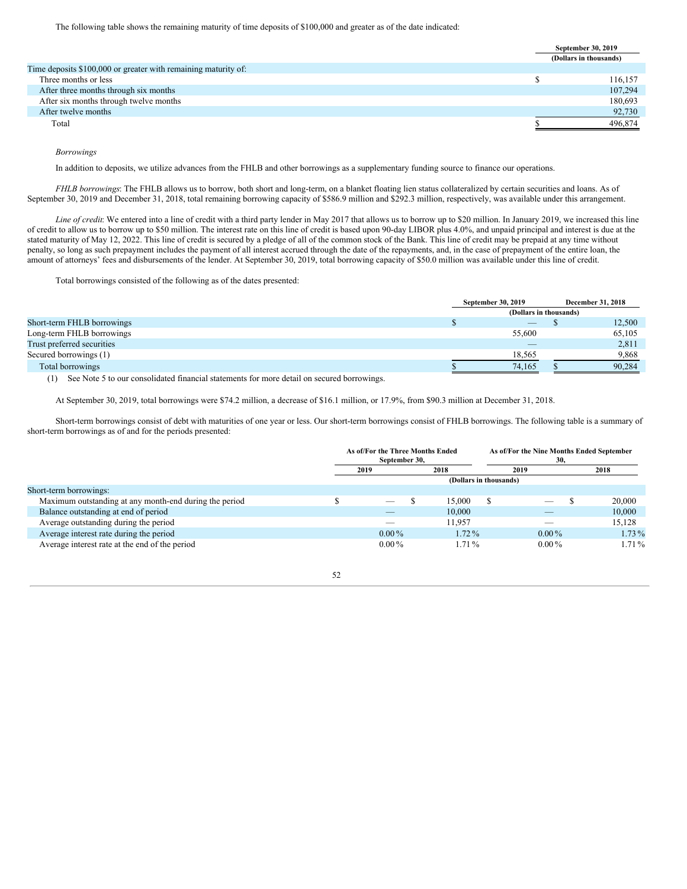The following table shows the remaining maturity of time deposits of $100,000 and greater as of the date indicated:

| | September 30, 2019 |
|---|---|
| | (Dollars in thousands) |
| Time deposits $100,000 or greater with remaining maturity of: | |
| Three months or less | $ 116,157 |
| After three months through six months | 107,294 |
| After six months through twelve months | 180,693 |
| After twelve months | 92,730 |
| Total | $ 496,874 |

*Borrowings*

In addition to deposits, we utilize advances from the FHLB and other borrowings as a supplementary funding source to finance our operations.

*FHLB borrowings*: The FHLB allows us to borrow, both short and long-term, on a blanket floating lien status collateralized by certain securities and loans. As of September 30, 2019 and December 31, 2018, total remaining borrowing capacity of $586.9 million and $292.3 million, respectively, was available under this arrangement.

*Line of credit*: We entered into a line of credit with a third party lender in May 2017 that allows us to borrow up to $20 million. In January 2019, we increased this line of credit to allow us to borrow up to $50 million. The interest rate on this line of credit is based upon 90-day LIBOR plus 4.0%, and unpaid principal and interest is due at the stated maturity of May 12, 2022. This line of credit is secured by a pledge of all of the common stock of the Bank. This line of credit may be prepaid at any time without penalty, so long as such prepayment includes the payment of all interest accrued through the date of the repayments, and, in the case of prepayment of the entire loan, the amount of attorneys' fees and disbursements of the lender. At September 30, 2019, total borrowing capacity of $50.0 million was available under this line of credit.

Total borrowings consisted of the following as of the dates presented:

| | September 30, 2019 | December 31, 2018 |
|---|---|---|
| | (Dollars in thousands) | |
| Short-term FHLB borrowings | $ — | $ 12,500 |
| Long-term FHLB borrowings | 55,600 | 65,105 |
| Trust preferred securities | — | 2,811 |
| Secured borrowings (1) | 18,565 | 9,868 |
| Total borrowings | $ 74,165 | $ 90,284 |

(1) See Note 5 to our consolidated financial statements for more detail on secured borrowings.

At September 30, 2019, total borrowings were $74.2 million, a decrease of $16.1 million, or 17.9%, from $90.3 million at December 31, 2018.

Short-term borrowings consist of debt with maturities of one year or less. Our short-term borrowings consist of FHLB borrowings. The following table is a summary of short-term borrowings as of and for the periods presented:

| | As of/For the Three Months Ended September 30, | | As of/For the Nine Months Ended September 30, | |
|---|---|---|---|---|
| | 2019 | 2018 | 2019 | 2018 |
| | (Dollars in thousands) | | | |
| Short-term borrowings: | | | | |
| Maximum outstanding at any month-end during the period | $ — | $ 15,000 | $ — | $ 20,000 |
| Balance outstanding at end of period | — | 10,000 | — | 10,000 |
| Average outstanding during the period | — | 11,957 | — | 15,128 |
| Average interest rate during the period | 0.00 % | 1.72 % | 0.00 % | 1.73 % |
| Average interest rate at the end of the period | 0.00 % | 1.71 % | 0.00 % | 1.71 % |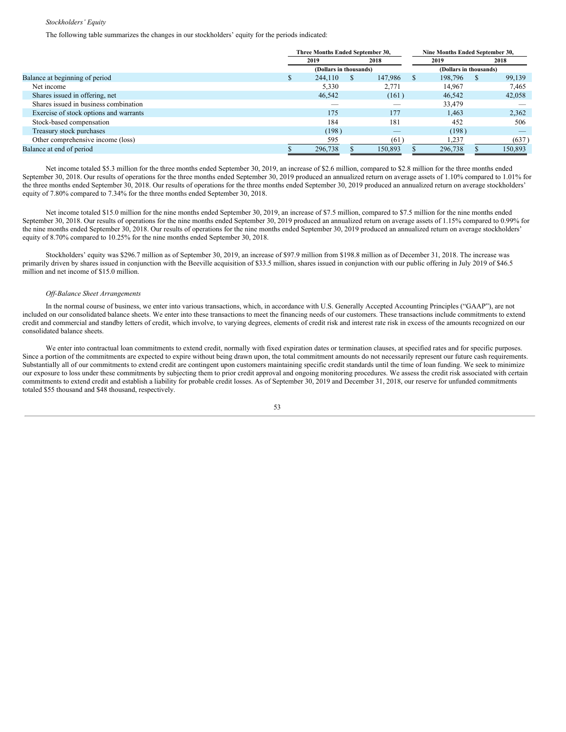*Stockholders' Equity*

The following table summarizes the changes in our stockholders' equity for the periods indicated:

| | Three Months Ended September 30, | | Nine Months Ended September 30, | |
|---|---|---|---|---|
| | 2019 | 2018 | 2019 | 2018 |
| | (Dollars in thousands) | | (Dollars in thousands) | |
| Balance at beginning of period | $ 244,110 | $ 147,986 | $ 198,796 | $ 99,139 |
| Net income | 5,330 | 2,771 | 14,967 | 7,465 |
| Shares issued in offering, net | 46,542 | (161) | 46,542 | 42,058 |
| Shares issued in business combination | — | — | 33,479 | — |
| Exercise of stock options and warrants | 175 | 177 | 1,463 | 2,362 |
| Stock-based compensation | 184 | 181 | 452 | 506 |
| Treasury stock purchases | (198) | — | (198) | — |
| Other comprehensive income (loss) | 595 | (61) | 1,237 | (637) |
| Balance at end of period | $ 296,738 | $ 150,893 | $ 296,738 | $ 150,893 |

Net income totaled $5.3 million for the three months ended September 30, 2019, an increase of $2.6 million, compared to $2.8 million for the three months ended September 30, 2018. Our results of operations for the three months ended September 30, 2019 produced an annualized return on average assets of 1.10% compared to 1.01% for the three months ended September 30, 2018. Our results of operations for the three months ended September 30, 2019 produced an annualized return on average stockholders' equity of 7.80% compared to 7.34% for the three months ended September 30, 2018.

Net income totaled $15.0 million for the nine months ended September 30, 2019, an increase of $7.5 million, compared to $7.5 million for the nine months ended September 30, 2018. Our results of operations for the nine months ended September 30, 2019 produced an annualized return on average assets of 1.15% compared to 0.99% for the nine months ended September 30, 2018. Our results of operations for the nine months ended September 30, 2019 produced an annualized return on average stockholders' equity of 8.70% compared to 10.25% for the nine months ended September 30, 2018.

Stockholders' equity was $296.7 million as of September 30, 2019, an increase of $97.9 million from $198.8 million as of December 31, 2018. The increase was primarily driven by shares issued in conjunction with the Beeville acquisition of $33.5 million, shares issued in conjunction with our public offering in July 2019 of $46.5 million and net income of $15.0 million.

*Off-Balance Sheet Arrangements*

In the normal course of business, we enter into various transactions, which, in accordance with U.S. Generally Accepted Accounting Principles ("GAAP"), are not included on our consolidated balance sheets. We enter into these transactions to meet the financing needs of our customers. These transactions include commitments to extend credit and commercial and standby letters of credit, which involve, to varying degrees, elements of credit risk and interest rate risk in excess of the amounts recognized on our consolidated balance sheets.

We enter into contractual loan commitments to extend credit, normally with fixed expiration dates or termination clauses, at specified rates and for specific purposes. Since a portion of the commitments are expected to expire without being drawn upon, the total commitment amounts do not necessarily represent our future cash requirements. Substantially all of our commitments to extend credit are contingent upon customers maintaining specific credit standards until the time of loan funding. We seek to minimize our exposure to loss under these commitments by subjecting them to prior credit approval and ongoing monitoring procedures. We assess the credit risk associated with certain commitments to extend credit and establish a liability for probable credit losses. As of September 30, 2019 and December 31, 2018, our reserve for unfunded commitments totaled $55 thousand and $48 thousand, respectively.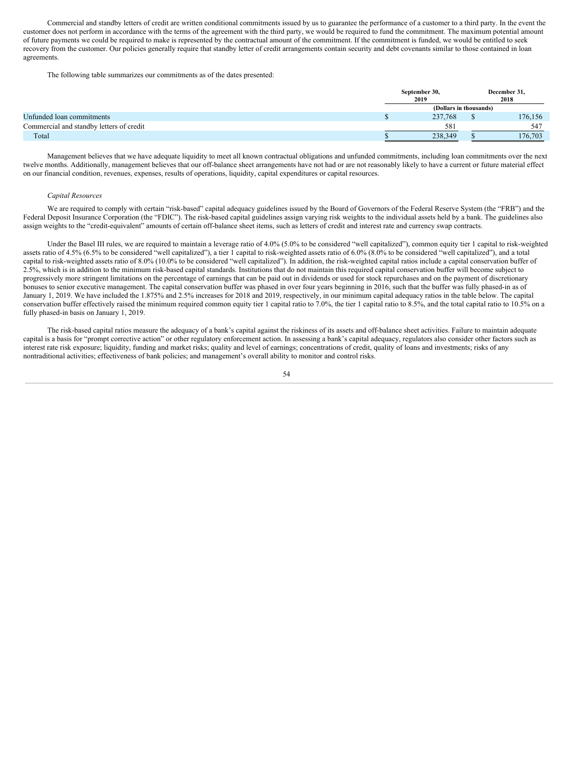Commercial and standby letters of credit are written conditional commitments issued by us to guarantee the performance of a customer to a third party. In the event the customer does not perform in accordance with the terms of the agreement with the third party, we would be required to fund the commitment. The maximum potential amount of future payments we could be required to make is represented by the contractual amount of the commitment. If the commitment is funded, we would be entitled to seek recovery from the customer. Our policies generally require that standby letter of credit arrangements contain security and debt covenants similar to those contained in loan agreements.

The following table summarizes our commitments as of the dates presented:

| | September 30, 2019 | December 31, 2018 |
|---|---|---|
| | (Dollars in thousands) | |
| Unfunded loan commitments | $ 237,768 | $ 176,156 |
| Commercial and standby letters of credit | 581 | 547 |
| Total | $ 238,349 | $ 176,703 |

Management believes that we have adequate liquidity to meet all known contractual obligations and unfunded commitments, including loan commitments over the next twelve months. Additionally, management believes that our off-balance sheet arrangements have not had or are not reasonably likely to have a current or future material effect on our financial condition, revenues, expenses, results of operations, liquidity, capital expenditures or capital resources.

*Capital Resources*

We are required to comply with certain "risk-based" capital adequacy guidelines issued by the Board of Governors of the Federal Reserve System (the "FRB") and the Federal Deposit Insurance Corporation (the "FDIC"). The risk-based capital guidelines assign varying risk weights to the individual assets held by a bank. The guidelines also assign weights to the "credit-equivalent" amounts of certain off-balance sheet items, such as letters of credit and interest rate and currency swap contracts.

Under the Basel III rules, we are required to maintain a leverage ratio of 4.0% (5.0% to be considered "well capitalized"), common equity tier 1 capital to risk-weighted assets ratio of 4.5% (6.5% to be considered "well capitalized"), a tier 1 capital to risk-weighted assets ratio of 6.0% (8.0% to be considered "well capitalized"), and a total capital to risk-weighted assets ratio of 8.0% (10.0% to be considered "well capitalized"). In addition, the risk-weighted capital ratios include a capital conservation buffer of 2.5%, which is in addition to the minimum risk-based capital standards. Institutions that do not maintain this required capital conservation buffer will become subject to progressively more stringent limitations on the percentage of earnings that can be paid out in dividends or used for stock repurchases and on the payment of discretionary bonuses to senior executive management. The capital conservation buffer was phased in over four years beginning in 2016, such that the buffer was fully phased-in as of January 1, 2019. We have included the 1.875% and 2.5% increases for 2018 and 2019, respectively, in our minimum capital adequacy ratios in the table below. The capital conservation buffer effectively raised the minimum required common equity tier 1 capital ratio to 7.0%, the tier 1 capital ratio to 8.5%, and the total capital ratio to 10.5% on a fully phased-in basis on January 1, 2019.

The risk-based capital ratios measure the adequacy of a bank's capital against the riskiness of its assets and off-balance sheet activities. Failure to maintain adequate capital is a basis for "prompt corrective action" or other regulatory enforcement action. In assessing a bank's capital adequacy, regulators also consider other factors such as interest rate risk exposure; liquidity, funding and market risks; quality and level of earnings; concentrations of credit, quality of loans and investments; risks of any nontraditional activities; effectiveness of bank policies; and management's overall ability to monitor and control risks.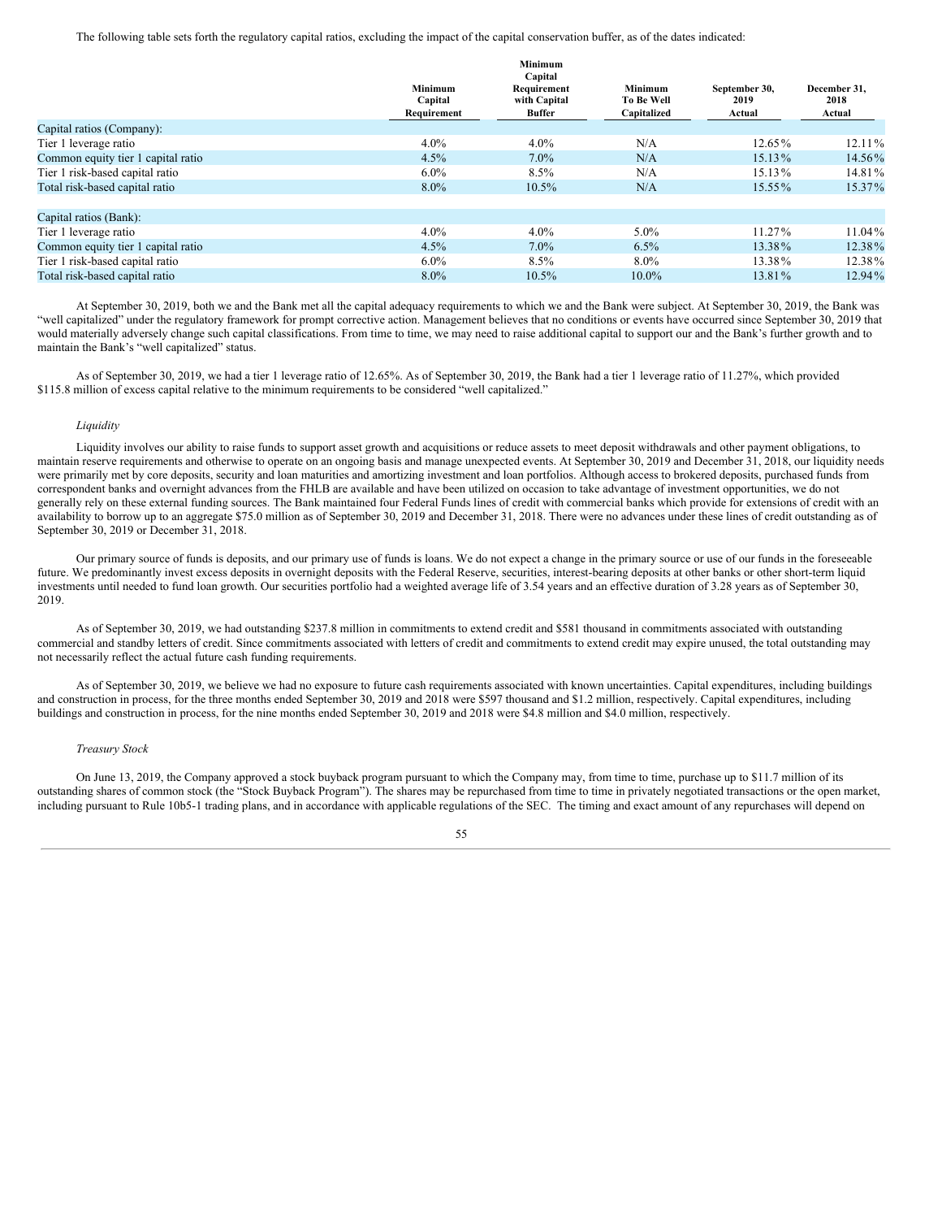The following table sets forth the regulatory capital ratios, excluding the impact of the capital conservation buffer, as of the dates indicated:

| | Minimum Capital Requirement | Minimum Capital Requirement with Capital Buffer | Minimum To Be Well Capitalized | September 30, 2019 Actual | December 31, 2018 Actual |
|---|---|---|---|---|---|
| Capital ratios (Company): | | | | | |
| Tier 1 leverage ratio | 4.0% | 4.0% | N/A | 12.65% | 12.11% |
| Common equity tier 1 capital ratio | 4.5% | 7.0% | N/A | 15.13% | 14.56% |
| Tier 1 risk-based capital ratio | 6.0% | 8.5% | N/A | 15.13% | 14.81% |
| Total risk-based capital ratio | 8.0% | 10.5% | N/A | 15.55% | 15.37% |
| | | | | | |
| Capital ratios (Bank): | | | | | |
| Tier 1 leverage ratio | 4.0% | 4.0% | 5.0% | 11.27% | 11.04% |
| Common equity tier 1 capital ratio | 4.5% | 7.0% | 6.5% | 13.38% | 12.38% |
| Tier 1 risk-based capital ratio | 6.0% | 8.5% | 8.0% | 13.38% | 12.38% |
| Total risk-based capital ratio | 8.0% | 10.5% | 10.0% | 13.81% | 12.94% |

At September 30, 2019, both we and the Bank met all the capital adequacy requirements to which we and the Bank were subject. At September 30, 2019, the Bank was "well capitalized" under the regulatory framework for prompt corrective action. Management believes that no conditions or events have occurred since September 30, 2019 that would materially adversely change such capital classifications. From time to time, we may need to raise additional capital to support our and the Bank's further growth and to maintain the Bank's "well capitalized" status.

As of September 30, 2019, we had a tier 1 leverage ratio of 12.65%. As of September 30, 2019, the Bank had a tier 1 leverage ratio of 11.27%, which provided $115.8 million of excess capital relative to the minimum requirements to be considered "well capitalized."

*Liquidity*

Liquidity involves our ability to raise funds to support asset growth and acquisitions or reduce assets to meet deposit withdrawals and other payment obligations, to maintain reserve requirements and otherwise to operate on an ongoing basis and manage unexpected events. At September 30, 2019 and December 31, 2018, our liquidity needs were primarily met by core deposits, security and loan maturities and amortizing investment and loan portfolios. Although access to brokered deposits, purchased funds from correspondent banks and overnight advances from the FHLB are available and have been utilized on occasion to take advantage of investment opportunities, we do not generally rely on these external funding sources. The Bank maintained four Federal Funds lines of credit with commercial banks which provide for extensions of credit with an availability to borrow up to an aggregate $75.0 million as of September 30, 2019 and December 31, 2018. There were no advances under these lines of credit outstanding as of September 30, 2019 or December 31, 2018.

Our primary source of funds is deposits, and our primary use of funds is loans. We do not expect a change in the primary source or use of our funds in the foreseeable future. We predominantly invest excess deposits in overnight deposits with the Federal Reserve, securities, interest-bearing deposits at other banks or other short-term liquid investments until needed to fund loan growth. Our securities portfolio had a weighted average life of 3.54 years and an effective duration of 3.28 years as of September 30, 2019.

As of September 30, 2019, we had outstanding $237.8 million in commitments to extend credit and $581 thousand in commitments associated with outstanding commercial and standby letters of credit. Since commitments associated with letters of credit and commitments to extend credit may expire unused, the total outstanding may not necessarily reflect the actual future cash funding requirements.

As of September 30, 2019, we believe we had no exposure to future cash requirements associated with known uncertainties. Capital expenditures, including buildings and construction in process, for the three months ended September 30, 2019 and 2018 were $597 thousand and $1.2 million, respectively. Capital expenditures, including buildings and construction in process, for the nine months ended September 30, 2019 and 2018 were $4.8 million and $4.0 million, respectively.

*Treasury Stock*

On June 13, 2019, the Company approved a stock buyback program pursuant to which the Company may, from time to time, purchase up to $11.7 million of its outstanding shares of common stock (the "Stock Buyback Program"). The shares may be repurchased from time to time in privately negotiated transactions or the open market, including pursuant to Rule 10b5-1 trading plans, and in accordance with applicable regulations of the SEC. The timing and exact amount of any repurchases will depend on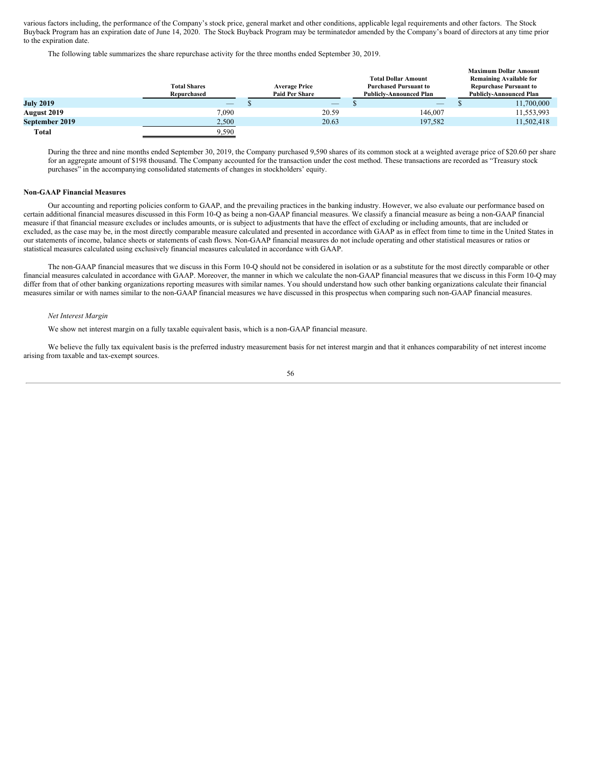various factors including, the performance of the Company's stock price, general market and other conditions, applicable legal requirements and other factors. The Stock Buyback Program has an expiration date of June 14, 2020. The Stock Buyback Program may be terminatedor amended by the Company's board of directors at any time prior to the expiration date.

The following table summarizes the share repurchase activity for the three months ended September 30, 2019.

| | Total Shares Repurchased | Average Price Paid Per Share | Total Dollar Amount Purchased Pursuant to Publicly-Announced Plan | Maximum Dollar Amount Remaining Available for Repurchase Pursuant to Publicly-Announced Plan |
|---|---|---|---|---|
| **July 2019** | — | $ — | $ — | $ 11,700,000 |
| **August 2019** | 7,090 | 20.59 | 146,007 | 11,553,993 |
| **September 2019** | 2,500 | 20.63 | 197,582 | 11,502,418 |
| **Total** | 9,590 | | | |

During the three and nine months ended September 30, 2019, the Company purchased 9,590 shares of its common stock at a weighted average price of $20.60 per share for an aggregate amount of $198 thousand. The Company accounted for the transaction under the cost method. These transactions are recorded as "Treasury stock purchases" in the accompanying consolidated statements of changes in stockholders' equity.

**Non-GAAP Financial Measures**

Our accounting and reporting policies conform to GAAP, and the prevailing practices in the banking industry. However, we also evaluate our performance based on certain additional financial measures discussed in this Form 10-Q as being a non-GAAP financial measures. We classify a financial measure as being a non-GAAP financial measure if that financial measure excludes or includes amounts, or is subject to adjustments that have the effect of excluding or including amounts, that are included or excluded, as the case may be, in the most directly comparable measure calculated and presented in accordance with GAAP as in effect from time to time in the United States in our statements of income, balance sheets or statements of cash flows. Non-GAAP financial measures do not include operating and other statistical measures or ratios or statistical measures calculated using exclusively financial measures calculated in accordance with GAAP.

The non-GAAP financial measures that we discuss in this Form 10-Q should not be considered in isolation or as a substitute for the most directly comparable or other financial measures calculated in accordance with GAAP. Moreover, the manner in which we calculate the non-GAAP financial measures that we discuss in this Form 10-Q may differ from that of other banking organizations reporting measures with similar names. You should understand how such other banking organizations calculate their financial measures similar or with names similar to the non-GAAP financial measures we have discussed in this prospectus when comparing such non-GAAP financial measures.

*Net Interest Margin*

We show net interest margin on a fully taxable equivalent basis, which is a non-GAAP financial measure.

We believe the fully tax equivalent basis is the preferred industry measurement basis for net interest margin and that it enhances comparability of net interest income arising from taxable and tax-exempt sources.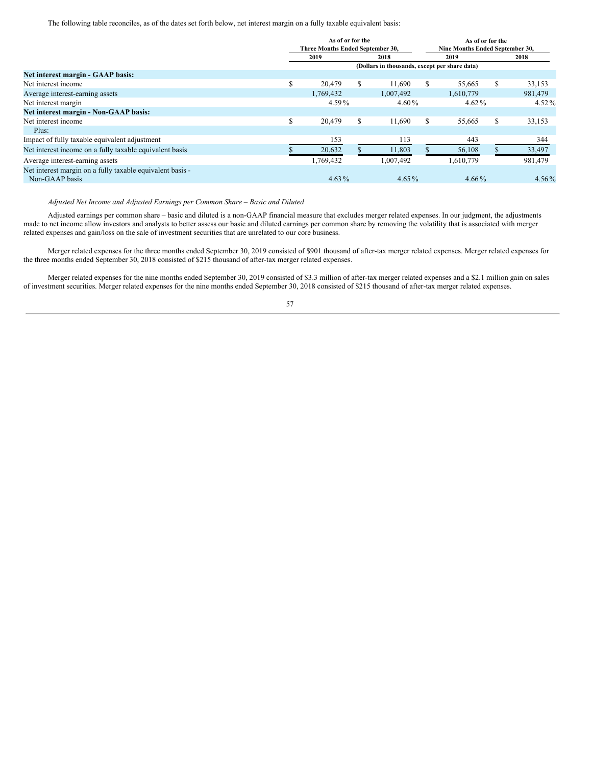The following table reconciles, as of the dates set forth below, net interest margin on a fully taxable equivalent basis:

| | As of or for the Three Months Ended September 30, | | As of or for the Nine Months Ended September 30, | |
|---|---|---|---|---|
| | 2019 | 2018 | 2019 | 2018 |
| | (Dollars in thousands, except per share data) | | | |
| **Net interest margin - GAAP basis:** | | | | |
| Net interest income | $ 20,479 | $ 11,690 | $ 55,665 | $ 33,153 |
| Average interest-earning assets | 1,769,432 | 1,007,492 | 1,610,779 | 981,479 |
| Net interest margin | 4.59 % | 4.60 % | 4.62 % | 4.52 % |
| **Net interest margin - Non-GAAP basis:** | | | | |
| Net interest income | $ 20,479 | $ 11,690 | $ 55,665 | $ 33,153 |
| Plus: | | | | |
| Impact of fully taxable equivalent adjustment | 153 | 113 | 443 | 344 |
| Net interest income on a fully taxable equivalent basis | $ 20,632 | $ 11,803 | $ 56,108 | $ 33,497 |
| Average interest-earning assets | 1,769,432 | 1,007,492 | 1,610,779 | 981,479 |
| Net interest margin on a fully taxable equivalent basis - Non-GAAP basis | 4.63 % | 4.65 % | 4.66 % | 4.56 % |

*Adjusted Net Income and Adjusted Earnings per Common Share – Basic and Diluted*

Adjusted earnings per common share – basic and diluted is a non-GAAP financial measure that excludes merger related expenses. In our judgment, the adjustments made to net income allow investors and analysts to better assess our basic and diluted earnings per common share by removing the volatility that is associated with merger related expenses and gain/loss on the sale of investment securities that are unrelated to our core business.

Merger related expenses for the three months ended September 30, 2019 consisted of $901 thousand of after-tax merger related expenses. Merger related expenses for the three months ended September 30, 2018 consisted of $215 thousand of after-tax merger related expenses.

Merger related expenses for the nine months ended September 30, 2019 consisted of $3.3 million of after-tax merger related expenses and a $2.1 million gain on sales of investment securities. Merger related expenses for the nine months ended September 30, 2018 consisted of $215 thousand of after-tax merger related expenses.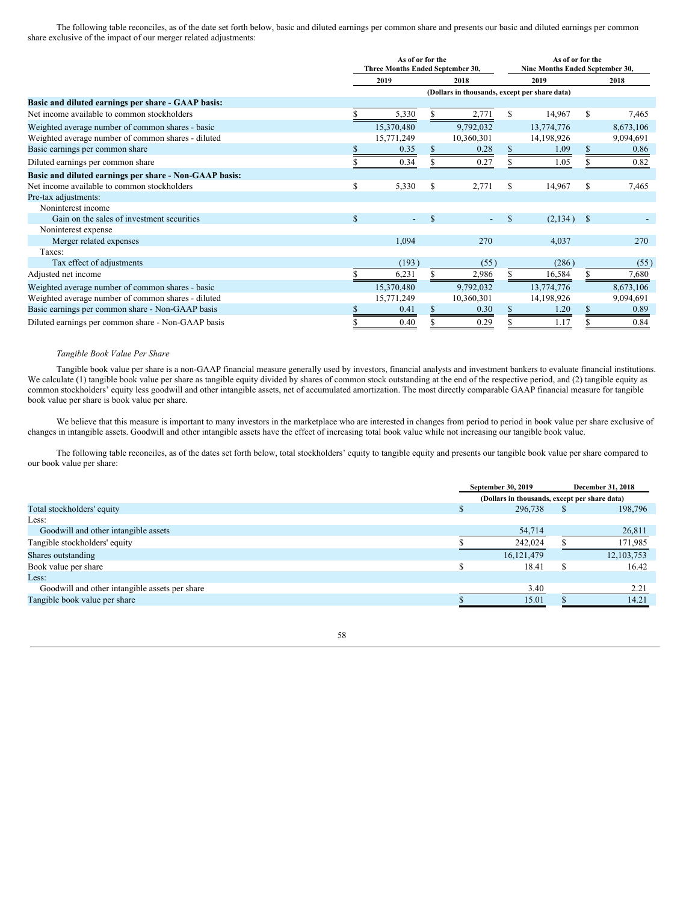The following table reconciles, as of the date set forth below, basic and diluted earnings per common share and presents our basic and diluted earnings per common share exclusive of the impact of our merger related adjustments:

| | As of or for the Three Months Ended September 30, | | As of or for the Nine Months Ended September 30, | |
|---|---|---|---|---|
| | 2019 | 2018 | 2019 | 2018 |
| | (Dollars in thousands, except per share data) | | | |
| **Basic and diluted earnings per share - GAAP basis:** | | | | |
| Net income available to common stockholders | $ 5,330 | $ 2,771 | $ 14,967 | $ 7,465 |
| Weighted average number of common shares - basic | 15,370,480 | 9,792,032 | 13,774,776 | 8,673,106 |
| Weighted average number of common shares - diluted | 15,771,249 | 10,360,301 | 14,198,926 | 9,094,691 |
| Basic earnings per common share | $ 0.35 | $ 0.28 | $ 1.09 | $ 0.86 |
| Diluted earnings per common share | $ 0.34 | $ 0.27 | $ 1.05 | $ 0.82 |
| **Basic and diluted earnings per share - Non-GAAP basis:** | | | | |
| Net income available to common stockholders | $ 5,330 | $ 2,771 | $ 14,967 | $ 7,465 |
| Pre-tax adjustments: | | | | |
| Noninterest income | | | | |
| Gain on the sales of investment securities | $ - | $ - | $ (2,134) | $ - |
| Noninterest expense | | | | |
| Merger related expenses | 1,094 | 270 | 4,037 | 270 |
| Taxes: | | | | |
| Tax effect of adjustments | (193) | (55) | (286) | (55) |
| Adjusted net income | $ 6,231 | $ 2,986 | $ 16,584 | $ 7,680 |
| Weighted average number of common shares - basic | 15,370,480 | 9,792,032 | 13,774,776 | 8,673,106 |
| Weighted average number of common shares - diluted | 15,771,249 | 10,360,301 | 14,198,926 | 9,094,691 |
| Basic earnings per common share - Non-GAAP basis | $ 0.41 | $ 0.30 | $ 1.20 | $ 0.89 |
| Diluted earnings per common share - Non-GAAP basis | $ 0.40 | $ 0.29 | $ 1.17 | $ 0.84 |

*Tangible Book Value Per Share*

Tangible book value per share is a non-GAAP financial measure generally used by investors, financial analysts and investment bankers to evaluate financial institutions. We calculate (1) tangible book value per share as tangible equity divided by shares of common stock outstanding at the end of the respective period, and (2) tangible equity as common stockholders' equity less goodwill and other intangible assets, net of accumulated amortization. The most directly comparable GAAP financial measure for tangible book value per share is book value per share.

We believe that this measure is important to many investors in the marketplace who are interested in changes from period to period in book value per share exclusive of changes in intangible assets. Goodwill and other intangible assets have the effect of increasing total book value while not increasing our tangible book value.

The following table reconciles, as of the dates set forth below, total stockholders' equity to tangible equity and presents our tangible book value per share compared to our book value per share:

| | September 30, 2019 | December 31, 2018 |
|---|---|---|
| | (Dollars in thousands, except per share data) | |
| Total stockholders' equity | $ 296,738 | $ 198,796 |
| Less: | | |
| Goodwill and other intangible assets | 54,714 | 26,811 |
| Tangible stockholders' equity | $ 242,024 | $ 171,985 |
| Shares outstanding | 16,121,479 | 12,103,753 |
| Book value per share | $ 18.41 | $ 16.42 |
| Less: | | |
| Goodwill and other intangible assets per share | 3.40 | 2.21 |
| Tangible book value per share | $ 15.01 | $ 14.21 |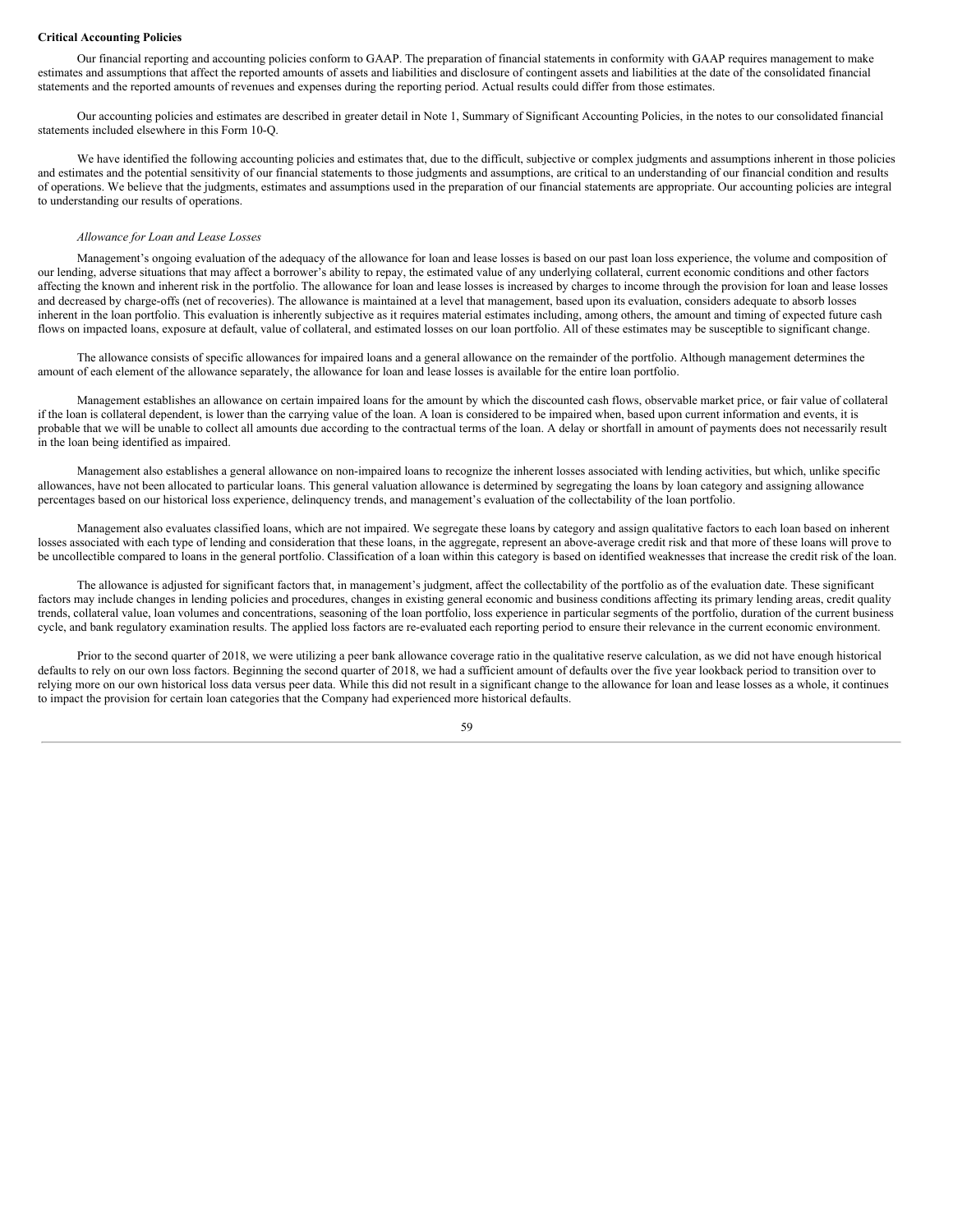**Critical Accounting Policies**

Our financial reporting and accounting policies conform to GAAP. The preparation of financial statements in conformity with GAAP requires management to make estimates and assumptions that affect the reported amounts of assets and liabilities and disclosure of contingent assets and liabilities at the date of the consolidated financial statements and the reported amounts of revenues and expenses during the reporting period. Actual results could differ from those estimates.

Our accounting policies and estimates are described in greater detail in Note 1, Summary of Significant Accounting Policies, in the notes to our consolidated financial statements included elsewhere in this Form 10-Q.

We have identified the following accounting policies and estimates that, due to the difficult, subjective or complex judgments and assumptions inherent in those policies and estimates and the potential sensitivity of our financial statements to those judgments and assumptions, are critical to an understanding of our financial condition and results of operations. We believe that the judgments, estimates and assumptions used in the preparation of our financial statements are appropriate. Our accounting policies are integral to understanding our results of operations.

*Allowance for Loan and Lease Losses*

Management's ongoing evaluation of the adequacy of the allowance for loan and lease losses is based on our past loan loss experience, the volume and composition of our lending, adverse situations that may affect a borrower's ability to repay, the estimated value of any underlying collateral, current economic conditions and other factors affecting the known and inherent risk in the portfolio. The allowance for loan and lease losses is increased by charges to income through the provision for loan and lease losses and decreased by charge-offs (net of recoveries). The allowance is maintained at a level that management, based upon its evaluation, considers adequate to absorb losses inherent in the loan portfolio. This evaluation is inherently subjective as it requires material estimates including, among others, the amount and timing of expected future cash flows on impacted loans, exposure at default, value of collateral, and estimated losses on our loan portfolio. All of these estimates may be susceptible to significant change.

The allowance consists of specific allowances for impaired loans and a general allowance on the remainder of the portfolio. Although management determines the amount of each element of the allowance separately, the allowance for loan and lease losses is available for the entire loan portfolio.

Management establishes an allowance on certain impaired loans for the amount by which the discounted cash flows, observable market price, or fair value of collateral if the loan is collateral dependent, is lower than the carrying value of the loan. A loan is considered to be impaired when, based upon current information and events, it is probable that we will be unable to collect all amounts due according to the contractual terms of the loan. A delay or shortfall in amount of payments does not necessarily result in the loan being identified as impaired.

Management also establishes a general allowance on non-impaired loans to recognize the inherent losses associated with lending activities, but which, unlike specific allowances, have not been allocated to particular loans. This general valuation allowance is determined by segregating the loans by loan category and assigning allowance percentages based on our historical loss experience, delinquency trends, and management's evaluation of the collectability of the loan portfolio.

Management also evaluates classified loans, which are not impaired. We segregate these loans by category and assign qualitative factors to each loan based on inherent losses associated with each type of lending and consideration that these loans, in the aggregate, represent an above-average credit risk and that more of these loans will prove to be uncollectible compared to loans in the general portfolio. Classification of a loan within this category is based on identified weaknesses that increase the credit risk of the loan.

The allowance is adjusted for significant factors that, in management's judgment, affect the collectability of the portfolio as of the evaluation date. These significant factors may include changes in lending policies and procedures, changes in existing general economic and business conditions affecting its primary lending areas, credit quality trends, collateral value, loan volumes and concentrations, seasoning of the loan portfolio, loss experience in particular segments of the portfolio, duration of the current business cycle, and bank regulatory examination results. The applied loss factors are re-evaluated each reporting period to ensure their relevance in the current economic environment.

Prior to the second quarter of 2018, we were utilizing a peer bank allowance coverage ratio in the qualitative reserve calculation, as we did not have enough historical defaults to rely on our own loss factors. Beginning the second quarter of 2018, we had a sufficient amount of defaults over the five year lookback period to transition over to relying more on our own historical loss data versus peer data. While this did not result in a significant change to the allowance for loan and lease losses as a whole, it continues to impact the provision for certain loan categories that the Company had experienced more historical defaults.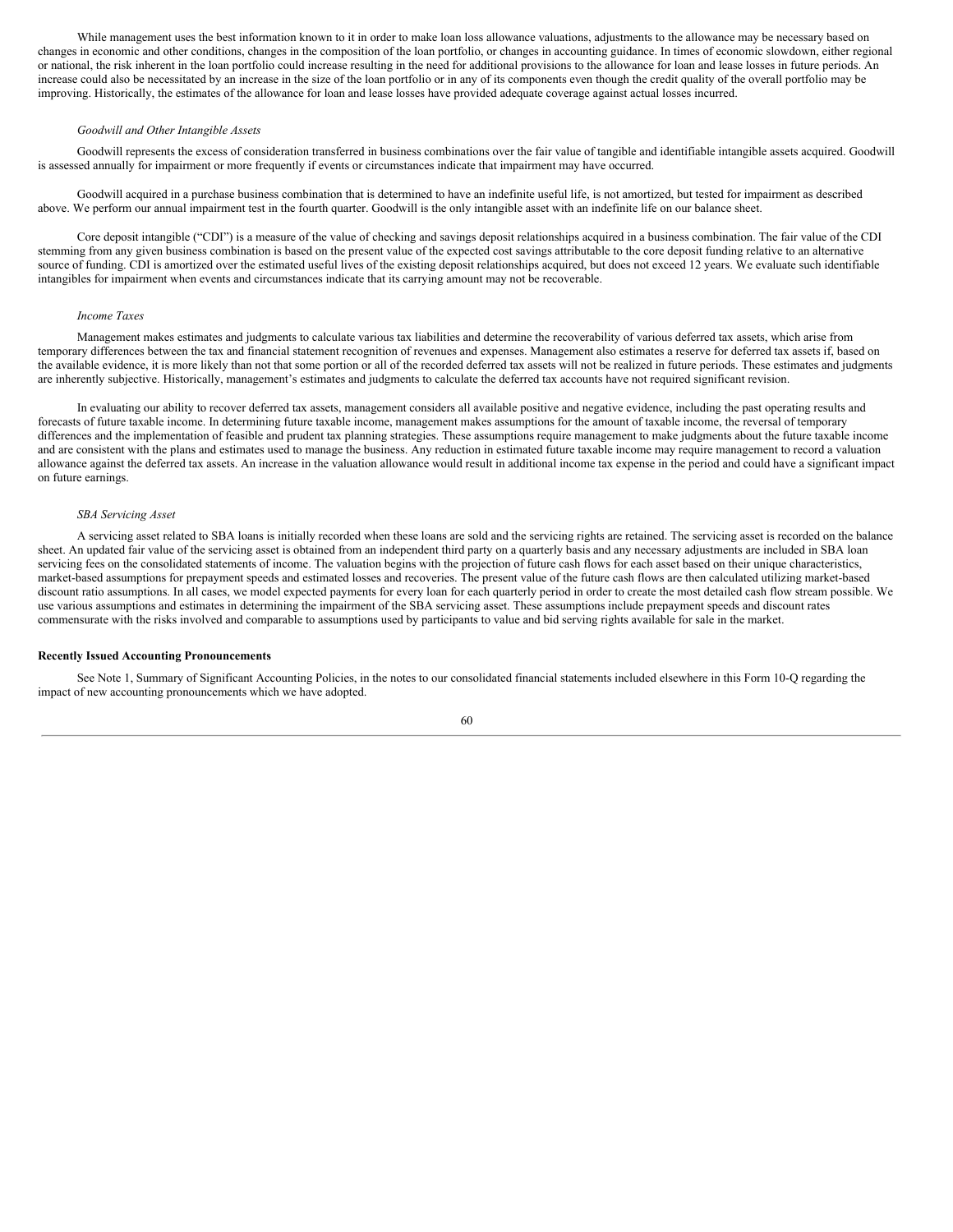While management uses the best information known to it in order to make loan loss allowance valuations, adjustments to the allowance may be necessary based on changes in economic and other conditions, changes in the composition of the loan portfolio, or changes in accounting guidance. In times of economic slowdown, either regional or national, the risk inherent in the loan portfolio could increase resulting in the need for additional provisions to the allowance for loan and lease losses in future periods. An increase could also be necessitated by an increase in the size of the loan portfolio or in any of its components even though the credit quality of the overall portfolio may be improving. Historically, the estimates of the allowance for loan and lease losses have provided adequate coverage against actual losses incurred.

*Goodwill and Other Intangible Assets*

Goodwill represents the excess of consideration transferred in business combinations over the fair value of tangible and identifiable intangible assets acquired. Goodwill is assessed annually for impairment or more frequently if events or circumstances indicate that impairment may have occurred.

Goodwill acquired in a purchase business combination that is determined to have an indefinite useful life, is not amortized, but tested for impairment as described above. We perform our annual impairment test in the fourth quarter. Goodwill is the only intangible asset with an indefinite life on our balance sheet.

Core deposit intangible ("CDI") is a measure of the value of checking and savings deposit relationships acquired in a business combination. The fair value of the CDI stemming from any given business combination is based on the present value of the expected cost savings attributable to the core deposit funding relative to an alternative source of funding. CDI is amortized over the estimated useful lives of the existing deposit relationships acquired, but does not exceed 12 years. We evaluate such identifiable intangibles for impairment when events and circumstances indicate that its carrying amount may not be recoverable.

*Income Taxes*

Management makes estimates and judgments to calculate various tax liabilities and determine the recoverability of various deferred tax assets, which arise from temporary differences between the tax and financial statement recognition of revenues and expenses. Management also estimates a reserve for deferred tax assets if, based on the available evidence, it is more likely than not that some portion or all of the recorded deferred tax assets will not be realized in future periods. These estimates and judgments are inherently subjective. Historically, management's estimates and judgments to calculate the deferred tax accounts have not required significant revision.

In evaluating our ability to recover deferred tax assets, management considers all available positive and negative evidence, including the past operating results and forecasts of future taxable income. In determining future taxable income, management makes assumptions for the amount of taxable income, the reversal of temporary differences and the implementation of feasible and prudent tax planning strategies. These assumptions require management to make judgments about the future taxable income and are consistent with the plans and estimates used to manage the business. Any reduction in estimated future taxable income may require management to record a valuation allowance against the deferred tax assets. An increase in the valuation allowance would result in additional income tax expense in the period and could have a significant impact on future earnings.

*SBA Servicing Asset*

A servicing asset related to SBA loans is initially recorded when these loans are sold and the servicing rights are retained. The servicing asset is recorded on the balance sheet. An updated fair value of the servicing asset is obtained from an independent third party on a quarterly basis and any necessary adjustments are included in SBA loan servicing fees on the consolidated statements of income. The valuation begins with the projection of future cash flows for each asset based on their unique characteristics, market-based assumptions for prepayment speeds and estimated losses and recoveries. The present value of the future cash flows are then calculated utilizing market-based discount ratio assumptions. In all cases, we model expected payments for every loan for each quarterly period in order to create the most detailed cash flow stream possible. We use various assumptions and estimates in determining the impairment of the SBA servicing asset. These assumptions include prepayment speeds and discount rates commensurate with the risks involved and comparable to assumptions used by participants to value and bid serving rights available for sale in the market.

**Recently Issued Accounting Pronouncements**

See Note 1, Summary of Significant Accounting Policies, in the notes to our consolidated financial statements included elsewhere in this Form 10-Q regarding the impact of new accounting pronouncements which we have adopted.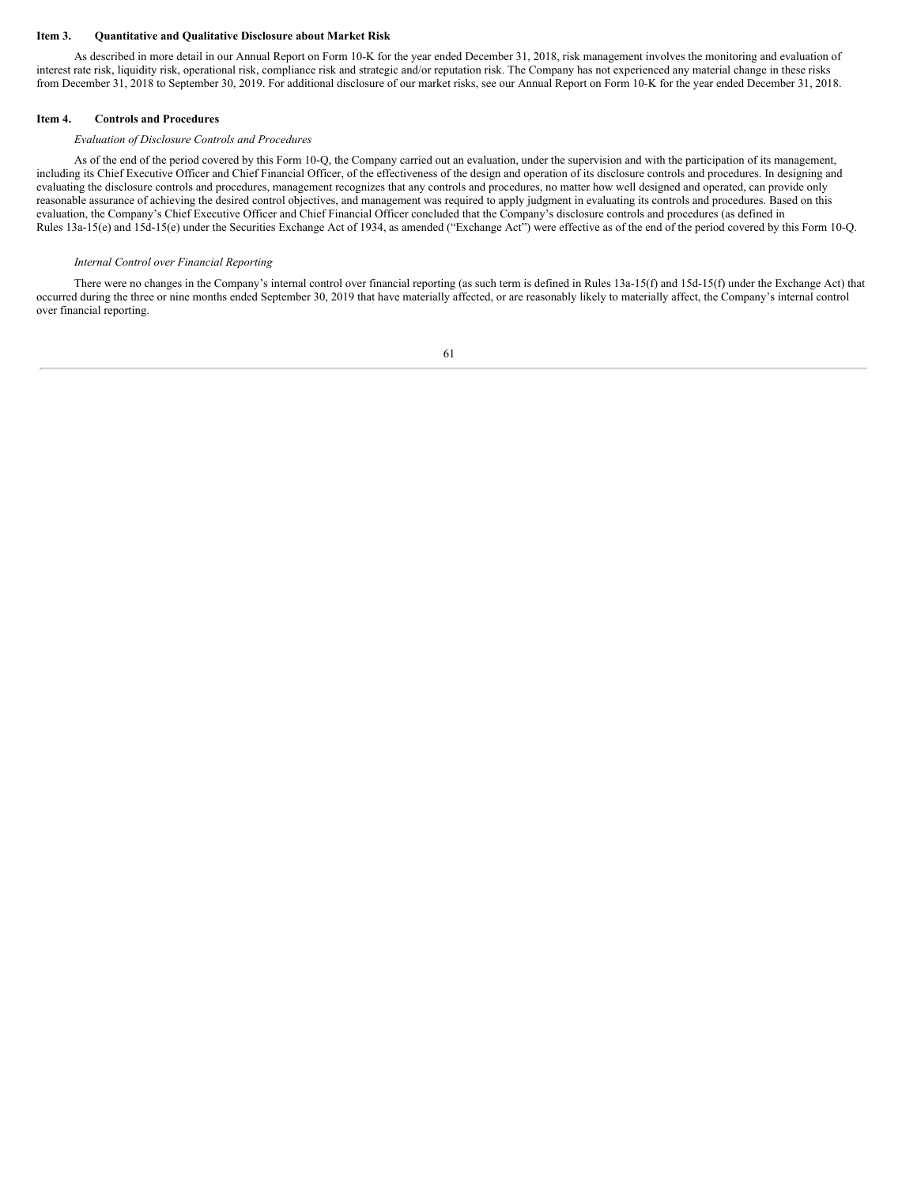### Item 3. Quantitative and Qualitative Disclosure about Market Risk

As described in more detail in our Annual Report on Form 10-K for the year ended December 31, 2018, risk management involves the monitoring and evaluation of interest rate risk, liquidity risk, operational risk, compliance risk and strategic and/or reputation risk. The Company has not experienced any material change in these risks from December 31, 2018 to September 30, 2019. For additional disclosure of our market risks, see our Annual Report on Form 10-K for the year ended December 31, 2018.

### Item 4. Controls and Procedures

*Evaluation of Disclosure Controls and Procedures*

As of the end of the period covered by this Form 10-Q, the Company carried out an evaluation, under the supervision and with the participation of its management, including its Chief Executive Officer and Chief Financial Officer, of the effectiveness of the design and operation of its disclosure controls and procedures. In designing and evaluating the disclosure controls and procedures, management recognizes that any controls and procedures, no matter how well designed and operated, can provide only reasonable assurance of achieving the desired control objectives, and management was required to apply judgment in evaluating its controls and procedures. Based on this evaluation, the Company's Chief Executive Officer and Chief Financial Officer concluded that the Company's disclosure controls and procedures (as defined in Rules 13a-15(e) and 15d-15(e) under the Securities Exchange Act of 1934, as amended ("Exchange Act") were effective as of the end of the period covered by this Form 10-Q.

*Internal Control over Financial Reporting*

There were no changes in the Company's internal control over financial reporting (as such term is defined in Rules 13a-15(f) and 15d-15(f) under the Exchange Act) that occurred during the three or nine months ended September 30, 2019 that have materially affected, or are reasonably likely to materially affect, the Company's internal control over financial reporting.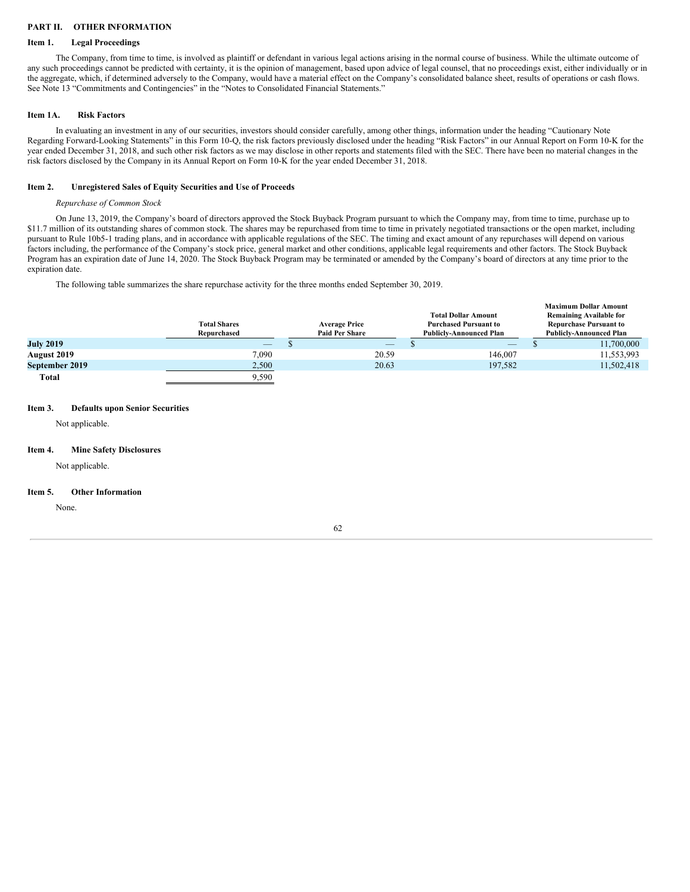## PART II. OTHER INFORMATION

### Item 1. Legal Proceedings

The Company, from time to time, is involved as plaintiff or defendant in various legal actions arising in the normal course of business. While the ultimate outcome of any such proceedings cannot be predicted with certainty, it is the opinion of management, based upon advice of legal counsel, that no proceedings exist, either individually or in the aggregate, which, if determined adversely to the Company, would have a material effect on the Company's consolidated balance sheet, results of operations or cash flows. See Note 13 "Commitments and Contingencies" in the "Notes to Consolidated Financial Statements."

### Item 1A. Risk Factors

In evaluating an investment in any of our securities, investors should consider carefully, among other things, information under the heading "Cautionary Note Regarding Forward-Looking Statements" in this Form 10-Q, the risk factors previously disclosed under the heading "Risk Factors" in our Annual Report on Form 10-K for the year ended December 31, 2018, and such other risk factors as we may disclose in other reports and statements filed with the SEC. There have been no material changes in the risk factors disclosed by the Company in its Annual Report on Form 10-K for the year ended December 31, 2018.

### Item 2. Unregistered Sales of Equity Securities and Use of Proceeds

*Repurchase of Common Stock*

On June 13, 2019, the Company's board of directors approved the Stock Buyback Program pursuant to which the Company may, from time to time, purchase up to \$11.7 million of its outstanding shares of common stock. The shares may be repurchased from time to time in privately negotiated transactions or the open market, including pursuant to Rule 10b5-1 trading plans, and in accordance with applicable regulations of the SEC. The timing and exact amount of any repurchases will depend on various factors including, the performance of the Company's stock price, general market and other conditions, applicable legal requirements and other factors. The Stock Buyback Program has an expiration date of June 14, 2020. The Stock Buyback Program may be terminated or amended by the Company's board of directors at any time prior to the expiration date.

The following table summarizes the share repurchase activity for the three months ended September 30, 2019.

| | Total Shares Repurchased | Average Price Paid Per Share | Total Dollar Amount Purchased Pursuant to Publicly-Announced Plan | Maximum Dollar Amount Remaining Available for Repurchase Pursuant to Publicly-Announced Plan |
|---|---|---|---|---|
| **July 2019** | — | $ — | $ — | $ 11,700,000 |
| **August 2019** | 7,090 | 20.59 | 146,007 | 11,553,993 |
| **September 2019** | 2,500 | 20.63 | 197,582 | 11,502,418 |
| **Total** | 9,590 | | | |

### Item 3. Defaults upon Senior Securities

Not applicable.

### Item 4. Mine Safety Disclosures

Not applicable.

### Item 5. Other Information

None.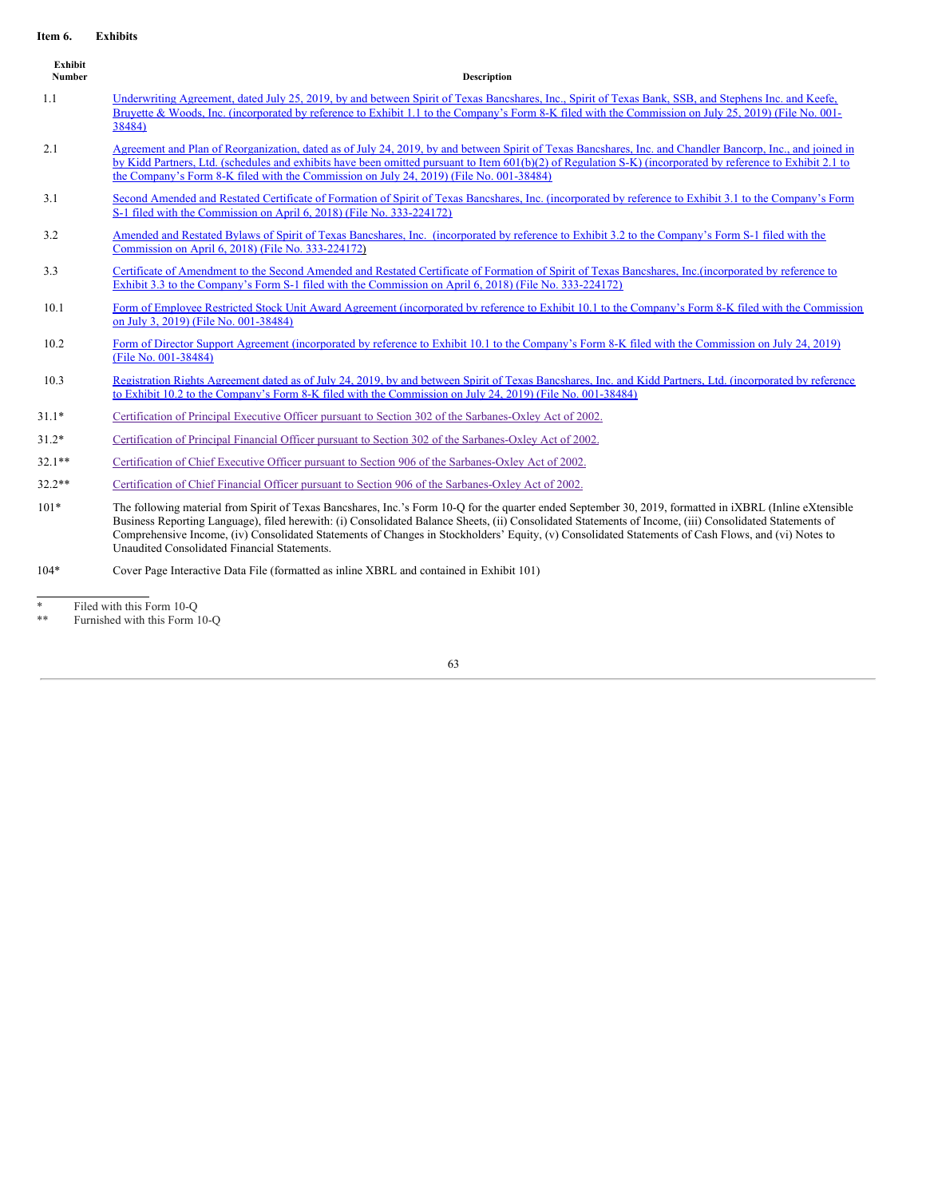**Item 6. Exhibits**

| Exhibit Number | Description |
|---|---|
| 1.1 | Underwriting Agreement, dated July 25, 2019, by and between Spirit of Texas Bancshares, Inc., Spirit of Texas Bank, SSB, and Stephens Inc. and Keefe, Bruyette & Woods, Inc. (incorporated by reference to Exhibit 1.1 to the Company's Form 8-K filed with the Commission on July 25, 2019) (File No. 001-38484) |
| 2.1 | Agreement and Plan of Reorganization, dated as of July 24, 2019, by and between Spirit of Texas Bancshares, Inc. and Chandler Bancorp, Inc., and joined in by Kidd Partners, Ltd. (schedules and exhibits have been omitted pursuant to Item 601(b)(2) of Regulation S-K) (incorporated by reference to Exhibit 2.1 to the Company's Form 8-K filed with the Commission on July 24, 2019) (File No. 001-38484) |
| 3.1 | Second Amended and Restated Certificate of Formation of Spirit of Texas Bancshares, Inc. (incorporated by reference to Exhibit 3.1 to the Company's Form S-1 filed with the Commission on April 6, 2018) (File No. 333-224172) |
| 3.2 | Amended and Restated Bylaws of Spirit of Texas Bancshares, Inc. (incorporated by reference to Exhibit 3.2 to the Company's Form S-1 filed with the Commission on April 6, 2018) (File No. 333-224172) |
| 3.3 | Certificate of Amendment to the Second Amended and Restated Certificate of Formation of Spirit of Texas Bancshares, Inc.(incorporated by reference to Exhibit 3.3 to the Company's Form S-1 filed with the Commission on April 6, 2018) (File No. 333-224172) |
| 10.1 | Form of Employee Restricted Stock Unit Award Agreement (incorporated by reference to Exhibit 10.1 to the Company's Form 8-K filed with the Commission on July 3, 2019) (File No. 001-38484) |
| 10.2 | Form of Director Support Agreement (incorporated by reference to Exhibit 10.1 to the Company's Form 8-K filed with the Commission on July 24, 2019) (File No. 001-38484) |
| 10.3 | Registration Rights Agreement dated as of July 24, 2019, by and between Spirit of Texas Bancshares, Inc. and Kidd Partners, Ltd. (incorporated by reference to Exhibit 10.2 to the Company's Form 8-K filed with the Commission on July 24, 2019) (File No. 001-38484) |
| 31.1* | Certification of Principal Executive Officer pursuant to Section 302 of the Sarbanes-Oxley Act of 2002. |
| 31.2* | Certification of Principal Financial Officer pursuant to Section 302 of the Sarbanes-Oxley Act of 2002. |
| 32.1** | Certification of Chief Executive Officer pursuant to Section 906 of the Sarbanes-Oxley Act of 2002. |
| 32.2** | Certification of Chief Financial Officer pursuant to Section 906 of the Sarbanes-Oxley Act of 2002. |
| 101* | The following material from Spirit of Texas Bancshares, Inc.'s Form 10-Q for the quarter ended September 30, 2019, formatted in iXBRL (Inline eXtensible Business Reporting Language), filed herewith: (i) Consolidated Balance Sheets, (ii) Consolidated Statements of Income, (iii) Consolidated Statements of Comprehensive Income, (iv) Consolidated Statements of Changes in Stockholders' Equity, (v) Consolidated Statements of Cash Flows, and (vi) Notes to Unaudited Consolidated Financial Statements. |
| 104* | Cover Page Interactive Data File (formatted as inline XBRL and contained in Exhibit 101) |

\* Filed with this Form 10-Q

\*\* Furnished with this Form 10-Q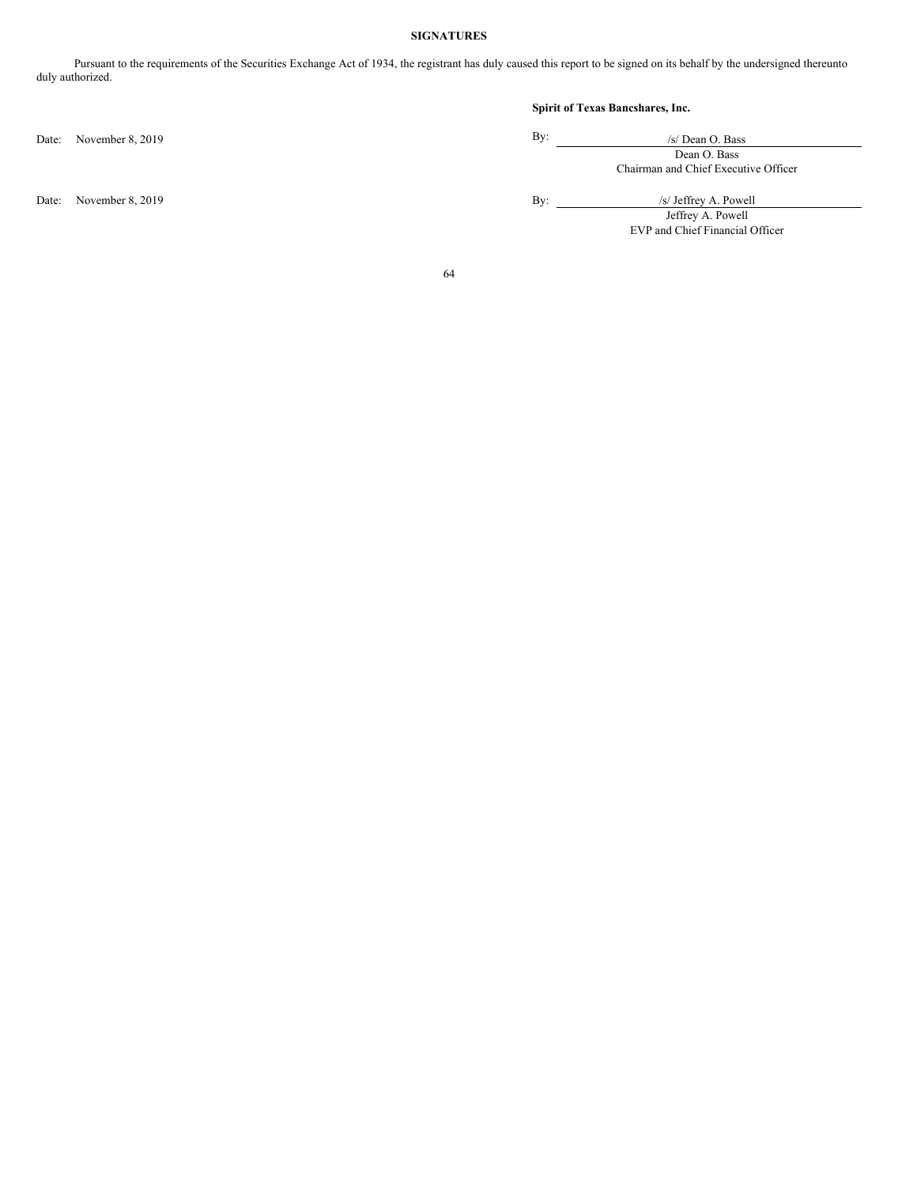**SIGNATURES**

Pursuant to the requirements of the Securities Exchange Act of 1934, the registrant has duly caused this report to be signed on its behalf by the undersigned thereunto duly authorized.

**Spirit of Texas Bancshares, Inc.**

| | |
|---|---|
| Date: November 8, 2019 | By: /s/ Dean O. Bass |
| | Dean O. Bass |
| | Chairman and Chief Executive Officer |
| Date: November 8, 2019 | By: /s/ Jeffrey A. Powell |
| | Jeffrey A. Powell |
| | EVP and Chief Financial Officer |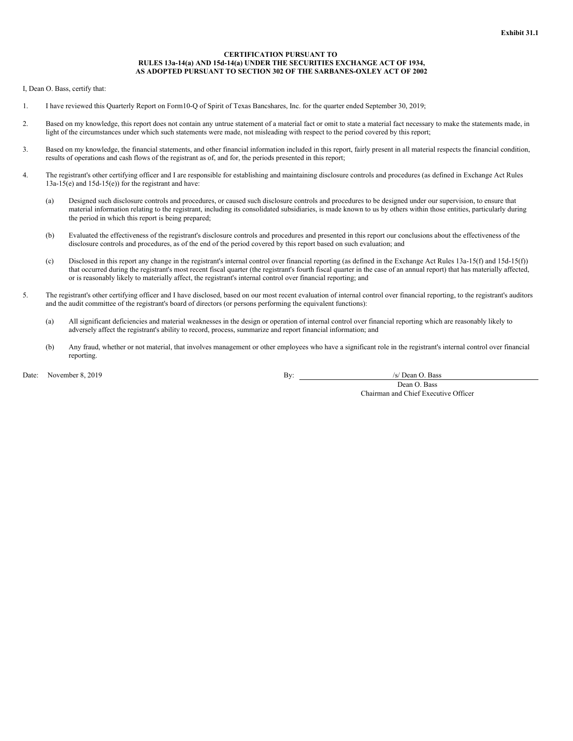**Exhibit 31.1**

**CERTIFICATION PURSUANT TO**
**RULES 13a-14(a) AND 15d-14(a) UNDER THE SECURITIES EXCHANGE ACT OF 1934,**
**AS ADOPTED PURSUANT TO SECTION 302 OF THE SARBANES-OXLEY ACT OF 2002**

I, Dean O. Bass, certify that:

1. I have reviewed this Quarterly Report on Form10-Q of Spirit of Texas Bancshares, Inc. for the quarter ended September 30, 2019;

2. Based on my knowledge, this report does not contain any untrue statement of a material fact or omit to state a material fact necessary to make the statements made, in light of the circumstances under which such statements were made, not misleading with respect to the period covered by this report;

3. Based on my knowledge, the financial statements, and other financial information included in this report, fairly present in all material respects the financial condition, results of operations and cash flows of the registrant as of, and for, the periods presented in this report;

4. The registrant's other certifying officer and I are responsible for establishing and maintaining disclosure controls and procedures (as defined in Exchange Act Rules 13a-15(e) and 15d-15(e)) for the registrant and have:

   (a) Designed such disclosure controls and procedures, or caused such disclosure controls and procedures to be designed under our supervision, to ensure that material information relating to the registrant, including its consolidated subsidiaries, is made known to us by others within those entities, particularly during the period in which this report is being prepared;

   (b) Evaluated the effectiveness of the registrant's disclosure controls and procedures and presented in this report our conclusions about the effectiveness of the disclosure controls and procedures, as of the end of the period covered by this report based on such evaluation; and

   (c) Disclosed in this report any change in the registrant's internal control over financial reporting (as defined in the Exchange Act Rules 13a-15(f) and 15d-15(f)) that occurred during the registrant's most recent fiscal quarter (the registrant's fourth fiscal quarter in the case of an annual report) that has materially affected, or is reasonably likely to materially affect, the registrant's internal control over financial reporting; and

5. The registrant's other certifying officer and I have disclosed, based on our most recent evaluation of internal control over financial reporting, to the registrant's auditors and the audit committee of the registrant's board of directors (or persons performing the equivalent functions):

   (a) All significant deficiencies and material weaknesses in the design or operation of internal control over financial reporting which are reasonably likely to adversely affect the registrant's ability to record, process, summarize and report financial information; and

   (b) Any fraud, whether or not material, that involves management or other employees who have a significant role in the registrant's internal control over financial reporting.

Date: November 8, 2019

By: /s/ Dean O. Bass
Dean O. Bass
Chairman and Chief Executive Officer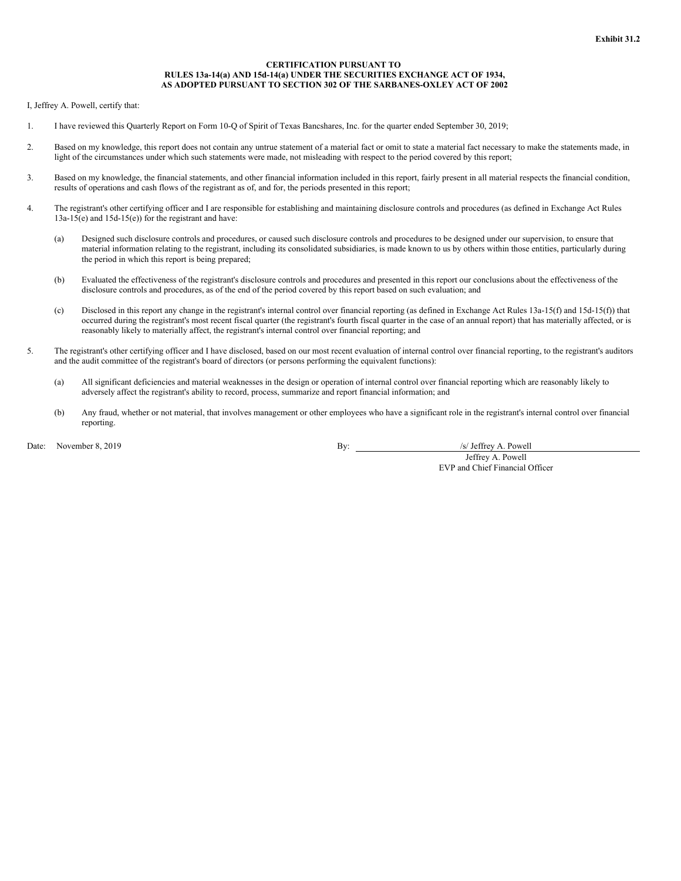**Exhibit 31.2**

**CERTIFICATION PURSUANT TO**
**RULES 13a-14(a) AND 15d-14(a) UNDER THE SECURITIES EXCHANGE ACT OF 1934,**
**AS ADOPTED PURSUANT TO SECTION 302 OF THE SARBANES-OXLEY ACT OF 2002**

I, Jeffrey A. Powell, certify that:

1. I have reviewed this Quarterly Report on Form 10-Q of Spirit of Texas Bancshares, Inc. for the quarter ended September 30, 2019;

2. Based on my knowledge, this report does not contain any untrue statement of a material fact or omit to state a material fact necessary to make the statements made, in light of the circumstances under which such statements were made, not misleading with respect to the period covered by this report;

3. Based on my knowledge, the financial statements, and other financial information included in this report, fairly present in all material respects the financial condition, results of operations and cash flows of the registrant as of, and for, the periods presented in this report;

4. The registrant's other certifying officer and I are responsible for establishing and maintaining disclosure controls and procedures (as defined in Exchange Act Rules 13a-15(e) and 15d-15(e)) for the registrant and have:

   (a) Designed such disclosure controls and procedures, or caused such disclosure controls and procedures to be designed under our supervision, to ensure that material information relating to the registrant, including its consolidated subsidiaries, is made known to us by others within those entities, particularly during the period in which this report is being prepared;

   (b) Evaluated the effectiveness of the registrant's disclosure controls and procedures and presented in this report our conclusions about the effectiveness of the disclosure controls and procedures, as of the end of the period covered by this report based on such evaluation; and

   (c) Disclosed in this report any change in the registrant's internal control over financial reporting (as defined in Exchange Act Rules 13a-15(f) and 15d-15(f)) that occurred during the registrant's most recent fiscal quarter (the registrant's fourth fiscal quarter in the case of an annual report) that has materially affected, or is reasonably likely to materially affect, the registrant's internal control over financial reporting; and

5. The registrant's other certifying officer and I have disclosed, based on our most recent evaluation of internal control over financial reporting, to the registrant's auditors and the audit committee of the registrant's board of directors (or persons performing the equivalent functions):

   (a) All significant deficiencies and material weaknesses in the design or operation of internal control over financial reporting which are reasonably likely to adversely affect the registrant's ability to record, process, summarize and report financial information; and

   (b) Any fraud, whether or not material, that involves management or other employees who have a significant role in the registrant's internal control over financial reporting.

Date: November 8, 2019

By: /s/ Jeffrey A. Powell
Jeffrey A. Powell
EVP and Chief Financial Officer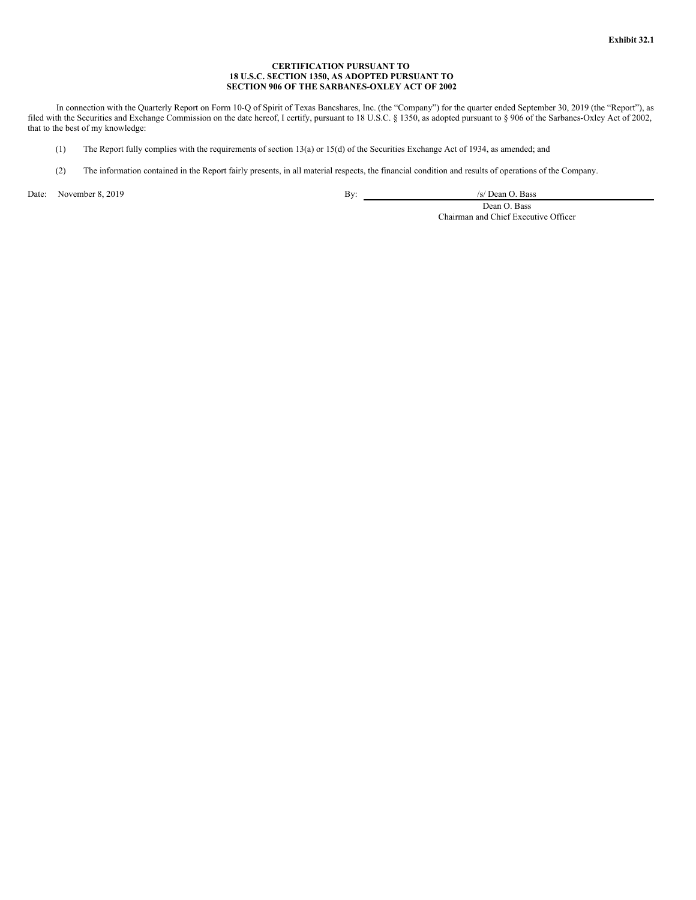**Exhibit 32.1**

**CERTIFICATION PURSUANT TO
18 U.S.C. SECTION 1350, AS ADOPTED PURSUANT TO
SECTION 906 OF THE SARBANES-OXLEY ACT OF 2002**

In connection with the Quarterly Report on Form 10-Q of Spirit of Texas Bancshares, Inc. (the "Company") for the quarter ended September 30, 2019 (the "Report"), as filed with the Securities and Exchange Commission on the date hereof, I certify, pursuant to 18 U.S.C. § 1350, as adopted pursuant to § 906 of the Sarbanes-Oxley Act of 2002, that to the best of my knowledge:

(1) The Report fully complies with the requirements of section 13(a) or 15(d) of the Securities Exchange Act of 1934, as amended; and

(2) The information contained in the Report fairly presents, in all material respects, the financial condition and results of operations of the Company.

Date: November 8, 2019

By: /s/ Dean O. Bass
Dean O. Bass
Chairman and Chief Executive Officer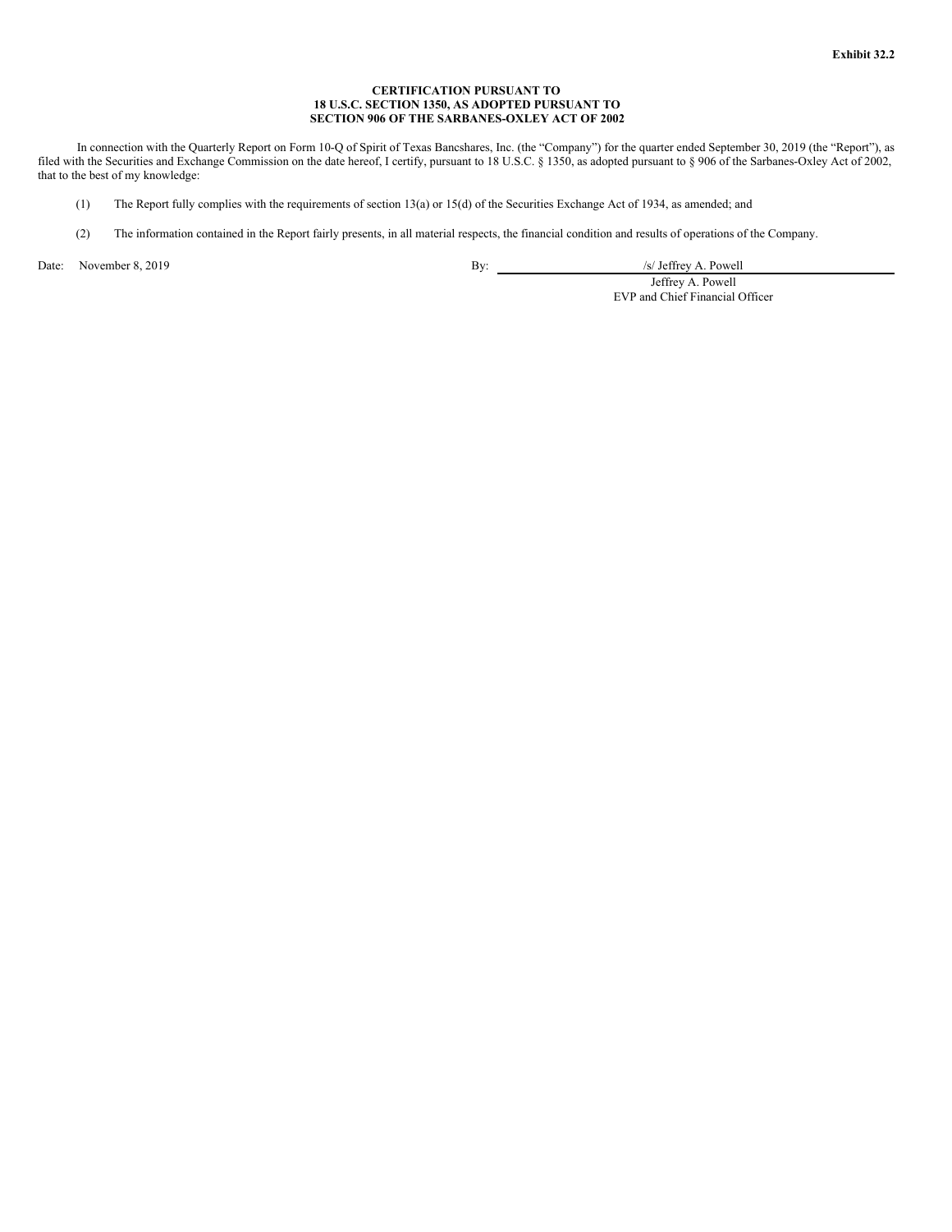**Exhibit 32.2**

**CERTIFICATION PURSUANT TO 18 U.S.C. SECTION 1350, AS ADOPTED PURSUANT TO SECTION 906 OF THE SARBANES-OXLEY ACT OF 2002**

In connection with the Quarterly Report on Form 10-Q of Spirit of Texas Bancshares, Inc. (the "Company") for the quarter ended September 30, 2019 (the "Report"), as filed with the Securities and Exchange Commission on the date hereof, I certify, pursuant to 18 U.S.C. § 1350, as adopted pursuant to § 906 of the Sarbanes-Oxley Act of 2002, that to the best of my knowledge:

(1) The Report fully complies with the requirements of section 13(a) or 15(d) of the Securities Exchange Act of 1934, as amended; and

(2) The information contained in the Report fairly presents, in all material respects, the financial condition and results of operations of the Company.

Date: November 8, 2019

By: /s/ Jeffrey A. Powell
Jeffrey A. Powell
EVP and Chief Financial Officer